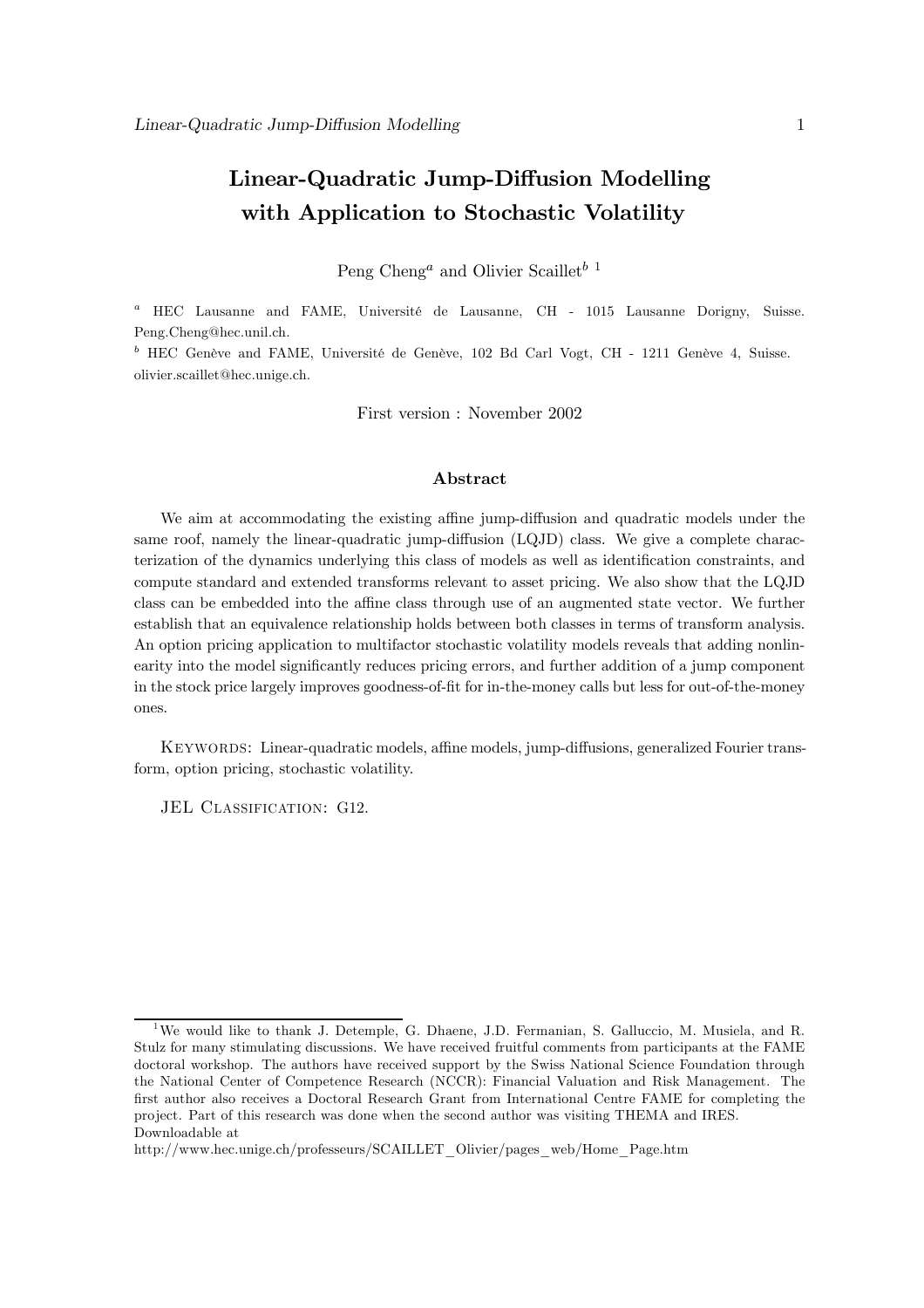# Linear-Quadratic Jump-Diffusion Modelling with Application to Stochastic Volatility

Peng Cheng[a] and Olivier Scaillet[b] [1]

[a] HEC Lausanne and FAME, Université de Lausanne, CH - 1015 Lausanne Dorigny, Suisse. Peng.Cheng@hec.unil.ch.

[b] HEC Genève and FAME, Université de Genève, 102 Bd Carl Vogt, CH - 1211 Genève 4, Suisse. olivier.scaillet@hec.unige.ch.

First version : November 2002

## Abstract

We aim at accommodating the existing affine jump-diffusion and quadratic models under the same roof, namely the linear-quadratic jump-diffusion (LQJD) class. We give a complete characterization of the dynamics underlying this class of models as well as identification constraints, and compute standard and extended transforms relevant to asset pricing. We also show that the LQJD class can be embedded into the affine class through use of an augmented state vector. We further establish that an equivalence relationship holds between both classes in terms of transform analysis. An option pricing application to multifactor stochastic volatility models reveals that adding nonlinearity into the model significantly reduces pricing errors, and further addition of a jump component in the stock price largely improves goodness-of-fit for in-the-money calls but less for out-of-the-money ones.

KEYWORDS: Linear-quadratic models, affine models, jump-diffusions, generalized Fourier transform, option pricing, stochastic volatility.

JEL CLASSIFICATION: G12.

[1] We would like to thank J. Detemple, G. Dhaene, J.D. Fermanian, S. Galluccio, M. Musiela, and R. Stulz for many stimulating discussions. We have received fruitful comments from participants at the FAME doctoral workshop. The authors have received support by the Swiss National Science Foundation through the National Center of Competence Research (NCCR): Financial Valuation and Risk Management. The first author also receives a Doctoral Research Grant from International Centre FAME for completing the project. Part of this research was done when the second author was visiting THEMA and IRES. Downloadable at

http://www.hec.unige.ch/professeurs/SCAILLET_Olivier/pages_web/Home_Page.htm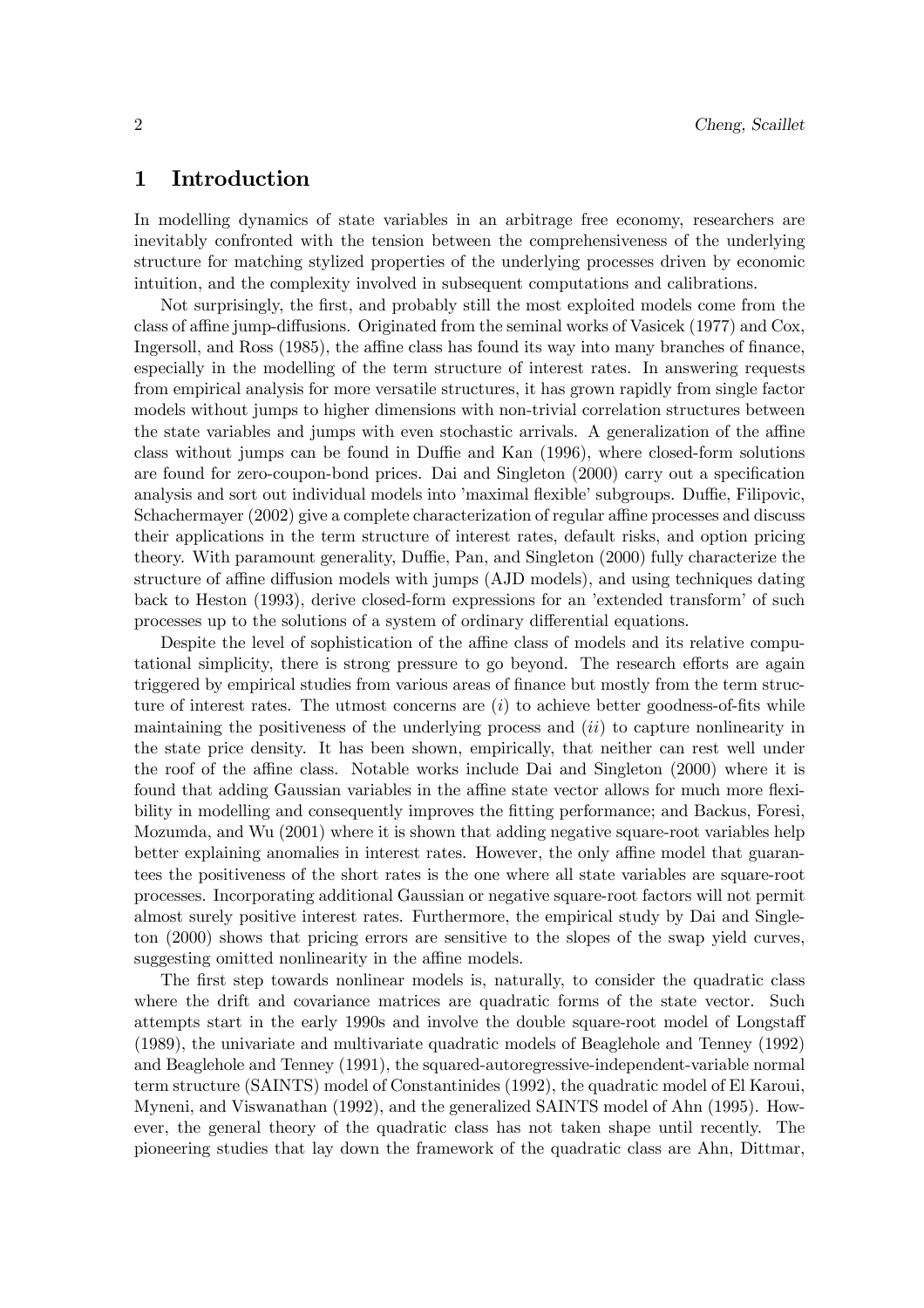# 1 Introduction

In modelling dynamics of state variables in an arbitrage free economy, researchers are inevitably confronted with the tension between the comprehensiveness of the underlying structure for matching stylized properties of the underlying processes driven by economic intuition, and the complexity involved in subsequent computations and calibrations.

Not surprisingly, the first, and probably still the most exploited models come from the class of affine jump-diffusions. Originated from the seminal works of Vasicek (1977) and Cox, Ingersoll, and Ross (1985), the affine class has found its way into many branches of finance, especially in the modelling of the term structure of interest rates. In answering requests from empirical analysis for more versatile structures, it has grown rapidly from single factor models without jumps to higher dimensions with non-trivial correlation structures between the state variables and jumps with even stochastic arrivals. A generalization of the affine class without jumps can be found in Duffie and Kan (1996), where closed-form solutions are found for zero-coupon-bond prices. Dai and Singleton (2000) carry out a specification analysis and sort out individual models into 'maximal flexible' subgroups. Duffie, Filipovic, Schachermayer (2002) give a complete characterization of regular affine processes and discuss their applications in the term structure of interest rates, default risks, and option pricing theory. With paramount generality, Duffie, Pan, and Singleton (2000) fully characterize the structure of affine diffusion models with jumps (AJD models), and using techniques dating back to Heston (1993), derive closed-form expressions for an 'extended transform' of such processes up to the solutions of a system of ordinary differential equations.

Despite the level of sophistication of the affine class of models and its relative computational simplicity, there is strong pressure to go beyond. The research efforts are again triggered by empirical studies from various areas of finance but mostly from the term structure of interest rates. The utmost concerns are $(i)$ to achieve better goodness-of-fits while maintaining the positiveness of the underlying process and $(ii)$ to capture nonlinearity in the state price density. It has been shown, empirically, that neither can rest well under the roof of the affine class. Notable works include Dai and Singleton (2000) where it is found that adding Gaussian variables in the affine state vector allows for much more flexibility in modelling and consequently improves the fitting performance; and Backus, Foresi, Mozumda, and Wu (2001) where it is shown that adding negative square-root variables help better explaining anomalies in interest rates. However, the only affine model that guarantees the positiveness of the short rates is the one where all state variables are square-root processes. Incorporating additional Gaussian or negative square-root factors will not permit almost surely positive interest rates. Furthermore, the empirical study by Dai and Singleton (2000) shows that pricing errors are sensitive to the slopes of the swap yield curves, suggesting omitted nonlinearity in the affine models.

The first step towards nonlinear models is, naturally, to consider the quadratic class where the drift and covariance matrices are quadratic forms of the state vector. Such attempts start in the early 1990s and involve the double square-root model of Longstaff (1989), the univariate and multivariate quadratic models of Beaglehole and Tenney (1992) and Beaglehole and Tenney (1991), the squared-autoregressive-independent-variable normal term structure (SAINTS) model of Constantinides (1992), the quadratic model of El Karoui, Myneni, and Viswanathan (1992), and the generalized SAINTS model of Ahn (1995). However, the general theory of the quadratic class has not taken shape until recently. The pioneering studies that lay down the framework of the quadratic class are Ahn, Dittmar,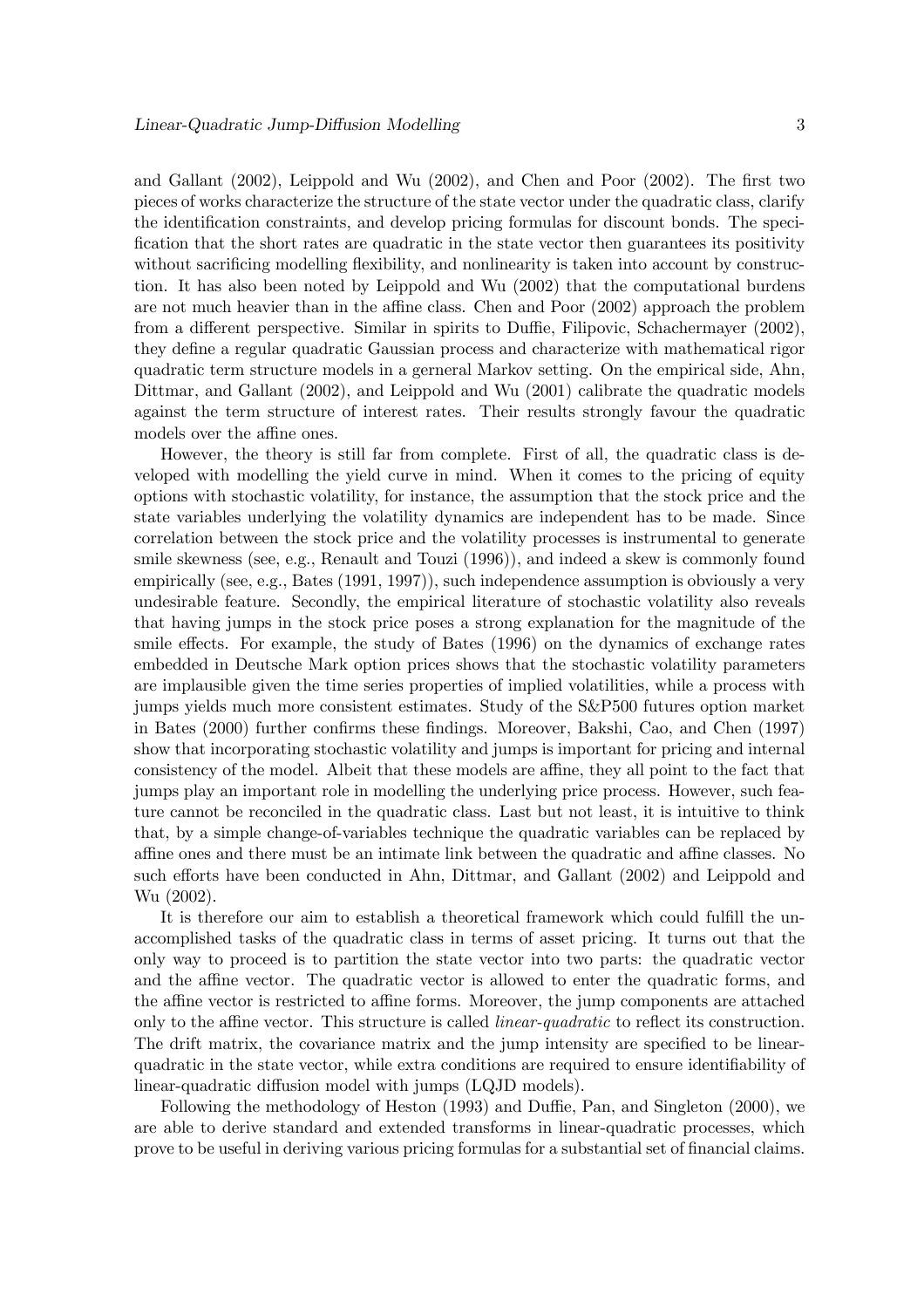and Gallant (2002), Leippold and Wu (2002), and Chen and Poor (2002). The first two pieces of works characterize the structure of the state vector under the quadratic class, clarify the identification constraints, and develop pricing formulas for discount bonds. The specification that the short rates are quadratic in the state vector then guarantees its positivity without sacrificing modelling flexibility, and nonlinearity is taken into account by construction. It has also been noted by Leippold and Wu (2002) that the computational burdens are not much heavier than in the affine class. Chen and Poor (2002) approach the problem from a different perspective. Similar in spirits to Duffie, Filipovic, Schachermayer (2002), they define a regular quadratic Gaussian process and characterize with mathematical rigor quadratic term structure models in a gerneral Markov setting. On the empirical side, Ahn, Dittmar, and Gallant (2002), and Leippold and Wu (2001) calibrate the quadratic models against the term structure of interest rates. Their results strongly favour the quadratic models over the affine ones.

However, the theory is still far from complete. First of all, the quadratic class is developed with modelling the yield curve in mind. When it comes to the pricing of equity options with stochastic volatility, for instance, the assumption that the stock price and the state variables underlying the volatility dynamics are independent has to be made. Since correlation between the stock price and the volatility processes is instrumental to generate smile skewness (see, e.g., Renault and Touzi (1996)), and indeed a skew is commonly found empirically (see, e.g., Bates (1991, 1997)), such independence assumption is obviously a very undesirable feature. Secondly, the empirical literature of stochastic volatility also reveals that having jumps in the stock price poses a strong explanation for the magnitude of the smile effects. For example, the study of Bates (1996) on the dynamics of exchange rates embedded in Deutsche Mark option prices shows that the stochastic volatility parameters are implausible given the time series properties of implied volatilities, while a process with jumps yields much more consistent estimates. Study of the S&P500 futures option market in Bates (2000) further confirms these findings. Moreover, Bakshi, Cao, and Chen (1997) show that incorporating stochastic volatility and jumps is important for pricing and internal consistency of the model. Albeit that these models are affine, they all point to the fact that jumps play an important role in modelling the underlying price process. However, such feature cannot be reconciled in the quadratic class. Last but not least, it is intuitive to think that, by a simple change-of-variables technique the quadratic variables can be replaced by affine ones and there must be an intimate link between the quadratic and affine classes. No such efforts have been conducted in Ahn, Dittmar, and Gallant (2002) and Leippold and Wu (2002).

It is therefore our aim to establish a theoretical framework which could fulfill the unaccomplished tasks of the quadratic class in terms of asset pricing. It turns out that the only way to proceed is to partition the state vector into two parts: the quadratic vector and the affine vector. The quadratic vector is allowed to enter the quadratic forms, and the affine vector is restricted to affine forms. Moreover, the jump components are attached only to the affine vector. This structure is called *linear-quadratic* to reflect its construction. The drift matrix, the covariance matrix and the jump intensity are specified to be linear-quadratic in the state vector, while extra conditions are required to ensure identifiability of linear-quadratic diffusion model with jumps (LQJD models).

Following the methodology of Heston (1993) and Duffie, Pan, and Singleton (2000), we are able to derive standard and extended transforms in linear-quadratic processes, which prove to be useful in deriving various pricing formulas for a substantial set of financial claims.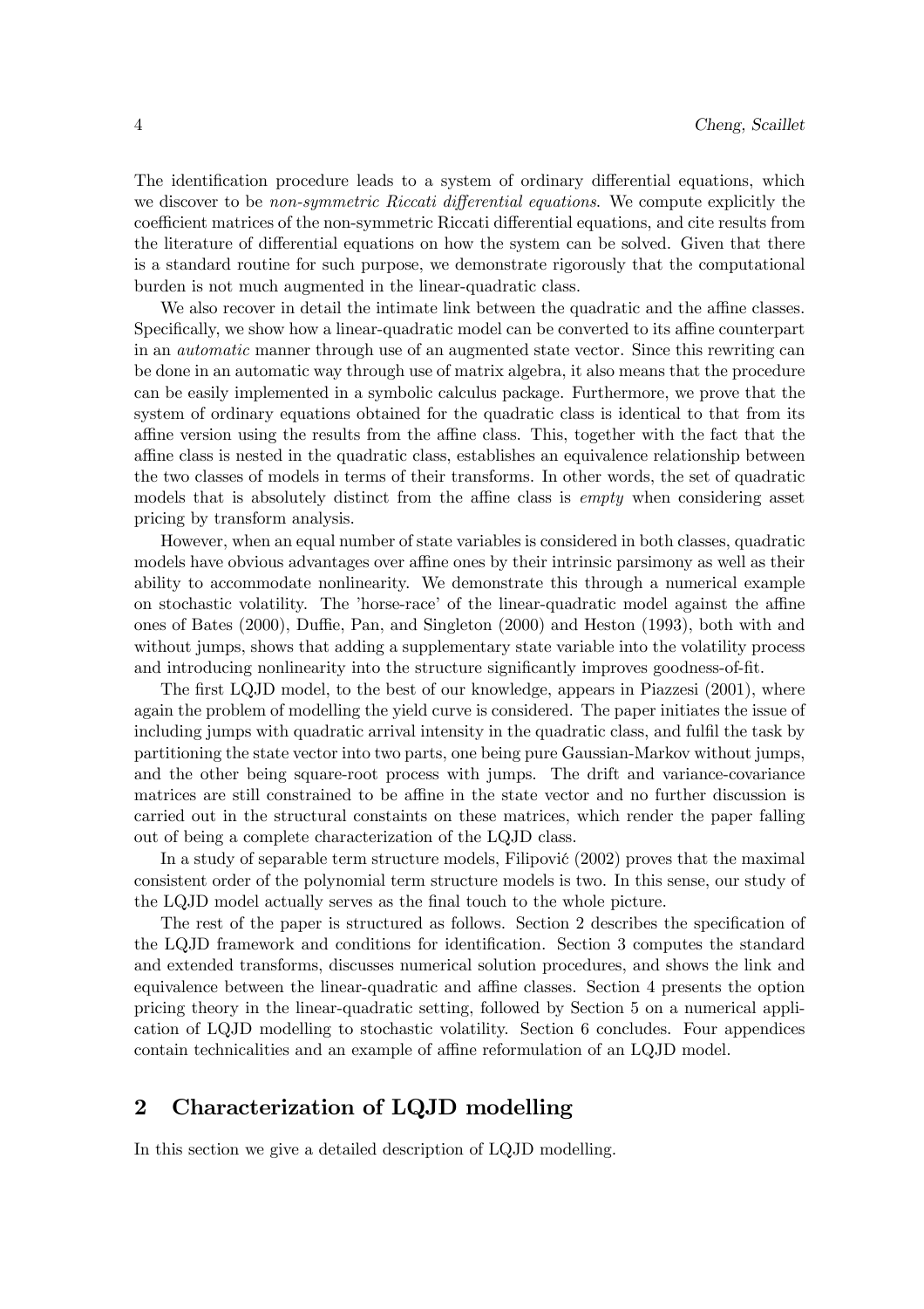The identification procedure leads to a system of ordinary differential equations, which we discover to be *non-symmetric Riccati differential equations*. We compute explicitly the coefficient matrices of the non-symmetric Riccati differential equations, and cite results from the literature of differential equations on how the system can be solved. Given that there is a standard routine for such purpose, we demonstrate rigorously that the computational burden is not much augmented in the linear-quadratic class.

We also recover in detail the intimate link between the quadratic and the affine classes. Specifically, we show how a linear-quadratic model can be converted to its affine counterpart in an *automatic* manner through use of an augmented state vector. Since this rewriting can be done in an automatic way through use of matrix algebra, it also means that the procedure can be easily implemented in a symbolic calculus package. Furthermore, we prove that the system of ordinary equations obtained for the quadratic class is identical to that from its affine version using the results from the affine class. This, together with the fact that the affine class is nested in the quadratic class, establishes an equivalence relationship between the two classes of models in terms of their transforms. In other words, the set of quadratic models that is absolutely distinct from the affine class is *empty* when considering asset pricing by transform analysis.

However, when an equal number of state variables is considered in both classes, quadratic models have obvious advantages over affine ones by their intrinsic parsimony as well as their ability to accommodate nonlinearity. We demonstrate this through a numerical example on stochastic volatility. The 'horse-race' of the linear-quadratic model against the affine ones of Bates (2000), Duffie, Pan, and Singleton (2000) and Heston (1993), both with and without jumps, shows that adding a supplementary state variable into the volatility process and introducing nonlinearity into the structure significantly improves goodness-of-fit.

The first LQJD model, to the best of our knowledge, appears in Piazzesi (2001), where again the problem of modelling the yield curve is considered. The paper initiates the issue of including jumps with quadratic arrival intensity in the quadratic class, and fulfil the task by partitioning the state vector into two parts, one being pure Gaussian-Markov without jumps, and the other being square-root process with jumps. The drift and variance-covariance matrices are still constrained to be affine in the state vector and no further discussion is carried out in the structural constaints on these matrices, which render the paper falling out of being a complete characterization of the LQJD class.

In a study of separable term structure models, Filipović (2002) proves that the maximal consistent order of the polynomial term structure models is two. In this sense, our study of the LQJD model actually serves as the final touch to the whole picture.

The rest of the paper is structured as follows. Section 2 describes the specification of the LQJD framework and conditions for identification. Section 3 computes the standard and extended transforms, discusses numerical solution procedures, and shows the link and equivalence between the linear-quadratic and affine classes. Section 4 presents the option pricing theory in the linear-quadratic setting, followed by Section 5 on a numerical application of LQJD modelling to stochastic volatility. Section 6 concludes. Four appendices contain technicalities and an example of affine reformulation of an LQJD model.

## 2 Characterization of LQJD modelling

In this section we give a detailed description of LQJD modelling.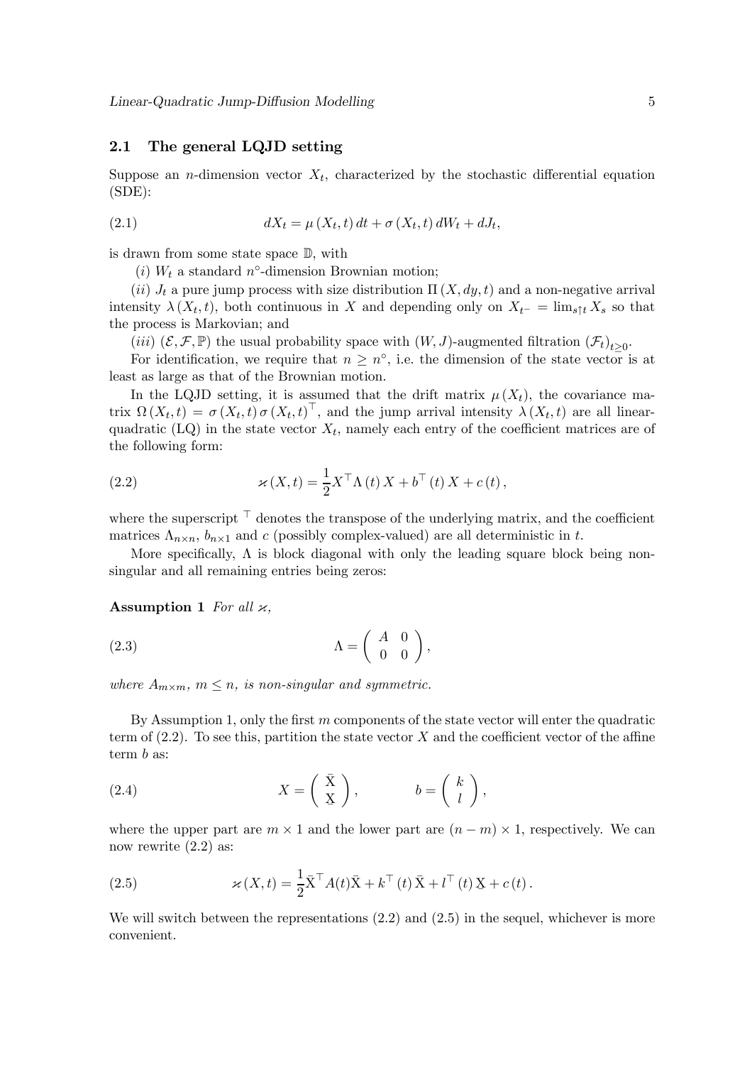### 2.1 The general LQJD setting

Suppose an $n$-dimension vector $X_t$, characterized by the stochastic differential equation (SDE):

$$dX_t = \mu(X_t, t)\, dt + \sigma(X_t, t)\, dW_t + dJ_t, \tag{2.1}$$

is drawn from some state space $\mathbb{D}$, with

($i$) $W_t$ a standard $n^{\circ}$-dimension Brownian motion;

($ii$) $J_t$ a pure jump process with size distribution $\Pi(X, dy, t)$ and a non-negative arrival intensity $\lambda(X_t, t)$, both continuous in $X$ and depending only on $X_{t^-} = \lim_{s \uparrow t} X_s$ so that the process is Markovian; and

($iii$) $(\mathcal{E}, \mathcal{F}, \mathbb{P})$ the usual probability space with $(W, J)$-augmented filtration $(\mathcal{F}_t)_{t \geq 0}$.

For identification, we require that $n \geq n^{\circ}$, i.e. the dimension of the state vector is at least as large as that of the Brownian motion.

In the LQJD setting, it is assumed that the drift matrix $\mu(X_t)$, the covariance matrix $\Omega(X_t, t) = \sigma(X_t, t)\, \sigma(X_t, t)^{\top}$, and the jump arrival intensity $\lambda(X_t, t)$ are all linear-quadratic (LQ) in the state vector $X_t$, namely each entry of the coefficient matrices are of the following form:

$$\varkappa(X, t) = \frac{1}{2} X^{\top} \Lambda(t)\, X + b^{\top}(t)\, X + c(t), \tag{2.2}$$

where the superscript $^{\top}$ denotes the transpose of the underlying matrix, and the coefficient matrices $\Lambda_{n \times n}$, $b_{n \times 1}$ and $c$ (possibly complex-valued) are all deterministic in $t$.

More specifically, $\Lambda$ is block diagonal with only the leading square block being non-singular and all remaining entries being zeros:

**Assumption 1** *For all* $\varkappa$,

$$\Lambda = \begin{pmatrix} A & 0 \\ 0 & 0 \end{pmatrix}, \tag{2.3}$$

*where* $A_{m \times m}$, $m \leq n$, *is non-singular and symmetric.*

By Assumption 1, only the first $m$ components of the state vector will enter the quadratic term of (2.2). To see this, partition the state vector $X$ and the coefficient vector of the affine term $b$ as:

$$X = \begin{pmatrix} \bar{\mathrm{X}} \\ \underline{\mathrm{X}} \end{pmatrix}, \qquad b = \begin{pmatrix} k \\ l \end{pmatrix}, \tag{2.4}$$

where the upper part are $m \times 1$ and the lower part are $(n - m) \times 1$, respectively. We can now rewrite (2.2) as:

$$\varkappa(X, t) = \frac{1}{2} \bar{\mathrm{X}}^{\top} A(t) \bar{\mathrm{X}} + k^{\top}(t)\, \bar{\mathrm{X}} + l^{\top}(t)\, \underline{\mathrm{X}} + c(t). \tag{2.5}$$

We will switch between the representations (2.2) and (2.5) in the sequel, whichever is more convenient.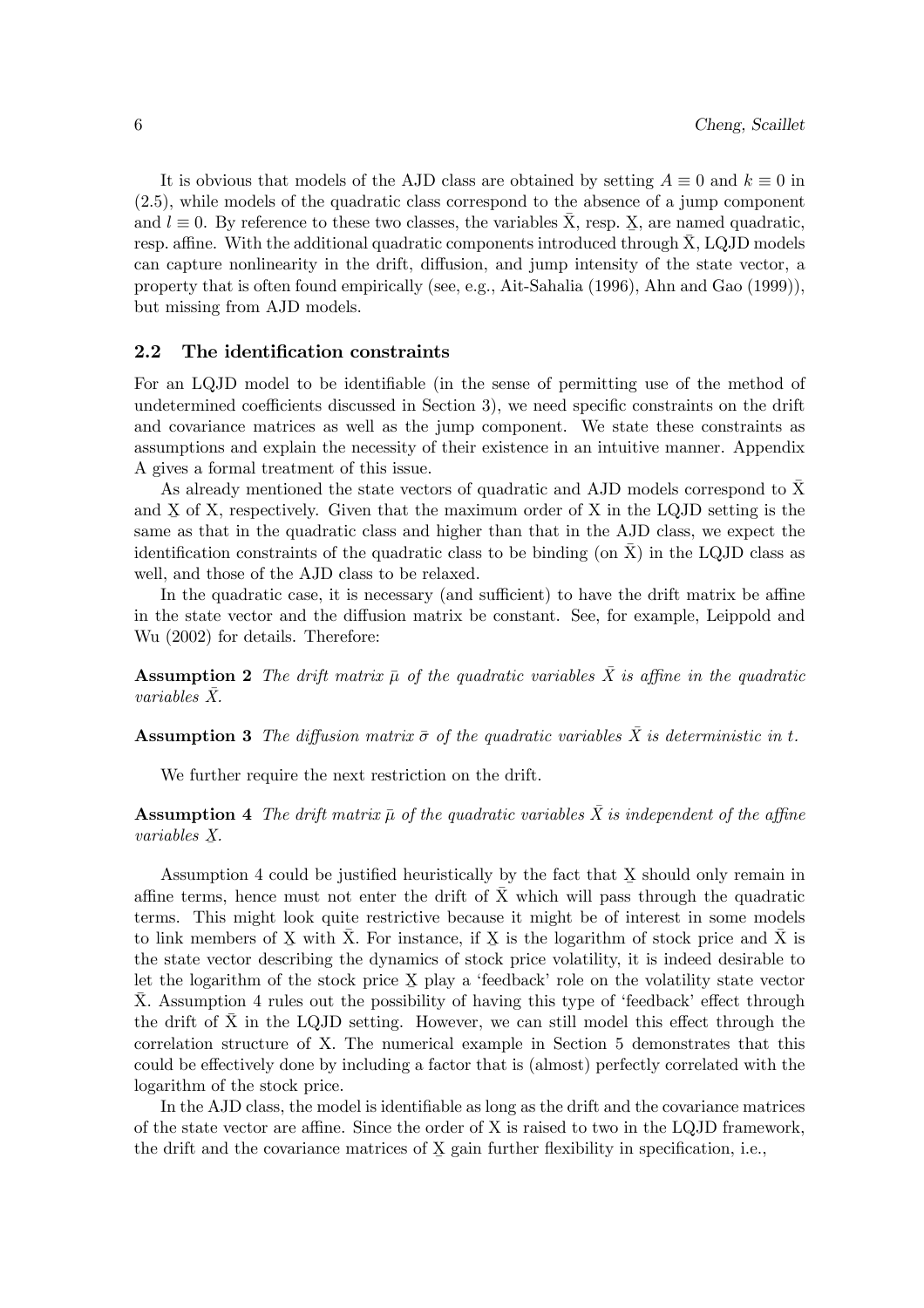It is obvious that models of the AJD class are obtained by setting $A \equiv 0$ and $k \equiv 0$ in (2.5), while models of the quadratic class correspond to the absence of a jump component and $l \equiv 0$. By reference to these two classes, the variables $\bar{X}$, resp. $\underline{X}$, are named quadratic, resp. affine. With the additional quadratic components introduced through $\bar{X}$, LQJD models can capture nonlinearity in the drift, diffusion, and jump intensity of the state vector, a property that is often found empirically (see, e.g., Ait-Sahalia (1996), Ahn and Gao (1999)), but missing from AJD models.

## 2.2 The identification constraints

For an LQJD model to be identifiable (in the sense of permitting use of the method of undetermined coefficients discussed in Section 3), we need specific constraints on the drift and covariance matrices as well as the jump component. We state these constraints as assumptions and explain the necessity of their existence in an intuitive manner. Appendix A gives a formal treatment of this issue.

As already mentioned the state vectors of quadratic and AJD models correspond to $\bar{X}$ and $\underline{X}$ of X, respectively. Given that the maximum order of X in the LQJD setting is the same as that in the quadratic class and higher than that in the AJD class, we expect the identification constraints of the quadratic class to be binding (on $\bar{X}$) in the LQJD class as well, and those of the AJD class to be relaxed.

In the quadratic case, it is necessary (and sufficient) to have the drift matrix be affine in the state vector and the diffusion matrix be constant. See, for example, Leippold and Wu (2002) for details. Therefore:

**Assumption 2** *The drift matrix $\bar{\mu}$ of the quadratic variables $\bar{X}$ is affine in the quadratic variables $\bar{X}$.*

**Assumption 3** *The diffusion matrix $\bar{\sigma}$ of the quadratic variables $\bar{X}$ is deterministic in $t$.*

We further require the next restriction on the drift.

**Assumption 4** *The drift matrix $\bar{\mu}$ of the quadratic variables $\bar{X}$ is independent of the affine variables $\underline{X}$.*

Assumption 4 could be justified heuristically by the fact that $\underline{X}$ should only remain in affine terms, hence must not enter the drift of $\bar{X}$ which will pass through the quadratic terms. This might look quite restrictive because it might be of interest in some models to link members of $\underline{X}$ with $\bar{X}$. For instance, if $\underline{X}$ is the logarithm of stock price and $\bar{X}$ is the state vector describing the dynamics of stock price volatility, it is indeed desirable to let the logarithm of the stock price $\underline{X}$ play a 'feedback' role on the volatility state vector $\bar{X}$. Assumption 4 rules out the possibility of having this type of 'feedback' effect through the drift of $\bar{X}$ in the LQJD setting. However, we can still model this effect through the correlation structure of X. The numerical example in Section 5 demonstrates that this could be effectively done by including a factor that is (almost) perfectly correlated with the logarithm of the stock price.

In the AJD class, the model is identifiable as long as the drift and the covariance matrices of the state vector are affine. Since the order of X is raised to two in the LQJD framework, the drift and the covariance matrices of $\underline{X}$ gain further flexibility in specification, i.e.,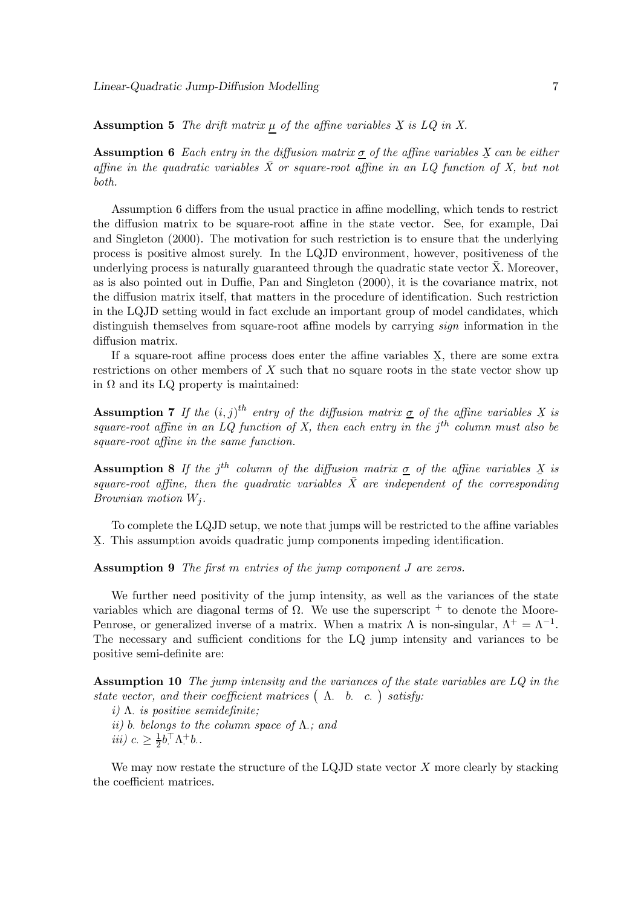**Assumption 5** *The drift matrix $\underline{\mu}$ of the affine variables $\underline{X}$ is LQ in X.*

**Assumption 6** *Each entry in the diffusion matrix $\underline{\sigma}$ of the affine variables $\underline{X}$ can be either affine in the quadratic variables $\bar{X}$ or square-root affine in an LQ function of X, but not both.*

Assumption 6 differs from the usual practice in affine modelling, which tends to restrict the diffusion matrix to be square-root affine in the state vector. See, for example, Dai and Singleton (2000). The motivation for such restriction is to ensure that the underlying process is positive almost surely. In the LQJD environment, however, positiveness of the underlying process is naturally guaranteed through the quadratic state vector $\bar{\text{X}}$. Moreover, as is also pointed out in Duffie, Pan and Singleton (2000), it is the covariance matrix, not the diffusion matrix itself, that matters in the procedure of identification. Such restriction in the LQJD setting would in fact exclude an important group of model candidates, which distinguish themselves from square-root affine models by carrying *sign* information in the diffusion matrix.

If a square-root affine process does enter the affine variables $\underline{\text{X}}$, there are some extra restrictions on other members of $X$ such that no square roots in the state vector show up in $\Omega$ and its LQ property is maintained:

**Assumption 7** *If the $(i,j)^{th}$ entry of the diffusion matrix $\underline{\sigma}$ of the affine variables $\underline{X}$ is square-root affine in an LQ function of X, then each entry in the $j^{th}$ column must also be square-root affine in the same function.*

**Assumption 8** *If the $j^{th}$ column of the diffusion matrix $\underline{\sigma}$ of the affine variables $\underline{X}$ is square-root affine, then the quadratic variables $\bar{X}$ are independent of the corresponding Brownian motion $W_j$.*

To complete the LQJD setup, we note that jumps will be restricted to the affine variables $\underline{\text{X}}$. This assumption avoids quadratic jump components impeding identification.

**Assumption 9** *The first m entries of the jump component J are zeros.*

We further need positivity of the jump intensity, as well as the variances of the state variables which are diagonal terms of $\Omega$. We use the superscript $^+$ to denote the Moore-Penrose, or generalized inverse of a matrix. When a matrix $\Lambda$ is non-singular, $\Lambda^+ = \Lambda^{-1}$. The necessary and sufficient conditions for the LQ jump intensity and variances to be positive semi-definite are:

**Assumption 10** *The jump intensity and the variances of the state variables are LQ in the state vector, and their coefficient matrices $\begin{pmatrix} \Lambda_\cdot & b_\cdot & c_\cdot \end{pmatrix}$ satisfy:*
*i) $\Lambda_\cdot$ is positive semidefinite;*
*ii) $b_\cdot$ belongs to the column space of $\Lambda_\cdot$; and*
*iii) $c_\cdot \geq \frac{1}{2} b_\cdot^\top \Lambda_\cdot^+ b_\cdot$.*

We may now restate the structure of the LQJD state vector $X$ more clearly by stacking the coefficient matrices.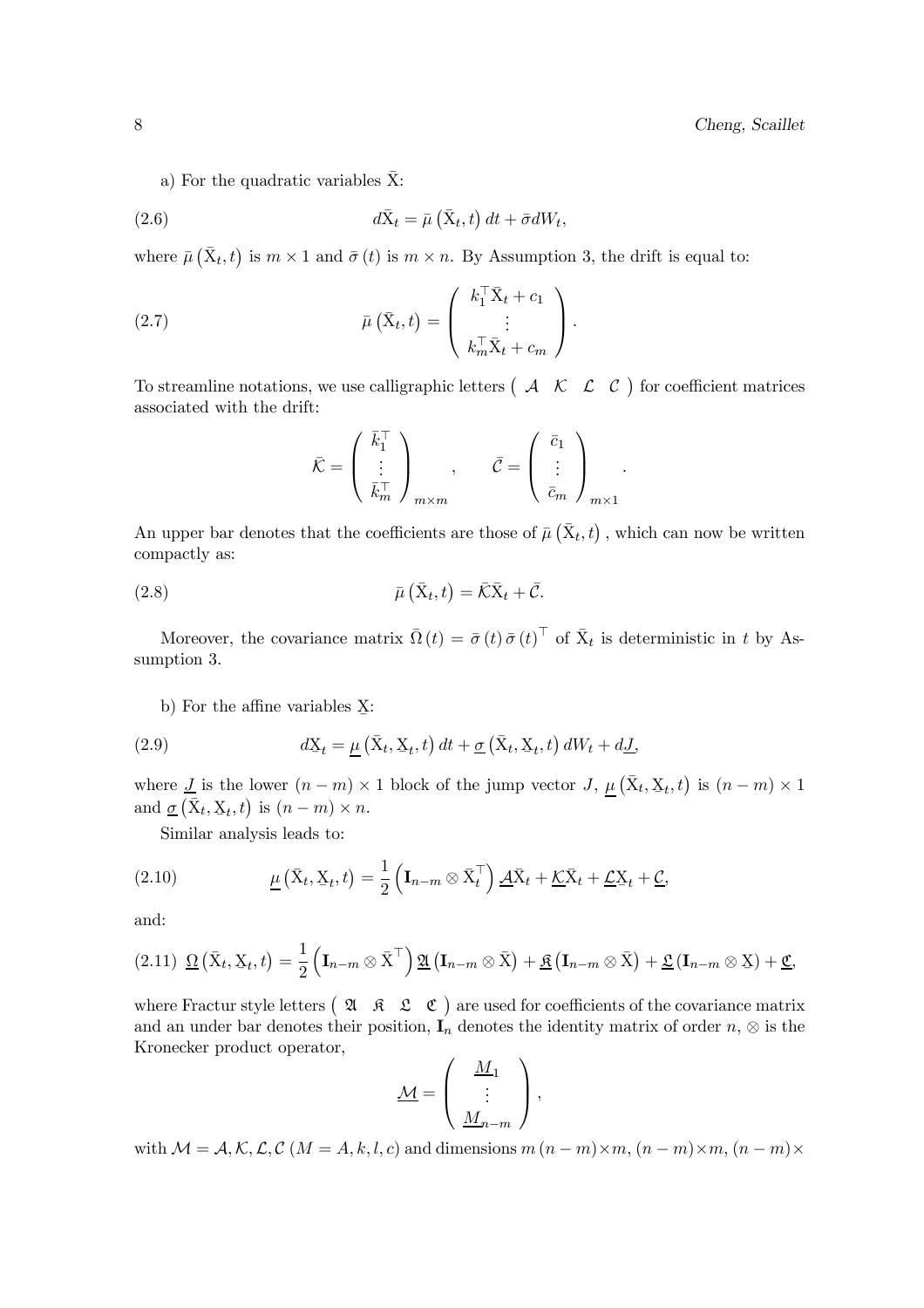a) For the quadratic variables $\bar{X}$:

$$d\bar{X}_t = \bar{\mu}\left(\bar{X}_t, t\right) dt + \bar{\sigma} dW_t, \tag{2.6}$$

where $\bar{\mu}\left(\bar{X}_t, t\right)$ is $m \times 1$ and $\bar{\sigma}(t)$ is $m \times n$. By Assumption 3, the drift is equal to:

$$\bar{\mu}\left(\bar{X}_t, t\right) = \begin{pmatrix} k_1^\top \bar{X}_t + c_1 \\ \vdots \\ k_m^\top \bar{X}_t + c_m \end{pmatrix}. \tag{2.7}$$

To streamline notations, we use calligraphic letters $\begin{pmatrix} \mathcal{A} & \mathcal{K} & \mathcal{L} & \mathcal{C} \end{pmatrix}$ for coefficient matrices associated with the drift:

$$\bar{\mathcal{K}} = \begin{pmatrix} \bar{k}_1^\top \\ \vdots \\ \bar{k}_m^\top \end{pmatrix}_{m \times m}, \qquad \bar{\mathcal{C}} = \begin{pmatrix} \bar{c}_1 \\ \vdots \\ \bar{c}_m \end{pmatrix}_{m \times 1}.$$

An upper bar denotes that the coefficients are those of $\bar{\mu}\left(\bar{X}_t, t\right)$, which can now be written compactly as:

$$\bar{\mu}\left(\bar{X}_t, t\right) = \bar{\mathcal{K}}\bar{X}_t + \bar{\mathcal{C}}. \tag{2.8}$$

Moreover, the covariance matrix $\bar{\Omega}(t) = \bar{\sigma}(t)\bar{\sigma}(t)^\top$ of $\bar{X}_t$ is deterministic in $t$ by Assumption 3.

b) For the affine variables $\underline{X}$:

$$d\underline{X}_t = \underline{\mu}\left(\bar{X}_t, \underline{X}_t, t\right) dt + \underline{\sigma}\left(\bar{X}_t, \underline{X}_t, t\right) dW_t + d\underline{J}, \tag{2.9}$$

where $\underline{J}$ is the lower $(n-m) \times 1$ block of the jump vector $J$, $\underline{\mu}\left(\bar{X}_t, \underline{X}_t, t\right)$ is $(n-m) \times 1$ and $\underline{\sigma}\left(\bar{X}_t, \underline{X}_t, t\right)$ is $(n-m) \times n$.

Similar analysis leads to:

$$\underline{\mu}\left(\bar{X}_t, \underline{X}_t, t\right) = \frac{1}{2}\left(\mathbf{I}_{n-m} \otimes \bar{X}_t^\top\right) \underline{\mathcal{A}}\bar{X}_t + \underline{\mathcal{K}}\bar{X}_t + \underline{\mathcal{L}}\underline{X}_t + \underline{\mathcal{C}}, \tag{2.10}$$

and:

$$\underline{\Omega}\left(\bar{X}_t, \underline{X}_t, t\right) = \frac{1}{2}\left(\mathbf{I}_{n-m} \otimes \bar{X}^\top\right) \underline{\mathfrak{A}}\left(\mathbf{I}_{n-m} \otimes \bar{X}\right) + \underline{\mathfrak{K}}\left(\mathbf{I}_{n-m} \otimes \bar{X}\right) + \underline{\mathfrak{L}}\left(\mathbf{I}_{n-m} \otimes \underline{X}\right) + \underline{\mathfrak{C}}, \tag{2.11}$$

where Fractur style letters $\begin{pmatrix} \mathfrak{A} & \mathfrak{K} & \mathfrak{L} & \mathfrak{C} \end{pmatrix}$ are used for coefficients of the covariance matrix and an under bar denotes their position, $\mathbf{I}_n$ denotes the identity matrix of order $n$, $\otimes$ is the Kronecker product operator,

$$\underline{\mathcal{M}} = \begin{pmatrix} \underline{M}_1 \\ \vdots \\ \underline{M}_{n-m} \end{pmatrix},$$

with $\mathcal{M} = \mathcal{A}, \mathcal{K}, \mathcal{L}, \mathcal{C}$ $(M = A, k, l, c)$ and dimensions $m(n-m) \times m$, $(n-m) \times m$, $(n-m) \times$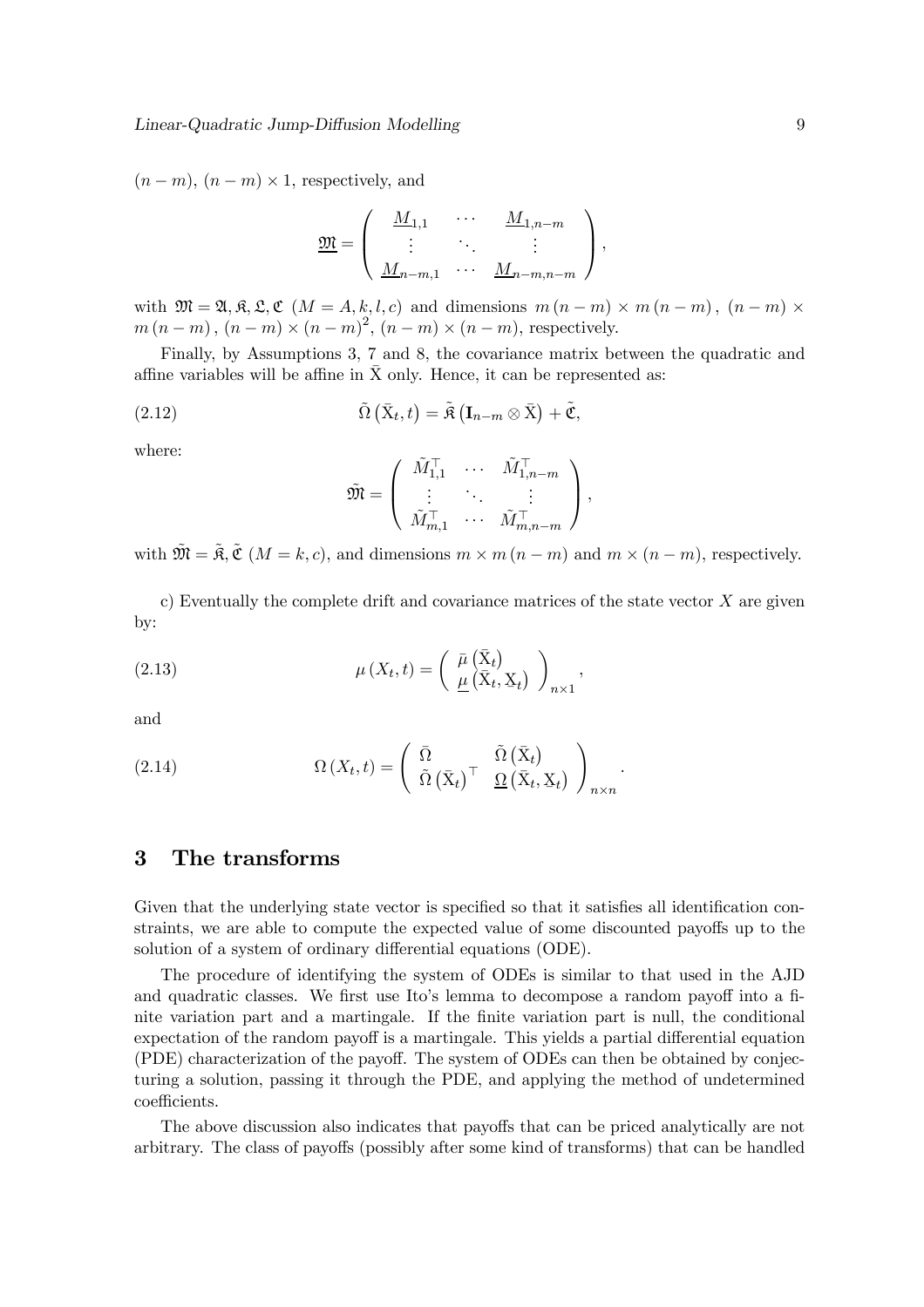$(n-m)$, $(n-m)\times 1$, respectively, and

$$
\underline{\mathfrak{M}} = \left( \begin{array}{ccc} \underline{M}_{1,1} & \cdots & \underline{M}_{1,n-m} \\ \vdots & \ddots & \vdots \\ \underline{M}_{n-m,1} & \cdots & \underline{M}_{n-m,n-m} \end{array} \right),
$$

with $\mathfrak{M} = \mathfrak{A}, \mathfrak{K}, \mathfrak{L}, \mathfrak{C}$ $(M = A, k, l, c)$ and dimensions $m\,(n-m) \times m\,(n-m)$, $(n-m) \times m\,(n-m)$, $(n-m) \times (n-m)^2$, $(n-m) \times (n-m)$, respectively.

Finally, by Assumptions 3, 7 and 8, the covariance matrix between the quadratic and affine variables will be affine in $\bar{\mathrm{X}}$ only. Hence, it can be represented as:

$$
\tilde{\Omega}\left(\bar{\mathrm{X}}_t, t\right) = \tilde{\mathfrak{K}}\left(\mathbf{I}_{n-m} \otimes \bar{\mathrm{X}}\right) + \tilde{\mathfrak{C}}, \tag{2.12}
$$

where:

$$
\tilde{\mathfrak{M}} = \left( \begin{array}{ccc} \tilde{M}_{1,1}^{\top} & \cdots & \tilde{M}_{1,n-m}^{\top} \\ \vdots & \ddots & \vdots \\ \tilde{M}_{m,1}^{\top} & \cdots & \tilde{M}_{m,n-m}^{\top} \end{array} \right),
$$

with $\tilde{\mathfrak{M}} = \tilde{\mathfrak{K}}, \tilde{\mathfrak{C}}$ $(M = k, c)$, and dimensions $m \times m\,(n-m)$ and $m \times (n-m)$, respectively.

c) Eventually the complete drift and covariance matrices of the state vector $X$ are given by:

$$
\mu\left(X_t, t\right) = \left( \begin{array}{c} \bar{\mu}\left(\bar{\mathrm{X}}_t\right) \\ \underline{\mu}\left(\bar{\mathrm{X}}_t, \underline{\mathrm{X}}_t\right) \end{array} \right)_{n \times 1}, \tag{2.13}
$$

and

$$
\Omega\left(X_t, t\right) = \left( \begin{array}{cc} \bar{\Omega} & \tilde{\Omega}\left(\bar{\mathrm{X}}_t\right) \\ \tilde{\Omega}\left(\bar{\mathrm{X}}_t\right)^{\top} & \underline{\Omega}\left(\bar{\mathrm{X}}_t, \underline{\mathrm{X}}_t\right) \end{array} \right)_{n \times n}. \tag{2.14}
$$

## 3 The transforms

Given that the underlying state vector is specified so that it satisfies all identification constraints, we are able to compute the expected value of some discounted payoffs up to the solution of a system of ordinary differential equations (ODE).

The procedure of identifying the system of ODEs is similar to that used in the AJD and quadratic classes. We first use Ito's lemma to decompose a random payoff into a finite variation part and a martingale. If the finite variation part is null, the conditional expectation of the random payoff is a martingale. This yields a partial differential equation (PDE) characterization of the payoff. The system of ODEs can then be obtained by conjecturing a solution, passing it through the PDE, and applying the method of undetermined coefficients.

The above discussion also indicates that payoffs that can be priced analytically are not arbitrary. The class of payoffs (possibly after some kind of transforms) that can be handled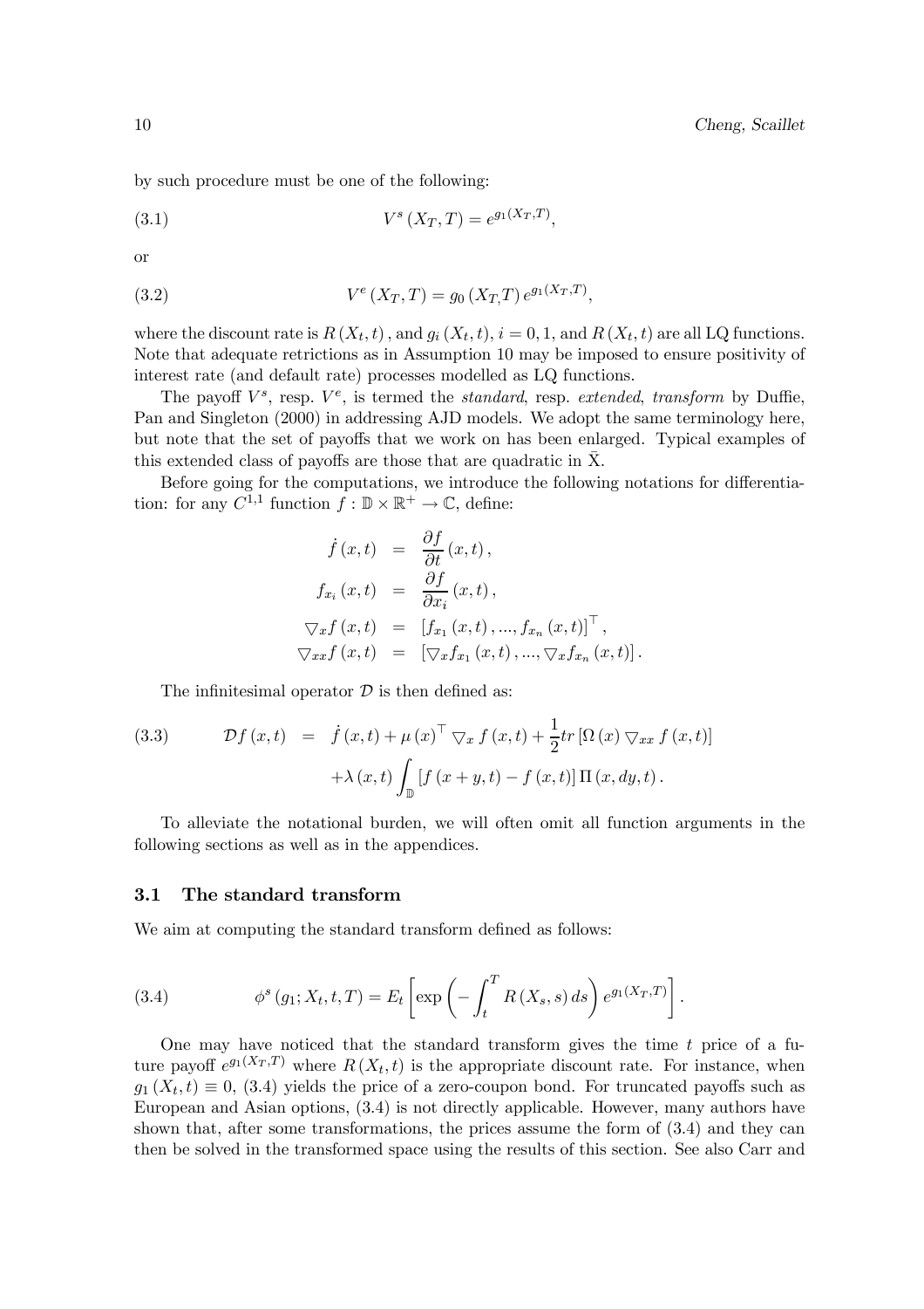by such procedure must be one of the following:

$$V^s(X_T, T) = e^{g_1(X_T,T)}, \tag{3.1}$$

or

$$V^e(X_T, T) = g_0(X_T, T) e^{g_1(X_T,T)}, \tag{3.2}$$

where the discount rate is $R(X_t, t)$, and $g_i(X_t, t)$, $i = 0, 1$, and $R(X_t, t)$ are all LQ functions. Note that adequate retrictions as in Assumption 10 may be imposed to ensure positivity of interest rate (and default rate) processes modelled as LQ functions.

The payoff $V^s$, resp. $V^e$, is termed the *standard*, resp. *extended*, *transform* by Duffie, Pan and Singleton (2000) in addressing AJD models. We adopt the same terminology here, but note that the set of payoffs that we work on has been enlarged. Typical examples of this extended class of payoffs are those that are quadratic in $\bar{X}$.

Before going for the computations, we introduce the following notations for differentiation: for any $C^{1,1}$ function $f : \mathbb{D} \times \mathbb{R}^+ \to \mathbb{C}$, define:

$$\begin{aligned}
\dot{f}(x,t) &= \frac{\partial f}{\partial t}(x,t), \\
f_{x_i}(x,t) &= \frac{\partial f}{\partial x_i}(x,t), \\
\bigtriangledown_x f(x,t) &= [f_{x_1}(x,t), ..., f_{x_n}(x,t)]^\top, \\
\bigtriangledown_{xx} f(x,t) &= [\bigtriangledown_x f_{x_1}(x,t), ..., \bigtriangledown_x f_{x_n}(x,t)].
\end{aligned}$$

The infinitesimal operator $\mathcal{D}$ is then defined as:

$$\begin{aligned}
\mathcal{D}f(x,t) &= \dot{f}(x,t) + \mu(x)^\top \bigtriangledown_x f(x,t) + \frac{1}{2} tr[\Omega(x) \bigtriangledown_{xx} f(x,t)] \\
&\quad + \lambda(x,t) \int_{\mathbb{D}} [f(x+y,t) - f(x,t)] \Pi(x, dy, t).
\end{aligned} \tag{3.3}$$

To alleviate the notational burden, we will often omit all function arguments in the following sections as well as in the appendices.

### 3.1 The standard transform

We aim at computing the standard transform defined as follows:

$$\phi^s(g_1; X_t, t, T) = E_t\left[\exp\left(-\int_t^T R(X_s, s)\, ds\right) e^{g_1(X_T,T)}\right]. \tag{3.4}$$

One may have noticed that the standard transform gives the time $t$ price of a future payoff $e^{g_1(X_T,T)}$ where $R(X_t, t)$ is the appropriate discount rate. For instance, when $g_1(X_t, t) \equiv 0$, (3.4) yields the price of a zero-coupon bond. For truncated payoffs such as European and Asian options, (3.4) is not directly applicable. However, many authors have shown that, after some transformations, the prices assume the form of (3.4) and they can then be solved in the transformed space using the results of this section. See also Carr and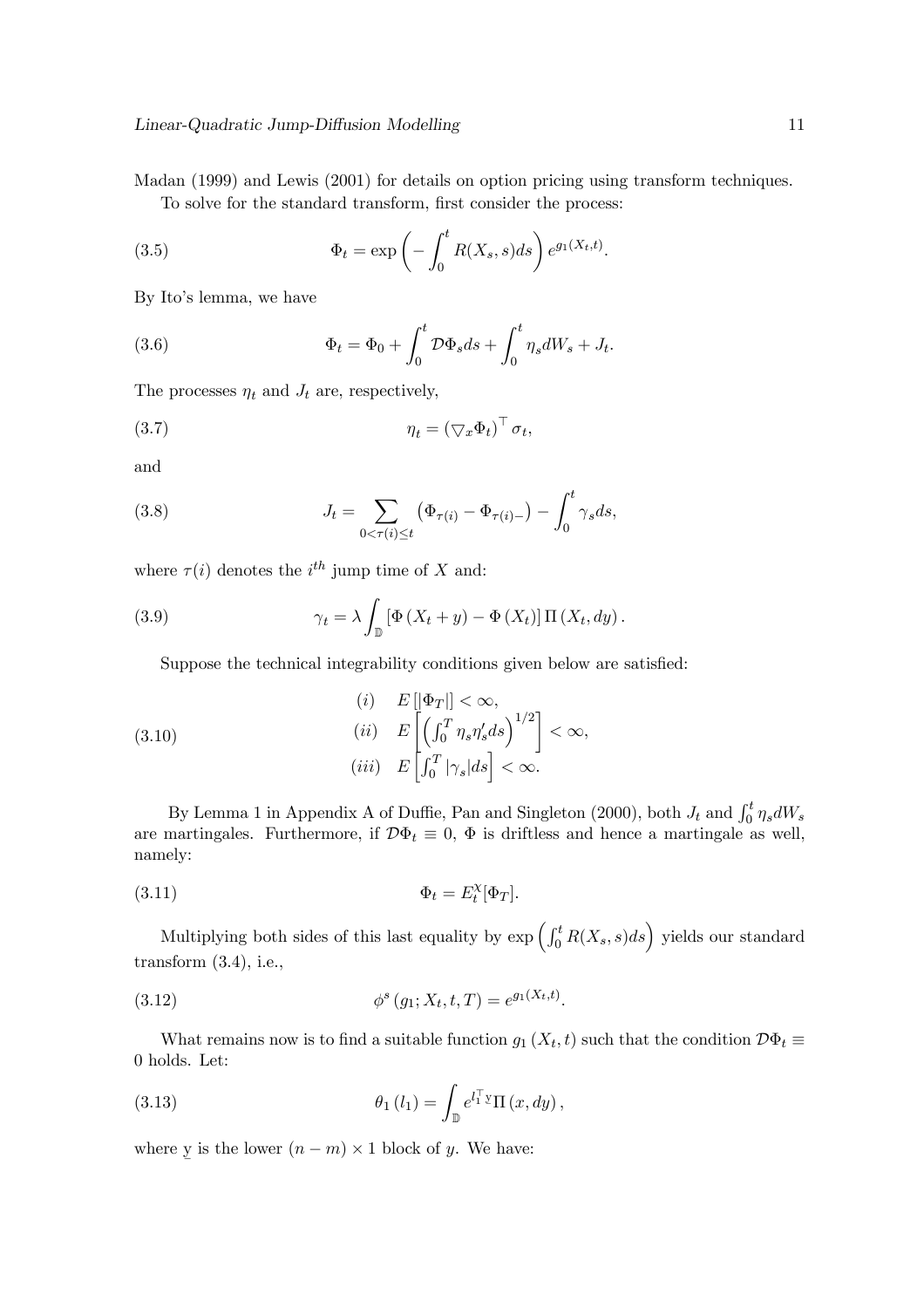Madan (1999) and Lewis (2001) for details on option pricing using transform techniques.

To solve for the standard transform, first consider the process:

$$\Phi_t = \exp\left(-\int_0^t R(X_s, s)ds\right) e^{g_1(X_t,t)}. \tag{3.5}$$

By Ito's lemma, we have

$$\Phi_t = \Phi_0 + \int_0^t \mathcal{D}\Phi_s ds + \int_0^t \eta_s dW_s + J_t. \tag{3.6}$$

The processes $\eta_t$ and $J_t$ are, respectively,

$$\eta_t = \left(\bigtriangledown_x \Phi_t\right)^\top \sigma_t, \tag{3.7}$$

and

$$J_t = \sum_{0<\tau(i)\leq t} \left(\Phi_{\tau(i)} - \Phi_{\tau(i)-}\right) - \int_0^t \gamma_s ds, \tag{3.8}$$

where $\tau(i)$ denotes the $i^{th}$ jump time of $X$ and:

$$\gamma_t = \lambda \int_{\mathbb{D}} \left[\Phi\left(X_t + y\right) - \Phi\left(X_t\right)\right] \Pi\left(X_t, dy\right). \tag{3.9}$$

Suppose the technical integrability conditions given below are satisfied:

$$\begin{array}{ll} (i) & E\left[|\Phi_T|\right] < \infty, \\ (ii) & E\left[\left(\int_0^T \eta_s \eta_s' ds\right)^{1/2}\right] < \infty, \\ (iii) & E\left[\int_0^T |\gamma_s| ds\right] < \infty. \end{array} \tag{3.10}$$

By Lemma 1 in Appendix A of Duffie, Pan and Singleton (2000), both $J_t$ and $\int_0^t \eta_s dW_s$ are martingales. Furthermore, if $\mathcal{D}\Phi_t \equiv 0$, $\Phi$ is driftless and hence a martingale as well, namely:

$$\Phi_t = E_t^{\chi}[\Phi_T]. \tag{3.11}$$

Multiplying both sides of this last equality by $\exp\left(\int_0^t R(X_s, s)ds\right)$ yields our standard transform (3.4), i.e.,

$$\phi^s\left(g_1; X_t, t, T\right) = e^{g_1(X_t,t)}. \tag{3.12}$$

What remains now is to find a suitable function $g_1\left(X_t, t\right)$ such that the condition $\mathcal{D}\Phi_t \equiv 0$ holds. Let:

$$\theta_1\left(l_1\right) = \int_{\mathbb{D}} e^{l_1^\top \underline{y}} \Pi\left(x, dy\right), \tag{3.13}$$

where $\underline{y}$ is the lower $(n-m) \times 1$ block of $y$. We have: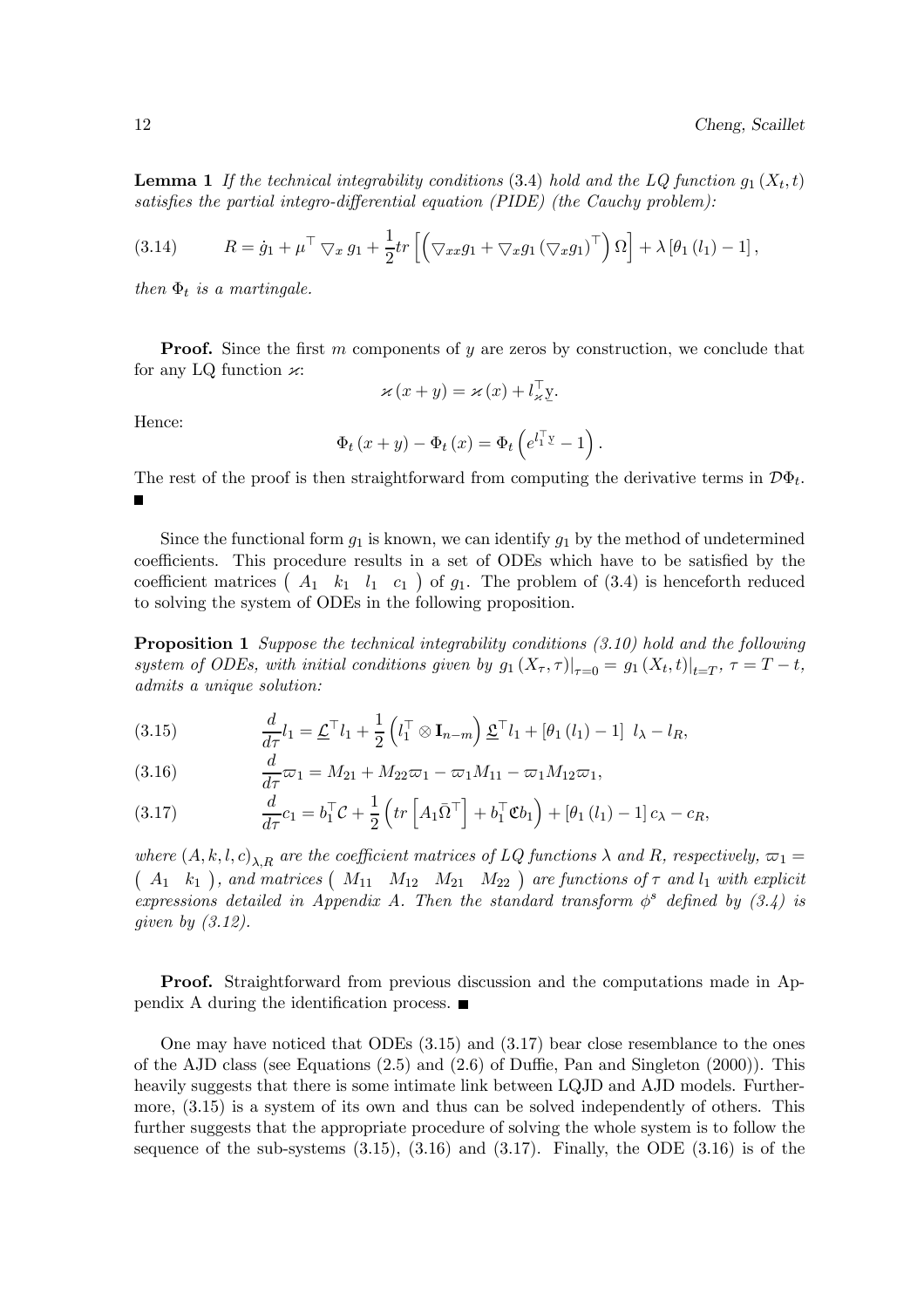**Lemma 1** *If the technical integrability conditions* (3.4) *hold and the LQ function* $g_1(X_t, t)$ *satisfies the partial integro-differential equation (PIDE) (the Cauchy problem):*

$$R = \dot{g}_1 + \mu^\top \bigtriangledown_x g_1 + \frac{1}{2} tr\left[\left(\bigtriangledown_{xx} g_1 + \bigtriangledown_x g_1 \left(\bigtriangledown_x g_1\right)^\top\right)\Omega\right] + \lambda\left[\theta_1(l_1) - 1\right], \tag{3.14}$$

*then* $\Phi_t$ *is a martingale.*

**Proof.** Since the first $m$ components of $y$ are zeros by construction, we conclude that for any LQ function $\varkappa$:

$$\varkappa(x + y) = \varkappa(x) + l_\varkappa^\top \underline{y}.$$

Hence:

$$\Phi_t(x + y) - \Phi_t(x) = \Phi_t\left(e^{l_1^\top \underline{y}} - 1\right).$$

The rest of the proof is then straightforward from computing the derivative terms in $\mathcal{D}\Phi_t$. ■

Since the functional form $g_1$ is known, we can identify $g_1$ by the method of undetermined coefficients. This procedure results in a set of ODEs which have to be satisfied by the coefficient matrices $\begin{pmatrix} A_1 & k_1 & l_1 & c_1 \end{pmatrix}$ of $g_1$. The problem of (3.4) is henceforth reduced to solving the system of ODEs in the following proposition.

**Proposition 1** *Suppose the technical integrability conditions (3.10) hold and the following system of ODEs, with initial conditions given by* $g_1(X_\tau, \tau)|_{\tau=0} = g_1(X_t, t)|_{t=T}$, $\tau = T - t$, *admits a unique solution:*

$$\frac{d}{d\tau} l_1 = \underline{\mathcal{L}}^\top l_1 + \frac{1}{2}\left(l_1^\top \otimes \mathbf{I}_{n-m}\right)\underline{\mathfrak{L}}^\top l_1 + \left[\theta_1(l_1) - 1\right] \; l_\lambda - l_R, \tag{3.15}$$

$$\frac{d}{d\tau}\varpi_1 = M_{21} + M_{22}\varpi_1 - \varpi_1 M_{11} - \varpi_1 M_{12}\varpi_1, \tag{3.16}$$

$$\frac{d}{d\tau} c_1 = b_1^\top \mathcal{C} + \frac{1}{2}\left(tr\left[A_1 \bar{\Omega}^\top\right] + b_1^\top \mathfrak{C} b_1\right) + \left[\theta_1(l_1) - 1\right] c_\lambda - c_R, \tag{3.17}$$

*where* $(A, k, l, c)_{\lambda, R}$ *are the coefficient matrices of LQ functions* $\lambda$ *and* $R$*, respectively,* $\varpi_1 = \begin{pmatrix} A_1 & k_1 \end{pmatrix}$*, and matrices* $\begin{pmatrix} M_{11} & M_{12} & M_{21} & M_{22} \end{pmatrix}$ *are functions of* $\tau$ *and* $l_1$ *with explicit expressions detailed in Appendix A. Then the standard transform* $\phi^s$ *defined by (3.4) is given by (3.12).*

**Proof.** Straightforward from previous discussion and the computations made in Appendix A during the identification process. ■

One may have noticed that ODEs (3.15) and (3.17) bear close resemblance to the ones of the AJD class (see Equations (2.5) and (2.6) of Duffie, Pan and Singleton (2000)). This heavily suggests that there is some intimate link between LQJD and AJD models. Furthermore, (3.15) is a system of its own and thus can be solved independently of others. This further suggests that the appropriate procedure of solving the whole system is to follow the sequence of the sub-systems (3.15), (3.16) and (3.17). Finally, the ODE (3.16) is of the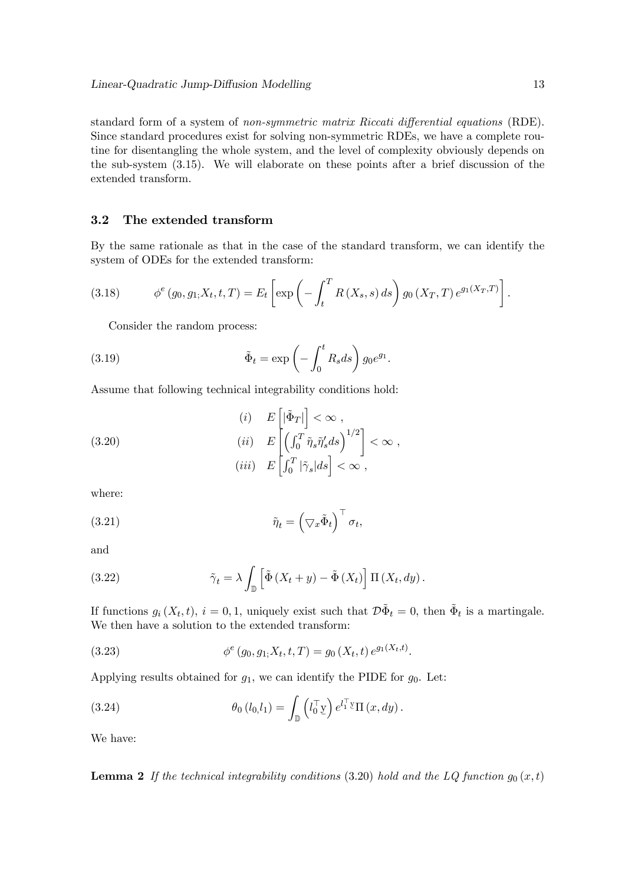standard form of a system of *non-symmetric matrix Riccati differential equations* (RDE). Since standard procedures exist for solving non-symmetric RDEs, we have a complete routine for disentangling the whole system, and the level of complexity obviously depends on the sub-system (3.15). We will elaborate on these points after a brief discussion of the extended transform.

### 3.2 The extended transform

By the same rationale as that in the case of the standard transform, we can identify the system of ODEs for the extended transform:

$$\phi^{e}\left(g_0, g_{1;} X_t, t, T\right) = E_t\left[\exp\left(-\int_t^T R\left(X_s, s\right) ds\right) g_0\left(X_T, T\right) e^{g_1\left(X_T, T\right)}\right]. \tag{3.18}$$

Consider the random process:

$$\tilde{\Phi}_t = \exp\left(-\int_0^t R_s ds\right) g_0 e^{g_1}. \tag{3.19}$$

Assume that following technical integrability conditions hold:

$$\begin{aligned} &(i) \quad E\left[|\tilde{\Phi}_T|\right] < \infty\ , \\ &(ii) \quad E\left[\left(\int_0^T \tilde{\eta}_s \tilde{\eta}_s' ds\right)^{1/2}\right] < \infty\ , \\ &(iii) \quad E\left[\int_0^T |\tilde{\gamma}_s| ds\right] < \infty\ , \end{aligned} \tag{3.20}$$

where:

$$\tilde{\eta}_t = \left(\nabla_x \tilde{\Phi}_t\right)^{\top} \sigma_t, \tag{3.21}$$

and

$$\tilde{\gamma}_t = \lambda \int_{\mathbb{D}} \left[\tilde{\Phi}\left(X_t + y\right) - \tilde{\Phi}\left(X_t\right)\right] \Pi\left(X_t, dy\right). \tag{3.22}$$

If functions $g_i\left(X_t, t\right)$, $i = 0, 1$, uniquely exist such that $\mathcal{D}\tilde{\Phi}_t = 0$, then $\tilde{\Phi}_t$ is a martingale. We then have a solution to the extended transform:

$$\phi^{e}\left(g_0, g_{1;} X_t, t, T\right) = g_0\left(X_t, t\right) e^{g_1\left(X_t, t\right)}. \tag{3.23}$$

Applying results obtained for $g_1$, we can identify the PIDE for $g_0$. Let:

$$\theta_0\left(l_0, l_1\right) = \int_{\mathbb{D}} \left(l_0^{\top} \underline{y}\right) e^{l_1^{\top} \underline{y}} \Pi\left(x, dy\right). \tag{3.24}$$

We have:

**Lemma 2** *If the technical integrability conditions* (3.20) *hold and the LQ function* $g_0\left(x, t\right)$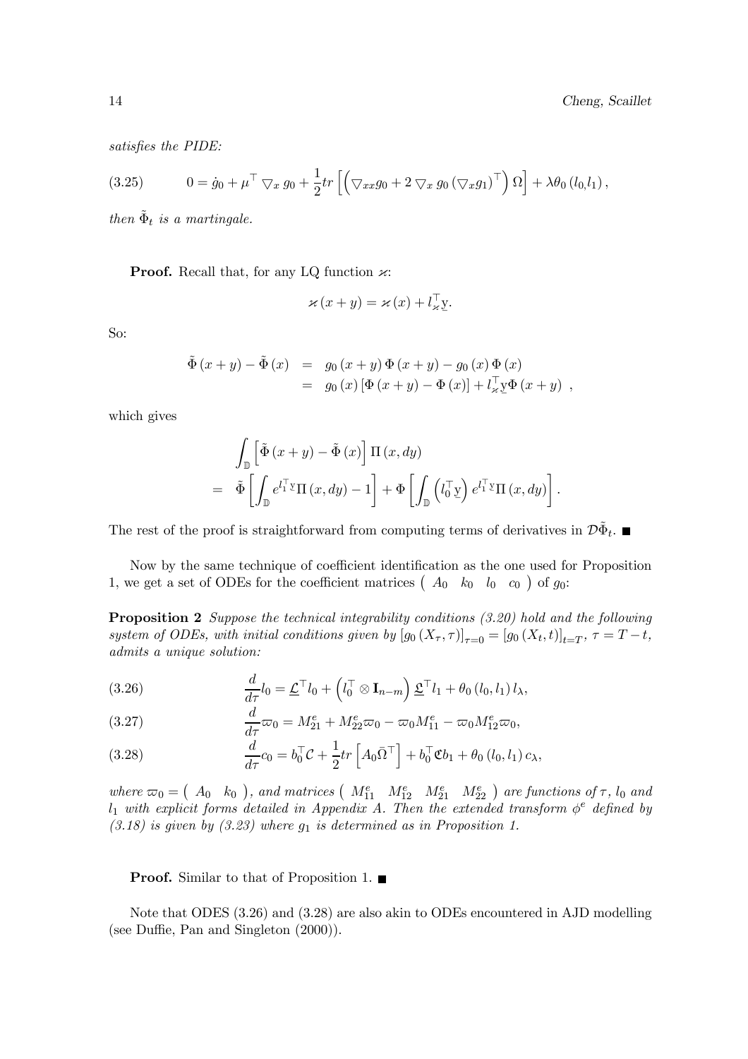*satisfies the PIDE:*

$$0 = \dot{g}_0 + \mu^\top \bigtriangledown_x g_0 + \frac{1}{2} tr\left[\left(\bigtriangledown_{xx} g_0 + 2 \bigtriangledown_x g_0 \left(\bigtriangledown_x g_1\right)^\top\right)\Omega\right] + \lambda \theta_0 \left(l_{0,} l_1\right), \tag{3.25}$$

*then $\tilde{\Phi}_t$ is a martingale.*

**Proof.** Recall that, for any LQ function $\varkappa$:

$$\varkappa(x+y) = \varkappa(x) + l_\varkappa^\top \underset{\sim}{y}.$$

So:

$$\begin{aligned}
\tilde{\Phi}(x+y) - \tilde{\Phi}(x) &= g_0(x+y)\,\Phi(x+y) - g_0(x)\,\Phi(x) \\
&= g_0(x)\left[\Phi(x+y) - \Phi(x)\right] + l_\varkappa^\top \underset{\sim}{y}\,\Phi(x+y) \ ,
\end{aligned}$$

which gives

$$\begin{aligned}
&\int_{\mathbb{D}} \left[\tilde{\Phi}(x+y) - \tilde{\Phi}(x)\right] \Pi(x, dy) \\
= \ & \tilde{\Phi}\left[\int_{\mathbb{D}} e^{l_1^\top \underset{\sim}{y}} \Pi(x, dy) - 1\right] + \Phi\left[\int_{\mathbb{D}} \left(l_0^\top \underset{\sim}{y}\right) e^{l_1^\top \underset{\sim}{y}} \Pi(x, dy)\right].
\end{aligned}$$

The rest of the proof is straightforward from computing terms of derivatives in $\mathcal{D}\tilde{\Phi}_t$. ■

Now by the same technique of coefficient identification as the one used for Proposition 1, we get a set of ODEs for the coefficient matrices $\begin{pmatrix} A_0 & k_0 & l_0 & c_0 \end{pmatrix}$ of $g_0$:

**Proposition 2** *Suppose the technical integrability conditions (3.20) hold and the following system of ODEs, with initial conditions given by $\left[g_0(X_\tau, \tau)\right]_{\tau=0} = \left[g_0(X_t, t)\right]_{t=T}$, $\tau = T - t$, admits a unique solution:*

$$\frac{d}{d\tau} l_0 = \underline{\mathcal{L}}^\top l_0 + \left(l_0^\top \otimes \mathbf{I}_{n-m}\right) \underline{\mathfrak{L}}^\top l_1 + \theta_0(l_0, l_1)\, l_\lambda, \tag{3.26}$$

$$\frac{d}{d\tau} \varpi_0 = M_{21}^e + M_{22}^e \varpi_0 - \varpi_0 M_{11}^e - \varpi_0 M_{12}^e \varpi_0, \tag{3.27}$$

$$\frac{d}{d\tau} c_0 = b_0^\top \mathcal{C} + \frac{1}{2} tr\left[A_0 \bar{\Omega}^\top\right] + b_0^\top \mathfrak{C} b_1 + \theta_0(l_0, l_1)\, c_\lambda, \tag{3.28}$$

*where $\varpi_0 = \begin{pmatrix} A_0 & k_0 \end{pmatrix}$, and matrices $\begin{pmatrix} M_{11}^e & M_{12}^e & M_{21}^e & M_{22}^e \end{pmatrix}$ are functions of $\tau$, $l_0$ and $l_1$ with explicit forms detailed in Appendix A. Then the extended transform $\phi^e$ defined by (3.18) is given by (3.23) where $g_1$ is determined as in Proposition 1.*

**Proof.** Similar to that of Proposition 1. ■

Note that ODES (3.26) and (3.28) are also akin to ODEs encountered in AJD modelling (see Duffie, Pan and Singleton (2000)).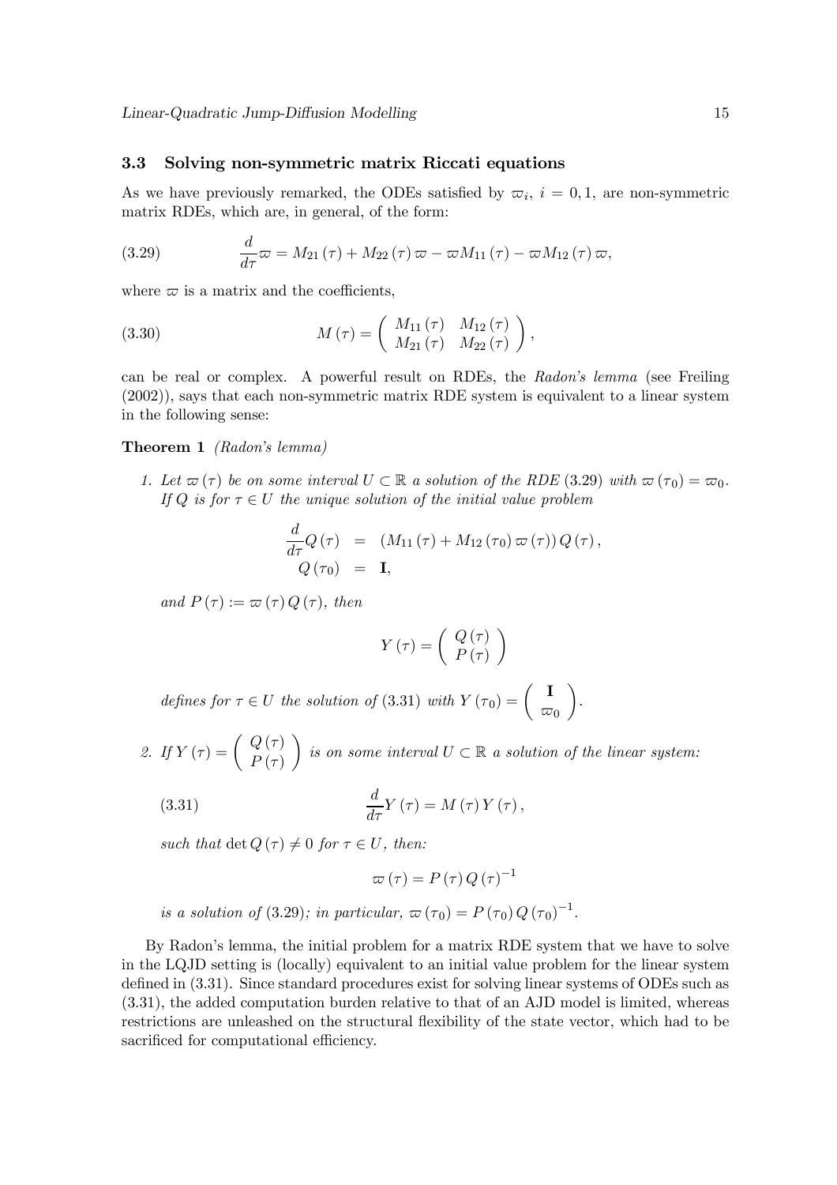### 3.3 Solving non-symmetric matrix Riccati equations

As we have previously remarked, the ODEs satisfied by $\varpi_i$, $i = 0, 1$, are non-symmetric matrix RDEs, which are, in general, of the form:

$$\frac{d}{d\tau}\varpi = M_{21}(\tau) + M_{22}(\tau)\varpi - \varpi M_{11}(\tau) - \varpi M_{12}(\tau)\varpi, \tag{3.29}$$

where $\varpi$ is a matrix and the coefficients,

$$M(\tau) = \begin{pmatrix} M_{11}(\tau) & M_{12}(\tau) \\ M_{21}(\tau) & M_{22}(\tau) \end{pmatrix}, \tag{3.30}$$

can be real or complex. A powerful result on RDEs, the *Radon's lemma* (see Freiling (2002)), says that each non-symmetric matrix RDE system is equivalent to a linear system in the following sense:

**Theorem 1** *(Radon's lemma)*

1. *Let $\varpi(\tau)$ be on some interval $U \subset \mathbb{R}$ a solution of the RDE (3.29) with $\varpi(\tau_0) = \varpi_0$. If $Q$ is for $\tau \in U$ the unique solution of the initial value problem*

$$\begin{aligned} \frac{d}{d\tau}Q(\tau) &= (M_{11}(\tau) + M_{12}(\tau_0)\varpi(\tau))\,Q(\tau), \\ Q(\tau_0) &= \mathbf{I}, \end{aligned}$$

   *and $P(\tau) := \varpi(\tau)Q(\tau)$, then*

$$Y(\tau) = \begin{pmatrix} Q(\tau) \\ P(\tau) \end{pmatrix}$$

   *defines for $\tau \in U$ the solution of (3.31) with $Y(\tau_0) = \begin{pmatrix} \mathbf{I} \\ \varpi_0 \end{pmatrix}$.*

2. *If $Y(\tau) = \begin{pmatrix} Q(\tau) \\ P(\tau) \end{pmatrix}$ is on some interval $U \subset \mathbb{R}$ a solution of the linear system:*

$$\frac{d}{d\tau}Y(\tau) = M(\tau)\,Y(\tau), \tag{3.31}$$

   *such that $\det Q(\tau) \neq 0$ for $\tau \in U$, then:*

$$\varpi(\tau) = P(\tau)\,Q(\tau)^{-1}$$

   *is a solution of (3.29); in particular, $\varpi(\tau_0) = P(\tau_0)\,Q(\tau_0)^{-1}$.*

By Radon's lemma, the initial problem for a matrix RDE system that we have to solve in the LQJD setting is (locally) equivalent to an initial value problem for the linear system defined in (3.31). Since standard procedures exist for solving linear systems of ODEs such as (3.31), the added computation burden relative to that of an AJD model is limited, whereas restrictions are unleashed on the structural flexibility of the state vector, which had to be sacrificed for computational efficiency.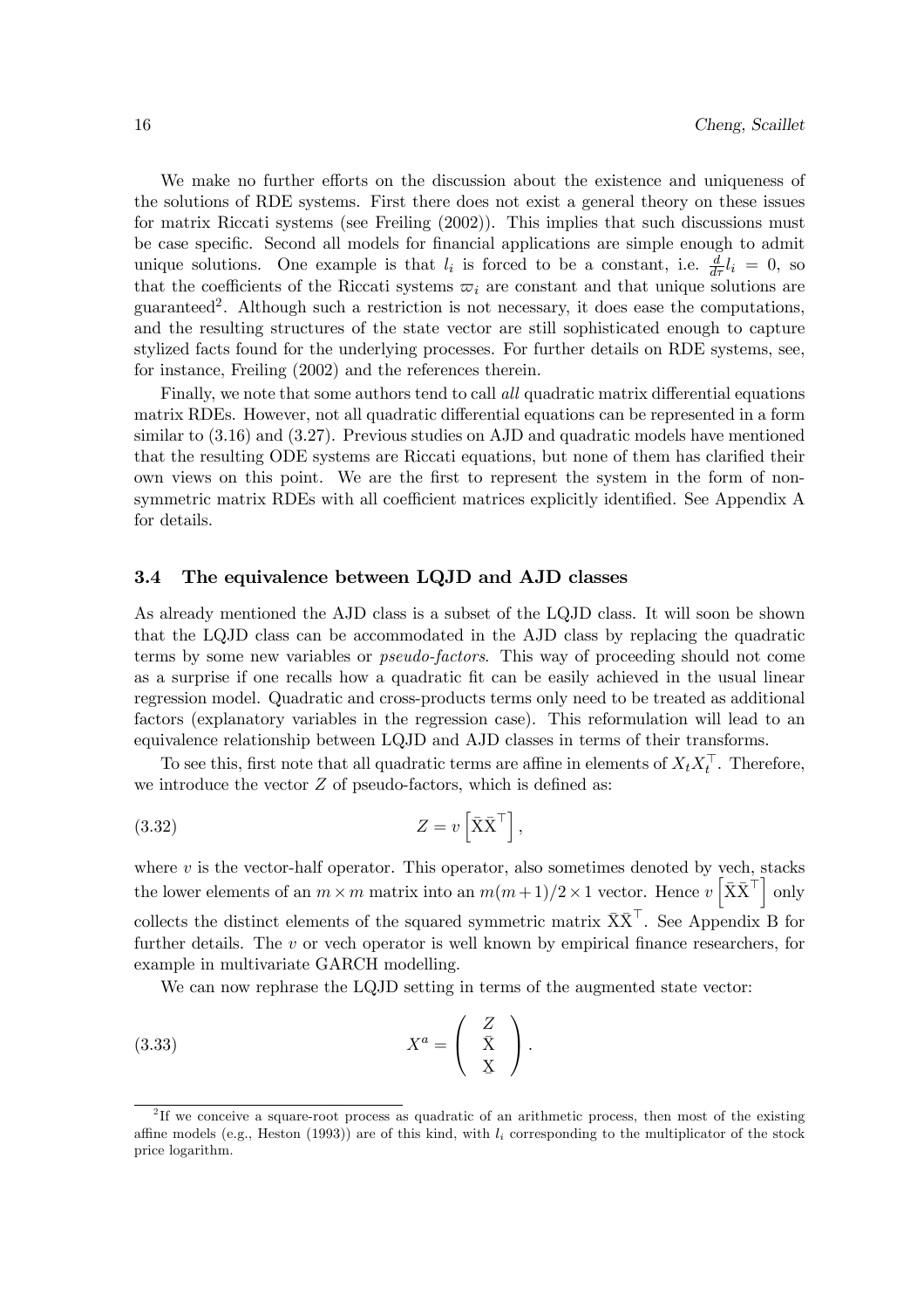We make no further efforts on the discussion about the existence and uniqueness of the solutions of RDE systems. First there does not exist a general theory on these issues for matrix Riccati systems (see Freiling (2002)). This implies that such discussions must be case specific. Second all models for financial applications are simple enough to admit unique solutions. One example is that $l_i$ is forced to be a constant, i.e. $\frac{d}{d\tau}l_i = 0$, so that the coefficients of the Riccati systems $\varpi_i$ are constant and that unique solutions are guaranteed[2]. Although such a restriction is not necessary, it does ease the computations, and the resulting structures of the state vector are still sophisticated enough to capture stylized facts found for the underlying processes. For further details on RDE systems, see, for instance, Freiling (2002) and the references therein.

Finally, we note that some authors tend to call *all* quadratic matrix differential equations matrix RDEs. However, not all quadratic differential equations can be represented in a form similar to (3.16) and (3.27). Previous studies on AJD and quadratic models have mentioned that the resulting ODE systems are Riccati equations, but none of them has clarified their own views on this point. We are the first to represent the system in the form of non-symmetric matrix RDEs with all coefficient matrices explicitly identified. See Appendix A for details.

### 3.4 The equivalence between LQJD and AJD classes

As already mentioned the AJD class is a subset of the LQJD class. It will soon be shown that the LQJD class can be accommodated in the AJD class by replacing the quadratic terms by some new variables or *pseudo-factors*. This way of proceeding should not come as a surprise if one recalls how a quadratic fit can be easily achieved in the usual linear regression model. Quadratic and cross-products terms only need to be treated as additional factors (explanatory variables in the regression case). This reformulation will lead to an equivalence relationship between LQJD and AJD classes in terms of their transforms.

To see this, first note that all quadratic terms are affine in elements of $X_t X_t^\top$. Therefore, we introduce the vector $Z$ of pseudo-factors, which is defined as:

$$Z = v\left[\bar{\mathrm{X}}\bar{\mathrm{X}}^\top\right], \tag{3.32}$$

where $v$ is the vector-half operator. This operator, also sometimes denoted by vech, stacks the lower elements of an $m \times m$ matrix into an $m(m+1)/2 \times 1$ vector. Hence $v\left[\bar{\mathrm{X}}\bar{\mathrm{X}}^\top\right]$ only collects the distinct elements of the squared symmetric matrix $\bar{\mathrm{X}}\bar{\mathrm{X}}^\top$. See Appendix B for further details. The $v$ or vech operator is well known by empirical finance researchers, for example in multivariate GARCH modelling.

We can now rephrase the LQJD setting in terms of the augmented state vector:

$$X^a = \begin{pmatrix} Z \\ \bar{\mathrm{X}} \\ \underaccent{\bar}{\mathrm{X}} \end{pmatrix}. \tag{3.33}$$

[2] If we conceive a square-root process as quadratic of an arithmetic process, then most of the existing affine models (e.g., Heston (1993)) are of this kind, with $l_i$ corresponding to the multiplicator of the stock price logarithm.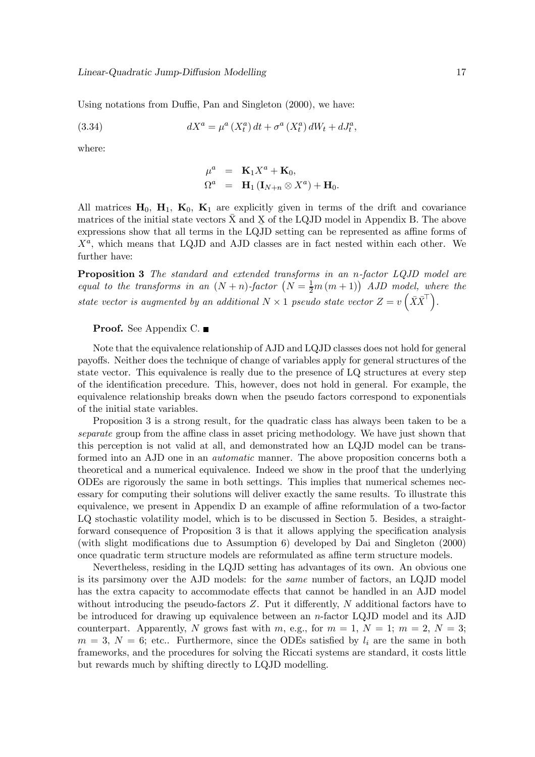Using notations from Duffie, Pan and Singleton (2000), we have:

$$dX^a = \mu^a(X_t^a)\,dt + \sigma^a(X_t^a)\,dW_t + dJ_t^a, \tag{3.34}$$

where:

$$\begin{aligned} \mu^a &= \mathbf{K}_1 X^a + \mathbf{K}_0, \\ \Omega^a &= \mathbf{H}_1(\mathbf{I}_{N+n} \otimes X^a) + \mathbf{H}_0. \end{aligned}$$

All matrices $\mathbf{H}_0$, $\mathbf{H}_1$, $\mathbf{K}_0$, $\mathbf{K}_1$ are explicitly given in terms of the drift and covariance matrices of the initial state vectors $\bar{\mathrm{X}}$ and $\underline{\mathrm{X}}$ of the LQJD model in Appendix B. The above expressions show that all terms in the LQJD setting can be represented as affine forms of $X^a$, which means that LQJD and AJD classes are in fact nested within each other. We further have:

**Proposition 3** *The standard and extended transforms in an n-factor LQJD model are equal to the transforms in an $(N+n)$-factor $\left(N = \frac{1}{2}m(m+1)\right)$ AJD model, where the state vector is augmented by an additional $N \times 1$ pseudo state vector $Z = v\left(\bar{X}\bar{X}^{\top}\right)$.*

**Proof.** See Appendix C. ■

Note that the equivalence relationship of AJD and LQJD classes does not hold for general payoffs. Neither does the technique of change of variables apply for general structures of the state vector. This equivalence is really due to the presence of LQ structures at every step of the identification precedure. This, however, does not hold in general. For example, the equivalence relationship breaks down when the pseudo factors correspond to exponentials of the initial state variables.

Proposition 3 is a strong result, for the quadratic class has always been taken to be a *separate* group from the affine class in asset pricing methodology. We have just shown that this perception is not valid at all, and demonstrated how an LQJD model can be transformed into an AJD one in an *automatic* manner. The above proposition concerns both a theoretical and a numerical equivalence. Indeed we show in the proof that the underlying ODEs are rigorously the same in both settings. This implies that numerical schemes necessary for computing their solutions will deliver exactly the same results. To illustrate this equivalence, we present in Appendix D an example of affine reformulation of a two-factor LQ stochastic volatility model, which is to be discussed in Section 5. Besides, a straightforward consequence of Proposition 3 is that it allows applying the specification analysis (with slight modifications due to Assumption 6) developed by Dai and Singleton (2000) once quadratic term structure models are reformulated as affine term structure models.

Nevertheless, residing in the LQJD setting has advantages of its own. An obvious one is its parsimony over the AJD models: for the *same* number of factors, an LQJD model has the extra capacity to accommodate effects that cannot be handled in an AJD model without introducing the pseudo-factors $Z$. Put it differently, $N$ additional factors have to be introduced for drawing up equivalence between an $n$-factor LQJD model and its AJD counterpart. Apparently, $N$ grows fast with $m$, e.g., for $m = 1$, $N = 1$; $m = 2$, $N = 3$; $m = 3$, $N = 6$; etc.. Furthermore, since the ODEs satisfied by $l_i$ are the same in both frameworks, and the procedures for solving the Riccati systems are standard, it costs little but rewards much by shifting directly to LQJD modelling.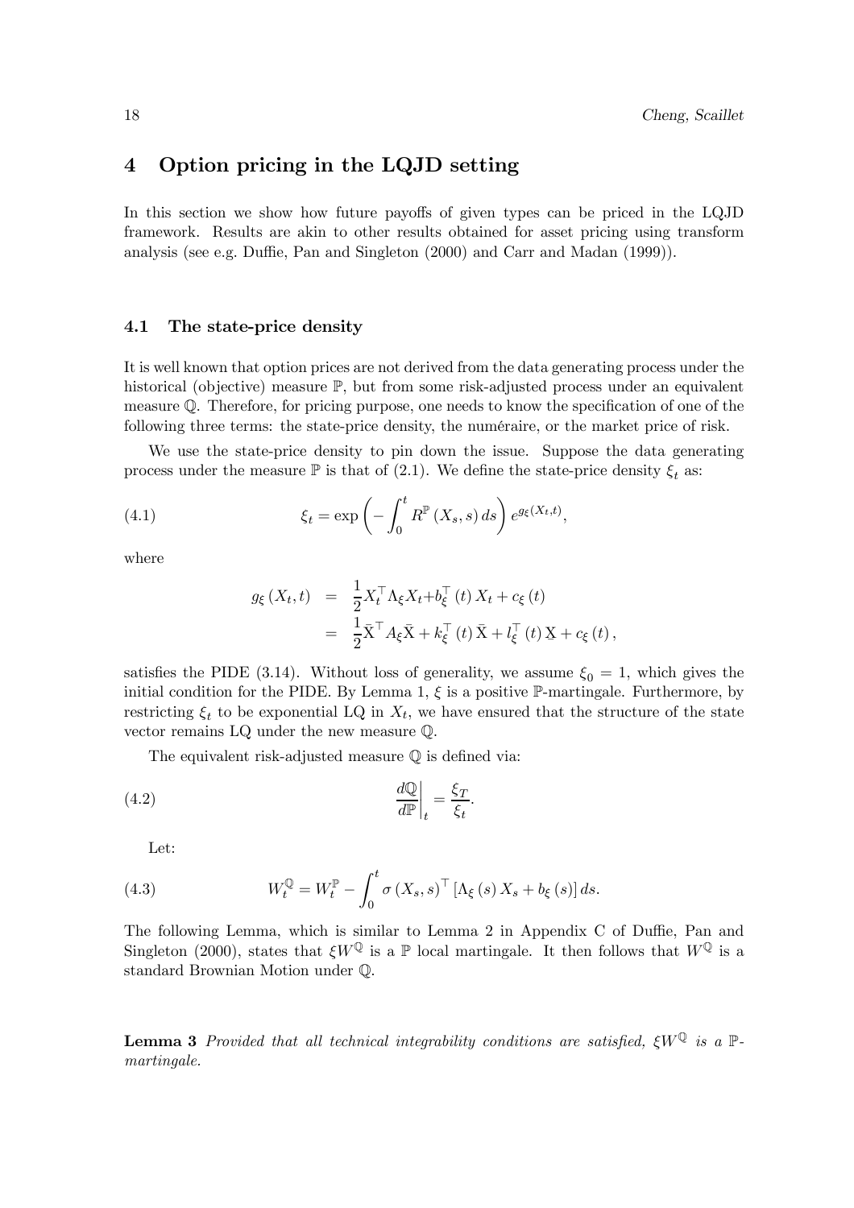## 4 Option pricing in the LQJD setting

In this section we show how future payoffs of given types can be priced in the LQJD framework. Results are akin to other results obtained for asset pricing using transform analysis (see e.g. Duffie, Pan and Singleton (2000) and Carr and Madan (1999)).

### 4.1 The state-price density

It is well known that option prices are not derived from the data generating process under the historical (objective) measure $\mathbb{P}$, but from some risk-adjusted process under an equivalent measure $\mathbb{Q}$. Therefore, for pricing purpose, one needs to know the specification of one of the following three terms: the state-price density, the numéraire, or the market price of risk.

We use the state-price density to pin down the issue. Suppose the data generating process under the measure $\mathbb{P}$ is that of (2.1). We define the state-price density $\xi_t$ as:

$$\xi_t = \exp\left(-\int_0^t R^{\mathbb{P}}(X_s, s)\,ds\right) e^{g_\xi(X_t,t)}, \tag{4.1}$$

where

$$\begin{aligned} g_\xi(X_t,t) &= \frac{1}{2}X_t^\top \Lambda_\xi X_t + b_\xi^\top(t)\,X_t + c_\xi(t) \\ &= \frac{1}{2}\bar{\mathrm{X}}^\top A_\xi \bar{\mathrm{X}} + k_\xi^\top(t)\,\bar{\mathrm{X}} + l_\xi^\top(t)\,\underline{\mathrm{X}} + c_\xi(t), \end{aligned}$$

satisfies the PIDE (3.14). Without loss of generality, we assume $\xi_0 = 1$, which gives the initial condition for the PIDE. By Lemma 1, $\xi$ is a positive $\mathbb{P}$-martingale. Furthermore, by restricting $\xi_t$ to be exponential LQ in $X_t$, we have ensured that the structure of the state vector remains LQ under the new measure $\mathbb{Q}$.

The equivalent risk-adjusted measure $\mathbb{Q}$ is defined via:

$$\left.\frac{d\mathbb{Q}}{d\mathbb{P}}\right|_t = \frac{\xi_T}{\xi_t}. \tag{4.2}$$

Let:

$$W_t^{\mathbb{Q}} = W_t^{\mathbb{P}} - \int_0^t \sigma(X_s,s)^\top \left[\Lambda_\xi(s)\,X_s + b_\xi(s)\right] ds. \tag{4.3}$$

The following Lemma, which is similar to Lemma 2 in Appendix C of Duffie, Pan and Singleton (2000), states that $\xi W^{\mathbb{Q}}$ is a $\mathbb{P}$ local martingale. It then follows that $W^{\mathbb{Q}}$ is a standard Brownian Motion under $\mathbb{Q}$.

**Lemma 3** *Provided that all technical integrability conditions are satisfied, $\xi W^{\mathbb{Q}}$ is a $\mathbb{P}$-martingale.*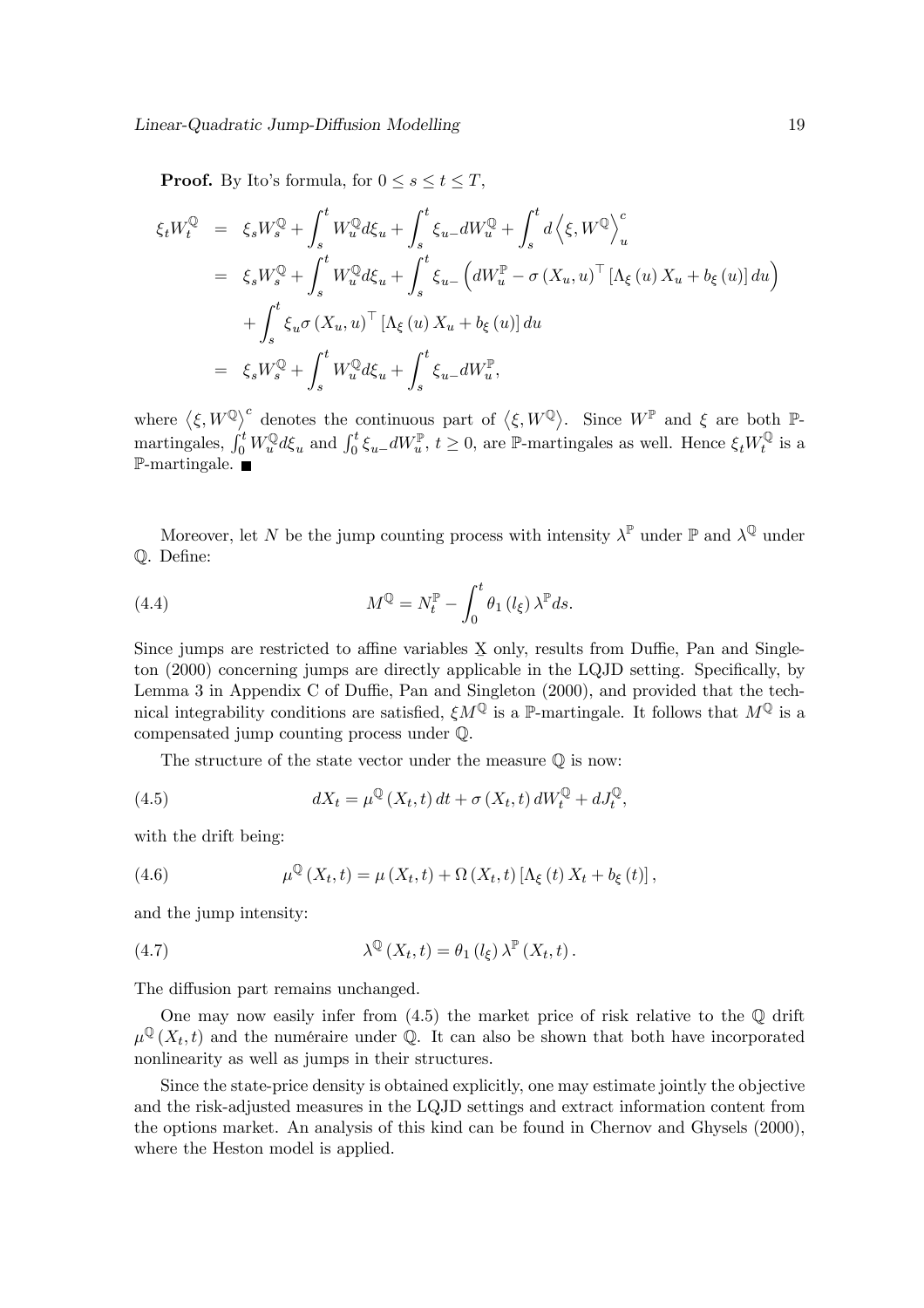**Proof.** By Ito's formula, for $0 \le s \le t \le T$,

$$
\begin{aligned}
\xi_t W_t^{\mathbb{Q}} &= \xi_s W_s^{\mathbb{Q}} + \int_s^t W_u^{\mathbb{Q}} d\xi_u + \int_s^t \xi_{u-} dW_u^{\mathbb{Q}} + \int_s^t d\left\langle \xi, W^{\mathbb{Q}} \right\rangle_u^c \\
&= \xi_s W_s^{\mathbb{Q}} + \int_s^t W_u^{\mathbb{Q}} d\xi_u + \int_s^t \xi_{u-} \left( dW_u^{\mathbb{P}} - \sigma\left(X_u, u\right)^\top \left[\Lambda_\xi\left(u\right) X_u + b_\xi\left(u\right)\right] du \right) \\
&\quad + \int_s^t \xi_u \sigma\left(X_u, u\right)^\top \left[\Lambda_\xi\left(u\right) X_u + b_\xi\left(u\right)\right] du \\
&= \xi_s W_s^{\mathbb{Q}} + \int_s^t W_u^{\mathbb{Q}} d\xi_u + \int_s^t \xi_{u-} dW_u^{\mathbb{P}},
\end{aligned}
$$

where $\left\langle \xi, W^{\mathbb{Q}} \right\rangle^c$ denotes the continuous part of $\left\langle \xi, W^{\mathbb{Q}} \right\rangle$. Since $W^{\mathbb{P}}$ and $\xi$ are both $\mathbb{P}$-martingales, $\int_0^t W_u^{\mathbb{Q}} d\xi_u$ and $\int_0^t \xi_{u-} dW_u^{\mathbb{P}}$, $t \ge 0$, are $\mathbb{P}$-martingales as well. Hence $\xi_t W_t^{\mathbb{Q}}$ is a $\mathbb{P}$-martingale. ■

Moreover, let $N$ be the jump counting process with intensity $\lambda^{\mathbb{P}}$ under $\mathbb{P}$ and $\lambda^{\mathbb{Q}}$ under $\mathbb{Q}$. Define:

$$
M^{\mathbb{Q}} = N_t^{\mathbb{P}} - \int_0^t \theta_1\left(l_\xi\right) \lambda^{\mathbb{P}} ds. \tag{4.4}
$$

Since jumps are restricted to affine variables $\underline{X}$ only, results from Duffie, Pan and Singleton (2000) concerning jumps are directly applicable in the LQJD setting. Specifically, by Lemma 3 in Appendix C of Duffie, Pan and Singleton (2000), and provided that the technical integrability conditions are satisfied, $\xi M^{\mathbb{Q}}$ is a $\mathbb{P}$-martingale. It follows that $M^{\mathbb{Q}}$ is a compensated jump counting process under $\mathbb{Q}$.

The structure of the state vector under the measure $\mathbb{Q}$ is now:

$$
dX_t = \mu^{\mathbb{Q}}\left(X_t, t\right) dt + \sigma\left(X_t, t\right) dW_t^{\mathbb{Q}} + dJ_t^{\mathbb{Q}}, \tag{4.5}
$$

with the drift being:

$$
\mu^{\mathbb{Q}}\left(X_t, t\right) = \mu\left(X_t, t\right) + \Omega\left(X_t, t\right)\left[\Lambda_\xi\left(t\right) X_t + b_\xi\left(t\right)\right], \tag{4.6}
$$

and the jump intensity:

$$
\lambda^{\mathbb{Q}}\left(X_t, t\right) = \theta_1\left(l_\xi\right) \lambda^{\mathbb{P}}\left(X_t, t\right). \tag{4.7}
$$

The diffusion part remains unchanged.

One may now easily infer from (4.5) the market price of risk relative to the $\mathbb{Q}$ drift $\mu^{\mathbb{Q}}\left(X_t, t\right)$ and the numéraire under $\mathbb{Q}$. It can also be shown that both have incorporated nonlinearity as well as jumps in their structures.

Since the state-price density is obtained explicitly, one may estimate jointly the objective and the risk-adjusted measures in the LQJD settings and extract information content from the options market. An analysis of this kind can be found in Chernov and Ghysels (2000), where the Heston model is applied.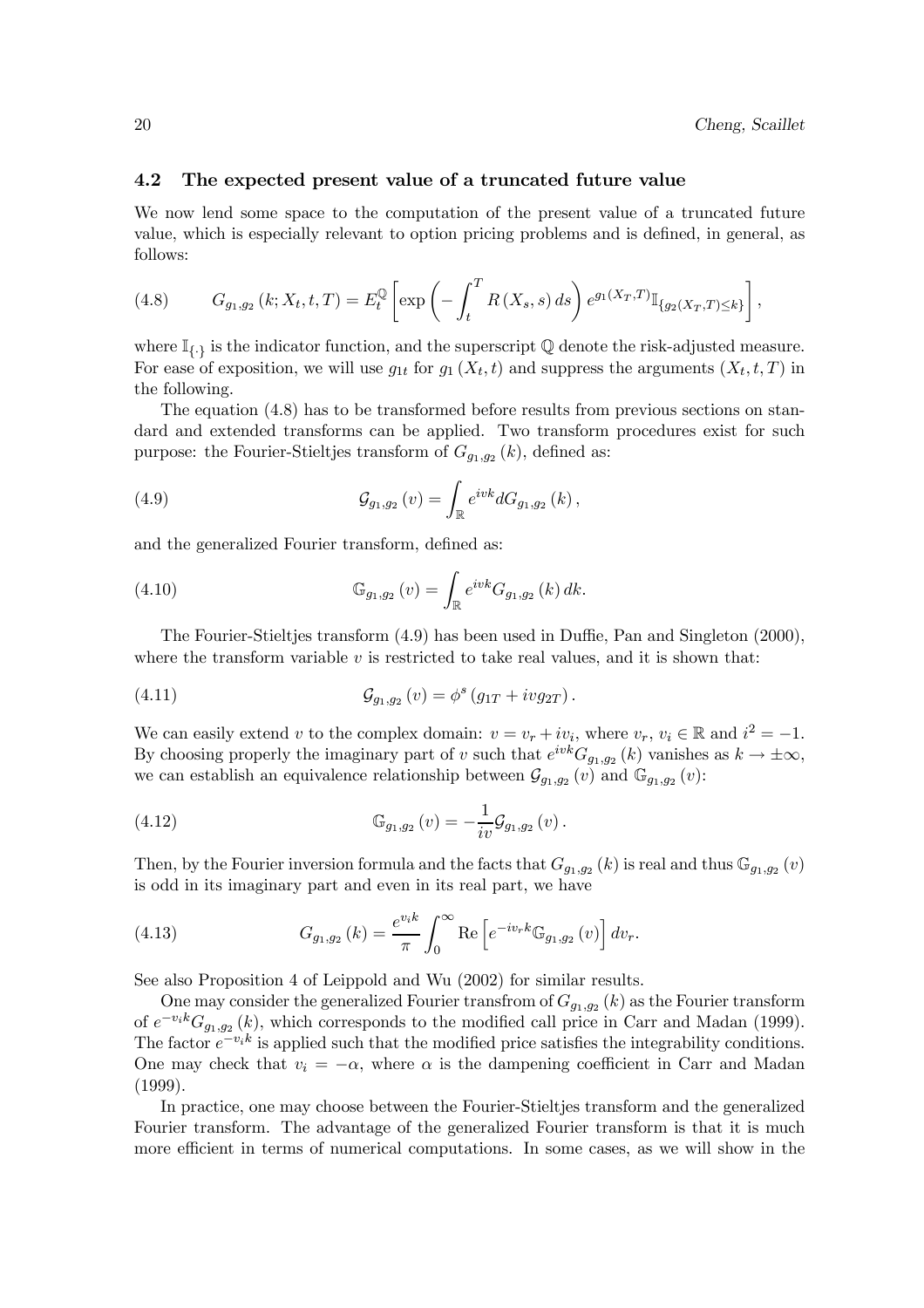### 4.2 The expected present value of a truncated future value

We now lend some space to the computation of the present value of a truncated future value, which is especially relevant to option pricing problems and is defined, in general, as follows:

$$G_{g_1,g_2}(k; X_t, t, T) = E_t^{\mathbb{Q}}\left[\exp\left(-\int_t^T R(X_s, s)\, ds\right) e^{g_1(X_T,T)} \mathbb{I}_{\{g_2(X_T,T)\leq k\}}\right], \tag{4.8}$$

where $\mathbb{I}_{\{.\}}$ is the indicator function, and the superscript $\mathbb{Q}$ denote the risk-adjusted measure. For ease of exposition, we will use $g_{1t}$ for $g_1(X_t, t)$ and suppress the arguments $(X_t, t, T)$ in the following.

The equation (4.8) has to be transformed before results from previous sections on standard and extended transforms can be applied. Two transform procedures exist for such purpose: the Fourier-Stieltjes transform of $G_{g_1,g_2}(k)$, defined as:

$$\mathcal{G}_{g_1,g_2}(v) = \int_{\mathbb{R}} e^{ivk} dG_{g_1,g_2}(k), \tag{4.9}$$

and the generalized Fourier transform, defined as:

$$\mathbb{G}_{g_1,g_2}(v) = \int_{\mathbb{R}} e^{ivk} G_{g_1,g_2}(k)\, dk. \tag{4.10}$$

The Fourier-Stieltjes transform (4.9) has been used in Duffie, Pan and Singleton (2000), where the transform variable $v$ is restricted to take real values, and it is shown that:

$$\mathcal{G}_{g_1,g_2}(v) = \phi^s(g_{1T} + ivg_{2T}). \tag{4.11}$$

We can easily extend $v$ to the complex domain: $v = v_r + iv_i$, where $v_r$, $v_i \in \mathbb{R}$ and $i^2 = -1$. By choosing properly the imaginary part of $v$ such that $e^{ivk} G_{g_1,g_2}(k)$ vanishes as $k \to \pm\infty$, we can establish an equivalence relationship between $\mathcal{G}_{g_1,g_2}(v)$ and $\mathbb{G}_{g_1,g_2}(v)$:

$$\mathbb{G}_{g_1,g_2}(v) = -\frac{1}{iv}\mathcal{G}_{g_1,g_2}(v). \tag{4.12}$$

Then, by the Fourier inversion formula and the facts that $G_{g_1,g_2}(k)$ is real and thus $\mathbb{G}_{g_1,g_2}(v)$ is odd in its imaginary part and even in its real part, we have

$$G_{g_1,g_2}(k) = \frac{e^{v_i k}}{\pi}\int_0^\infty \mathrm{Re}\left[e^{-iv_r k}\mathbb{G}_{g_1,g_2}(v)\right] dv_r. \tag{4.13}$$

See also Proposition 4 of Leippold and Wu (2002) for similar results.

One may consider the generalized Fourier transfrom of $G_{g_1,g_2}(k)$ as the Fourier transform of $e^{-v_i k} G_{g_1,g_2}(k)$, which corresponds to the modified call price in Carr and Madan (1999). The factor $e^{-v_i k}$ is applied such that the modified price satisfies the integrability conditions. One may check that $v_i = -\alpha$, where $\alpha$ is the dampening coefficient in Carr and Madan (1999).

In practice, one may choose between the Fourier-Stieltjes transform and the generalized Fourier transform. The advantage of the generalized Fourier transform is that it is much more efficient in terms of numerical computations. In some cases, as we will show in the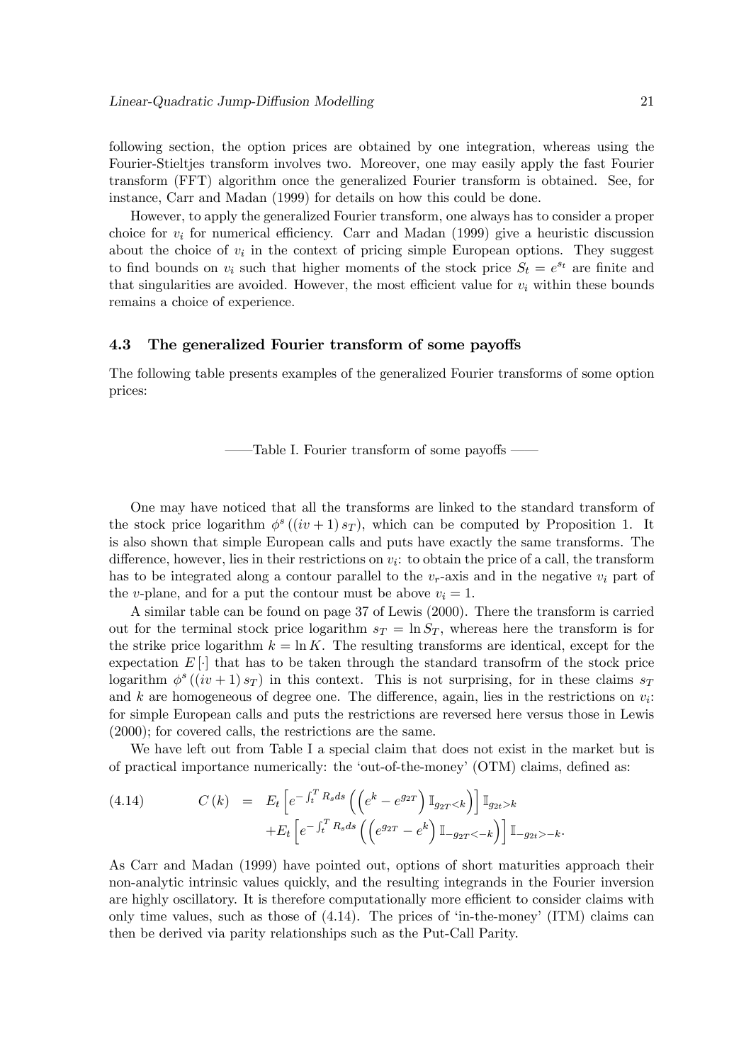following section, the option prices are obtained by one integration, whereas using the Fourier-Stieltjes transform involves two. Moreover, one may easily apply the fast Fourier transform (FFT) algorithm once the generalized Fourier transform is obtained. See, for instance, Carr and Madan (1999) for details on how this could be done.

However, to apply the generalized Fourier transform, one always has to consider a proper choice for $v_i$ for numerical efficiency. Carr and Madan (1999) give a heuristic discussion about the choice of $v_i$ in the context of pricing simple European options. They suggest to find bounds on $v_i$ such that higher moments of the stock price $S_t = e^{s_t}$ are finite and that singularities are avoided. However, the most efficient value for $v_i$ within these bounds remains a choice of experience.

### 4.3 The generalized Fourier transform of some payoffs

The following table presents examples of the generalized Fourier transforms of some option prices:

——Table I. Fourier transform of some payoffs ——

One may have noticed that all the transforms are linked to the standard transform of the stock price logarithm $\phi^s((iv+1)s_T)$, which can be computed by Proposition 1. It is also shown that simple European calls and puts have exactly the same transforms. The difference, however, lies in their restrictions on $v_i$: to obtain the price of a call, the transform has to be integrated along a contour parallel to the $v_r$-axis and in the negative $v_i$ part of the $v$-plane, and for a put the contour must be above $v_i = 1$.

A similar table can be found on page 37 of Lewis (2000). There the transform is carried out for the terminal stock price logarithm $s_T = \ln S_T$, whereas here the transform is for the strike price logarithm $k = \ln K$. The resulting transforms are identical, except for the expectation $E[\cdot]$ that has to be taken through the standard transofrm of the stock price logarithm $\phi^s((iv+1)s_T)$ in this context. This is not surprising, for in these claims $s_T$ and $k$ are homogeneous of degree one. The difference, again, lies in the restrictions on $v_i$: for simple European calls and puts the restrictions are reversed here versus those in Lewis (2000); for covered calls, the restrictions are the same.

We have left out from Table I a special claim that does not exist in the market but is of practical importance numerically: the 'out-of-the-money' (OTM) claims, defined as:

$$
\begin{aligned}
(4.14) \qquad C(k) \;=\; & E_t\left[e^{-\int_t^T R_s ds}\left(\left(e^k - e^{g_{2T}}\right)\mathbb{I}_{g_{2T}<k}\right)\right]\mathbb{I}_{g_{2t}>k} \\
& + E_t\left[e^{-\int_t^T R_s ds}\left(\left(e^{g_{2T}} - e^k\right)\mathbb{I}_{-g_{2T}<-k}\right)\right]\mathbb{I}_{-g_{2t}>-k}.
\end{aligned}
$$

As Carr and Madan (1999) have pointed out, options of short maturities approach their non-analytic intrinsic values quickly, and the resulting integrands in the Fourier inversion are highly oscillatory. It is therefore computationally more efficient to consider claims with only time values, such as those of (4.14). The prices of 'in-the-money' (ITM) claims can then be derived via parity relationships such as the Put-Call Parity.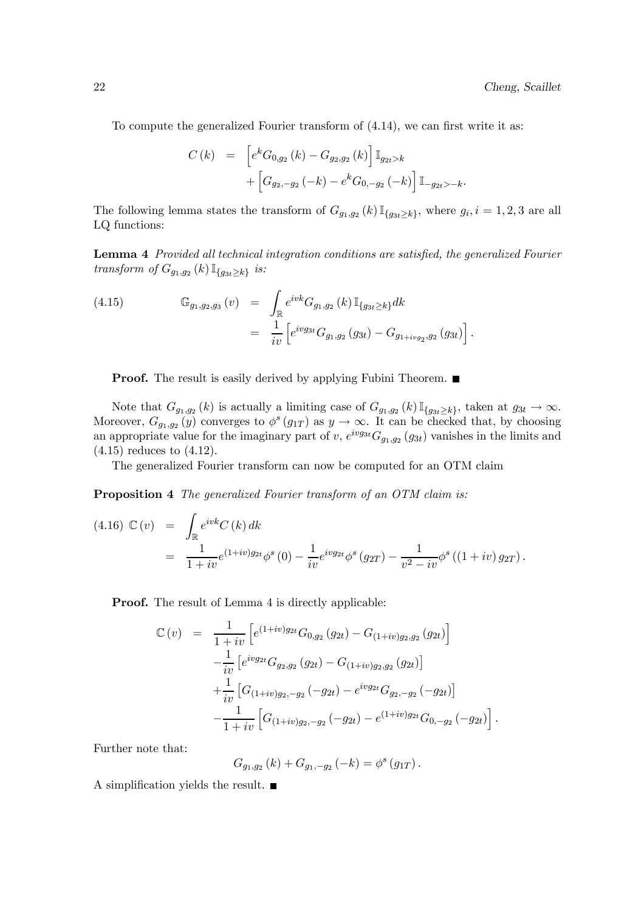To compute the generalized Fourier transform of (4.14), we can first write it as:

$$
\begin{aligned}
C(k) &= \left[e^k G_{0,g_2}(k) - G_{g_2,g_2}(k)\right]\mathbb{I}_{g_{2t}>k} \\
&\quad + \left[G_{g_2,-g_2}(-k) - e^k G_{0,-g_2}(-k)\right]\mathbb{I}_{-g_{2t}>-k}.
\end{aligned}
$$

The following lemma states the transform of $G_{g_1,g_2}(k)\mathbb{I}_{\{g_{3t}\geq k\}}$, where $g_i, i = 1,2,3$ are all LQ functions:

**Lemma 4** *Provided all technical integration conditions are satisfied, the generalized Fourier transform of $G_{g_1,g_2}(k)\mathbb{I}_{\{g_{3t}\geq k\}}$ is:*

$$
\begin{aligned}
\mathbb{G}_{g_1,g_2,g_3}(v) &= \int_{\mathbb{R}} e^{ivk} G_{g_1,g_2}(k)\mathbb{I}_{\{g_{3t}\geq k\}} dk \\
&= \frac{1}{iv}\left[e^{ivg_{3t}} G_{g_1,g_2}(g_{3t}) - G_{g_1+ivg_2,g_2}(g_{3t})\right].
\end{aligned} \tag{4.15}
$$

**Proof.** The result is easily derived by applying Fubini Theorem. ■

Note that $G_{g_1,g_2}(k)$ is actually a limiting case of $G_{g_1,g_2}(k)\mathbb{I}_{\{g_{3t}\geq k\}}$, taken at $g_{3t}\to\infty$. Moreover, $G_{g_1,g_2}(y)$ converges to $\phi^s(g_{1T})$ as $y\to\infty$. It can be checked that, by choosing an appropriate value for the imaginary part of $v$, $e^{ivg_{3t}}G_{g_1,g_2}(g_{3t})$ vanishes in the limits and (4.15) reduces to (4.12).

The generalized Fourier transform can now be computed for an OTM claim

**Proposition 4** *The generalized Fourier transform of an OTM claim is:*

$$
\begin{aligned}
\mathbb{C}(v) &= \int_{\mathbb{R}} e^{ivk} C(k)\, dk \\
&= \frac{1}{1+iv} e^{(1+iv)g_{2t}}\phi^s(0) - \frac{1}{iv} e^{ivg_{2t}}\phi^s(g_{2T}) - \frac{1}{v^2 - iv}\phi^s((1+iv)g_{2T}).
\end{aligned} \tag{4.16}
$$

**Proof.** The result of Lemma 4 is directly applicable:

$$
\begin{aligned}
\mathbb{C}(v) &= \frac{1}{1+iv}\left[e^{(1+iv)g_{2t}} G_{0,g_2}(g_{2t}) - G_{(1+iv)g_2,g_2}(g_{2t})\right] \\
&\quad - \frac{1}{iv}\left[e^{ivg_{2t}} G_{g_2,g_2}(g_{2t}) - G_{(1+iv)g_2,g_2}(g_{2t})\right] \\
&\quad + \frac{1}{iv}\left[G_{(1+iv)g_2,-g_2}(-g_{2t}) - e^{ivg_{2t}} G_{g_2,-g_2}(-g_{2t})\right] \\
&\quad - \frac{1}{1+iv}\left[G_{(1+iv)g_2,-g_2}(-g_{2t}) - e^{(1+iv)g_{2t}} G_{0,-g_2}(-g_{2t})\right].
\end{aligned}
$$

Further note that:

$$
G_{g_1,g_2}(k) + G_{g_1,-g_2}(-k) = \phi^s(g_{1T}).
$$

A simplification yields the result. ■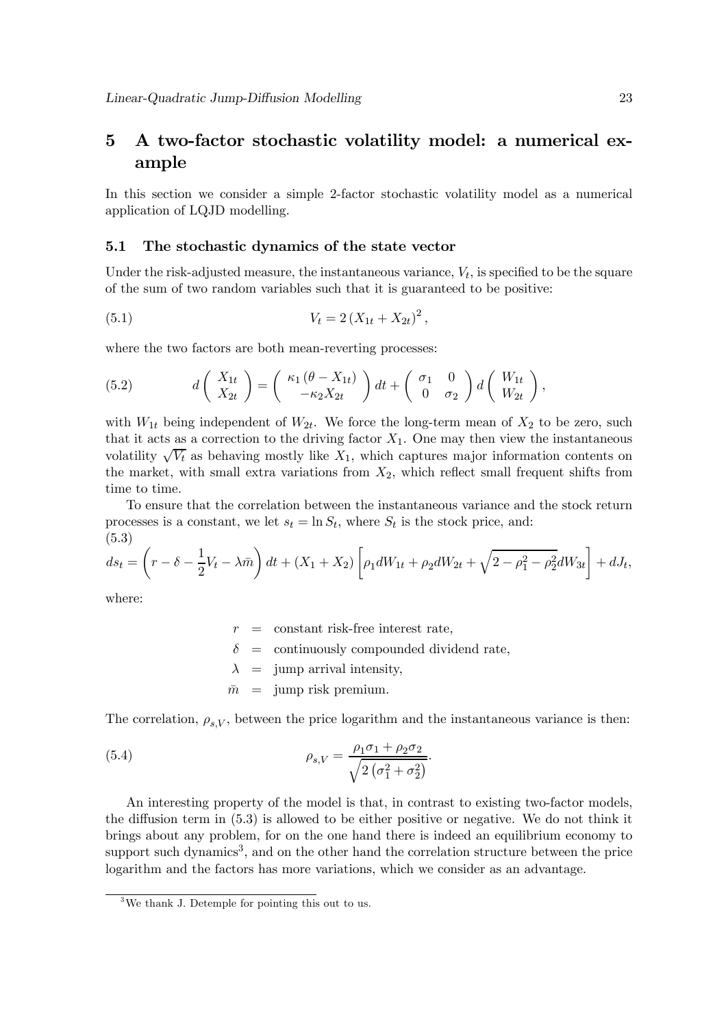# 5 A two-factor stochastic volatility model: a numerical example

In this section we consider a simple 2-factor stochastic volatility model as a numerical application of LQJD modelling.

## 5.1 The stochastic dynamics of the state vector

Under the risk-adjusted measure, the instantaneous variance, $V_t$, is specified to be the square of the sum of two random variables such that it is guaranteed to be positive:

$$V_t = 2\left(X_{1t} + X_{2t}\right)^2, \tag{5.1}$$

where the two factors are both mean-reverting processes:

$$d\begin{pmatrix} X_{1t} \\ X_{2t} \end{pmatrix} = \begin{pmatrix} \kappa_1\left(\theta - X_{1t}\right) \\ -\kappa_2 X_{2t} \end{pmatrix} dt + \begin{pmatrix} \sigma_1 & 0 \\ 0 & \sigma_2 \end{pmatrix} d\begin{pmatrix} W_{1t} \\ W_{2t} \end{pmatrix}, \tag{5.2}$$

with $W_{1t}$ being independent of $W_{2t}$. We force the long-term mean of $X_2$ to be zero, such that it acts as a correction to the driving factor $X_1$. One may then view the instantaneous volatility $\sqrt{V_t}$ as behaving mostly like $X_1$, which captures major information contents on the market, with small extra variations from $X_2$, which reflect small frequent shifts from time to time.

To ensure that the correlation between the instantaneous variance and the stock return processes is a constant, we let $s_t = \ln S_t$, where $S_t$ is the stock price, and:

$$ds_t = \left(r - \delta - \frac{1}{2}V_t - \lambda\bar{m}\right)dt + \left(X_1 + X_2\right)\left[\rho_1 dW_{1t} + \rho_2 dW_{2t} + \sqrt{2 - \rho_1^2 - \rho_2^2}\, dW_{3t}\right] + dJ_t, \tag{5.3}$$

where:

$r$ = constant risk-free interest rate,

$\delta$ = continuously compounded dividend rate,

$\lambda$ = jump arrival intensity,

$\bar{m}$ = jump risk premium.

The correlation, $\rho_{s,V}$, between the price logarithm and the instantaneous variance is then:

$$\rho_{s,V} = \frac{\rho_1\sigma_1 + \rho_2\sigma_2}{\sqrt{2\left(\sigma_1^2 + \sigma_2^2\right)}}. \tag{5.4}$$

An interesting property of the model is that, in contrast to existing two-factor models, the diffusion term in (5.3) is allowed to be either positive or negative. We do not think it brings about any problem, for on the one hand there is indeed an equilibrium economy to support such dynamics[3], and on the other hand the correlation structure between the price logarithm and the factors has more variations, which we consider as an advantage.

[3] We thank J. Detemple for pointing this out to us.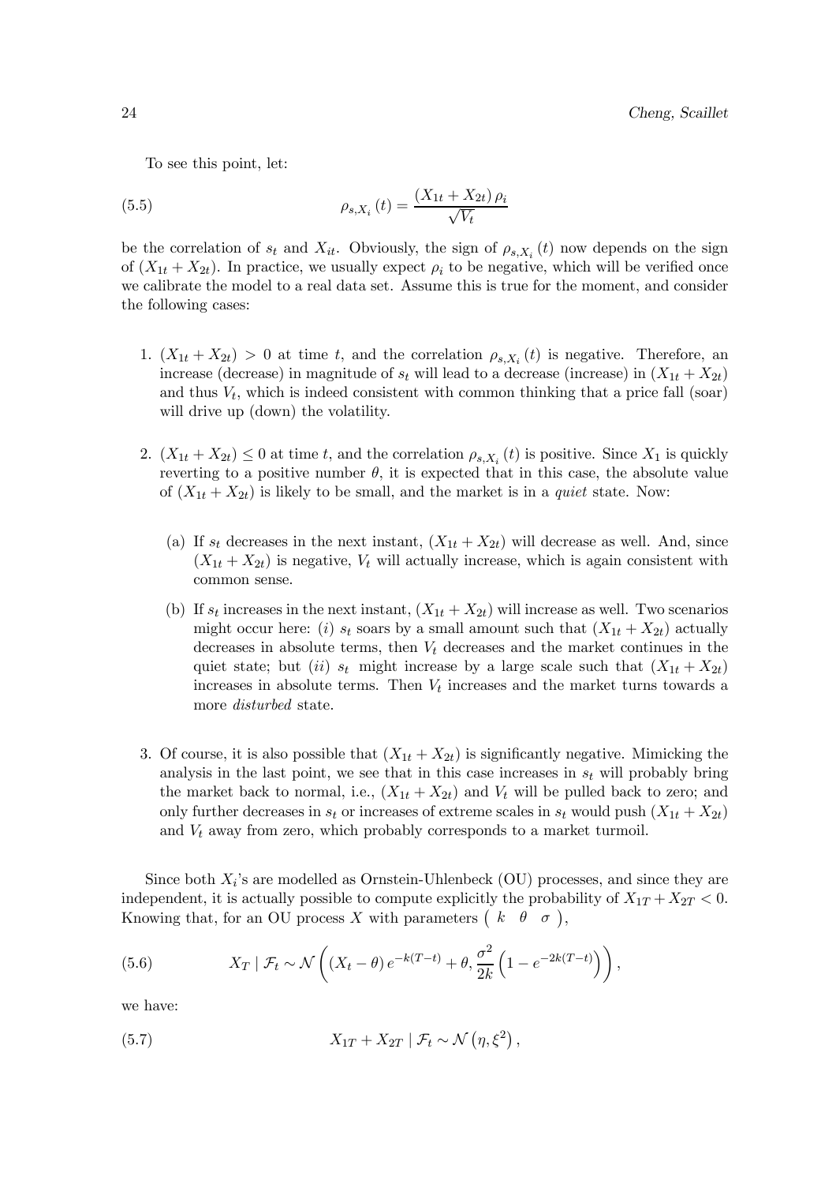To see this point, let:

$$\rho_{s,X_i}(t) = \frac{(X_{1t} + X_{2t})\,\rho_i}{\sqrt{V_t}} \tag{5.5}$$

be the correlation of $s_t$ and $X_{it}$. Obviously, the sign of $\rho_{s,X_i}(t)$ now depends on the sign of $(X_{1t} + X_{2t})$. In practice, we usually expect $\rho_i$ to be negative, which will be verified once we calibrate the model to a real data set. Assume this is true for the moment, and consider the following cases:

1. $(X_{1t} + X_{2t}) > 0$ at time $t$, and the correlation $\rho_{s,X_i}(t)$ is negative. Therefore, an increase (decrease) in magnitude of $s_t$ will lead to a decrease (increase) in $(X_{1t} + X_{2t})$ and thus $V_t$, which is indeed consistent with common thinking that a price fall (soar) will drive up (down) the volatility.

2. $(X_{1t} + X_{2t}) \leq 0$ at time $t$, and the correlation $\rho_{s,X_i}(t)$ is positive. Since $X_1$ is quickly reverting to a positive number $\theta$, it is expected that in this case, the absolute value of $(X_{1t} + X_{2t})$ is likely to be small, and the market is in a *quiet* state. Now:

   (a) If $s_t$ decreases in the next instant, $(X_{1t} + X_{2t})$ will decrease as well. And, since $(X_{1t} + X_{2t})$ is negative, $V_t$ will actually increase, which is again consistent with common sense.

   (b) If $s_t$ increases in the next instant, $(X_{1t} + X_{2t})$ will increase as well. Two scenarios might occur here: $(i)$ $s_t$ soars by a small amount such that $(X_{1t} + X_{2t})$ actually decreases in absolute terms, then $V_t$ decreases and the market continues in the quiet state; but $(ii)$ $s_t$ might increase by a large scale such that $(X_{1t} + X_{2t})$ increases in absolute terms. Then $V_t$ increases and the market turns towards a more *disturbed* state.

3. Of course, it is also possible that $(X_{1t} + X_{2t})$ is significantly negative. Mimicking the analysis in the last point, we see that in this case increases in $s_t$ will probably bring the market back to normal, i.e., $(X_{1t} + X_{2t})$ and $V_t$ will be pulled back to zero; and only further decreases in $s_t$ or increases of extreme scales in $s_t$ would push $(X_{1t} + X_{2t})$ and $V_t$ away from zero, which probably corresponds to a market turmoil.

Since both $X_i$'s are modelled as Ornstein-Uhlenbeck (OU) processes, and since they are independent, it is actually possible to compute explicitly the probability of $X_{1T} + X_{2T} < 0$. Knowing that, for an OU process $X$ with parameters $\begin{pmatrix} k & \theta & \sigma \end{pmatrix}$,

$$X_T \mid \mathcal{F}_t \sim \mathcal{N}\left( (X_t - \theta)\, e^{-k(T-t)} + \theta, \frac{\sigma^2}{2k}\left(1 - e^{-2k(T-t)}\right) \right), \tag{5.6}$$

we have:

$$X_{1T} + X_{2T} \mid \mathcal{F}_t \sim \mathcal{N}\left(\eta, \xi^2\right), \tag{5.7}$$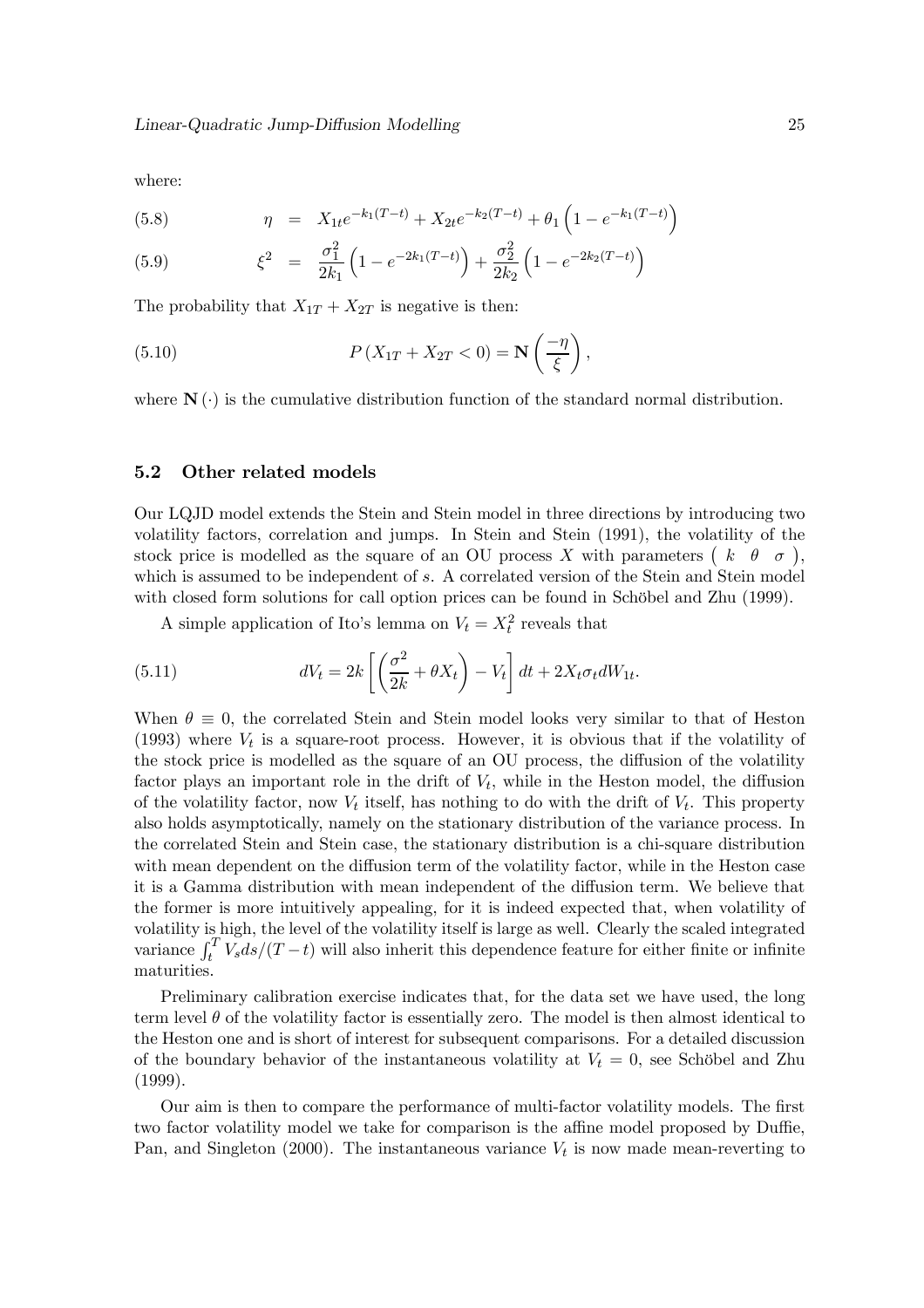where:

$$\eta = X_{1t}e^{-k_1(T-t)} + X_{2t}e^{-k_2(T-t)} + \theta_1\left(1 - e^{-k_1(T-t)}\right) \tag{5.8}$$

$$\xi^2 = \frac{\sigma_1^2}{2k_1}\left(1 - e^{-2k_1(T-t)}\right) + \frac{\sigma_2^2}{2k_2}\left(1 - e^{-2k_2(T-t)}\right) \tag{5.9}$$

The probability that $X_{1T} + X_{2T}$ is negative is then:

$$P\left(X_{1T} + X_{2T} < 0\right) = \mathbf{N}\left(\frac{-\eta}{\xi}\right), \tag{5.10}$$

where $\mathbf{N}(\cdot)$ is the cumulative distribution function of the standard normal distribution.

### 5.2 Other related models

Our LQJD model extends the Stein and Stein model in three directions by introducing two volatility factors, correlation and jumps. In Stein and Stein (1991), the volatility of the stock price is modelled as the square of an OU process $X$ with parameters $\begin{pmatrix} k & \theta & \sigma \end{pmatrix}$, which is assumed to be independent of $s$. A correlated version of the Stein and Stein model with closed form solutions for call option prices can be found in Schöbel and Zhu (1999).

A simple application of Ito's lemma on $V_t = X_t^2$ reveals that

$$dV_t = 2k\left[\left(\frac{\sigma^2}{2k} + \theta X_t\right) - V_t\right]dt + 2X_t\sigma_t dW_{1t}. \tag{5.11}$$

When $\theta \equiv 0$, the correlated Stein and Stein model looks very similar to that of Heston (1993) where $V_t$ is a square-root process. However, it is obvious that if the volatility of the stock price is modelled as the square of an OU process, the diffusion of the volatility factor plays an important role in the drift of $V_t$, while in the Heston model, the diffusion of the volatility factor, now $V_t$ itself, has nothing to do with the drift of $V_t$. This property also holds asymptotically, namely on the stationary distribution of the variance process. In the correlated Stein and Stein case, the stationary distribution is a chi-square distribution with mean dependent on the diffusion term of the volatility factor, while in the Heston case it is a Gamma distribution with mean independent of the diffusion term. We believe that the former is more intuitively appealing, for it is indeed expected that, when volatility of volatility is high, the level of the volatility itself is large as well. Clearly the scaled integrated variance $\int_t^T V_s ds/(T-t)$ will also inherit this dependence feature for either finite or infinite maturities.

Preliminary calibration exercise indicates that, for the data set we have used, the long term level $\theta$ of the volatility factor is essentially zero. The model is then almost identical to the Heston one and is short of interest for subsequent comparisons. For a detailed discussion of the boundary behavior of the instantaneous volatility at $V_t = 0$, see Schöbel and Zhu (1999).

Our aim is then to compare the performance of multi-factor volatility models. The first two factor volatility model we take for comparison is the affine model proposed by Duffie, Pan, and Singleton (2000). The instantaneous variance $V_t$ is now made mean-reverting to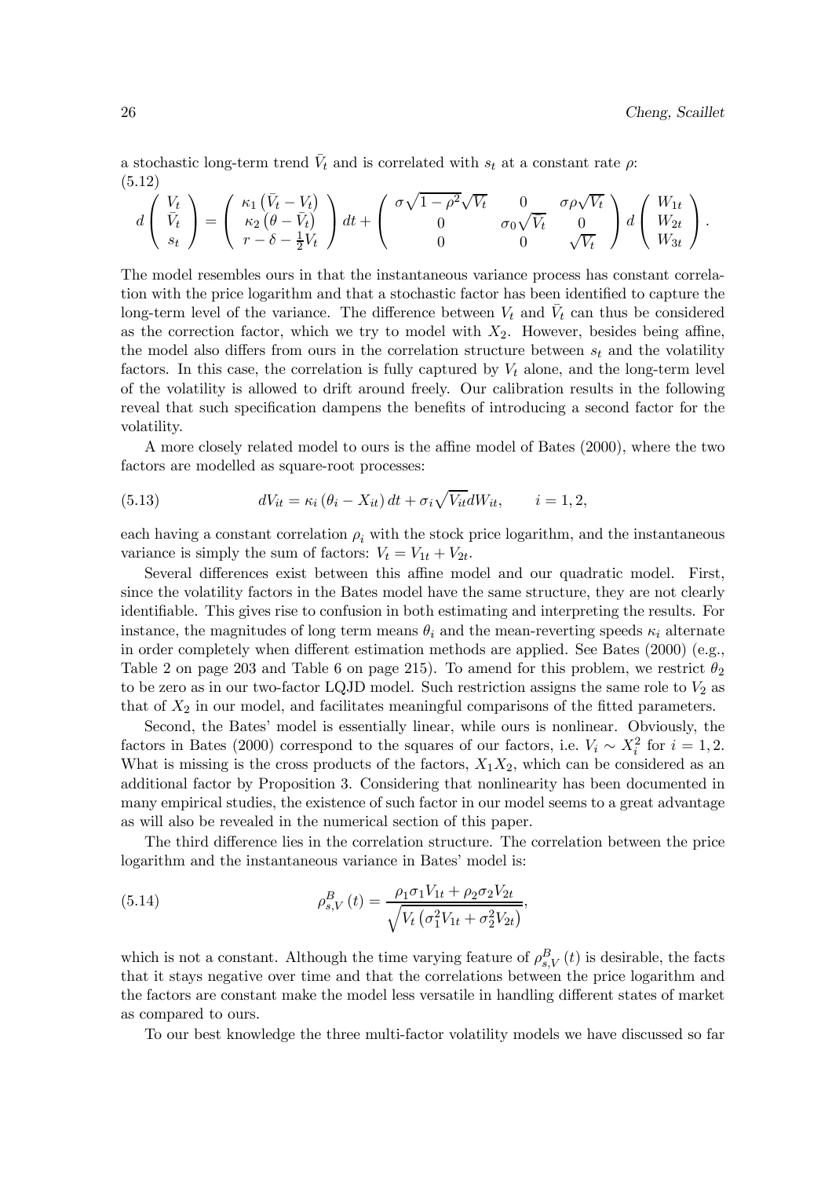a stochastic long-term trend $\bar{V}_t$ and is correlated with $s_t$ at a constant rate $\rho$:

(5.12)

$$d\begin{pmatrix} V_t \\ \bar{V}_t \\ s_t \end{pmatrix} = \begin{pmatrix} \kappa_1\left(\bar{V}_t - V_t\right) \\ \kappa_2\left(\theta - \bar{V}_t\right) \\ r - \delta - \frac{1}{2}V_t \end{pmatrix} dt + \begin{pmatrix} \sigma\sqrt{1-\rho^2}\sqrt{V_t} & 0 & \sigma\rho\sqrt{V_t} \\ 0 & \sigma_0\sqrt{\bar{V}_t} & 0 \\ 0 & 0 & \sqrt{V_t} \end{pmatrix} d\begin{pmatrix} W_{1t} \\ W_{2t} \\ W_{3t} \end{pmatrix}.$$

The model resembles ours in that the instantaneous variance process has constant correlation with the price logarithm and that a stochastic factor has been identified to capture the long-term level of the variance. The difference between $V_t$ and $\bar{V}_t$ can thus be considered as the correction factor, which we try to model with $X_2$. However, besides being affine, the model also differs from ours in the correlation structure between $s_t$ and the volatility factors. In this case, the correlation is fully captured by $V_t$ alone, and the long-term level of the volatility is allowed to drift around freely. Our calibration results in the following reveal that such specification dampens the benefits of introducing a second factor for the volatility.

A more closely related model to ours is the affine model of Bates (2000), where the two factors are modelled as square-root processes:

$$dV_{it} = \kappa_i\left(\theta_i - X_{it}\right)dt + \sigma_i\sqrt{V_{it}}dW_{it}, \qquad i = 1, 2, \tag{5.13}$$

each having a constant correlation $\rho_i$ with the stock price logarithm, and the instantaneous variance is simply the sum of factors: $V_t = V_{1t} + V_{2t}$.

Several differences exist between this affine model and our quadratic model. First, since the volatility factors in the Bates model have the same structure, they are not clearly identifiable. This gives rise to confusion in both estimating and interpreting the results. For instance, the magnitudes of long term means $\theta_i$ and the mean-reverting speeds $\kappa_i$ alternate in order completely when different estimation methods are applied. See Bates (2000) (e.g., Table 2 on page 203 and Table 6 on page 215). To amend for this problem, we restrict $\theta_2$ to be zero as in our two-factor LQJD model. Such restriction assigns the same role to $V_2$ as that of $X_2$ in our model, and facilitates meaningful comparisons of the fitted parameters.

Second, the Bates' model is essentially linear, while ours is nonlinear. Obviously, the factors in Bates (2000) correspond to the squares of our factors, i.e. $V_i \sim X_i^2$ for $i = 1, 2$. What is missing is the cross products of the factors, $X_1X_2$, which can be considered as an additional factor by Proposition 3. Considering that nonlinearity has been documented in many empirical studies, the existence of such factor in our model seems to a great advantage as will also be revealed in the numerical section of this paper.

The third difference lies in the correlation structure. The correlation between the price logarithm and the instantaneous variance in Bates' model is:

$$\rho_{s,V}^{B}\left(t\right) = \frac{\rho_1\sigma_1V_{1t} + \rho_2\sigma_2V_{2t}}{\sqrt{V_t\left(\sigma_1^2V_{1t} + \sigma_2^2V_{2t}\right)}}, \tag{5.14}$$

which is not a constant. Although the time varying feature of $\rho_{s,V}^{B}\left(t\right)$ is desirable, the facts that it stays negative over time and that the correlations between the price logarithm and the factors are constant make the model less versatile in handling different states of market as compared to ours.

To our best knowledge the three multi-factor volatility models we have discussed so far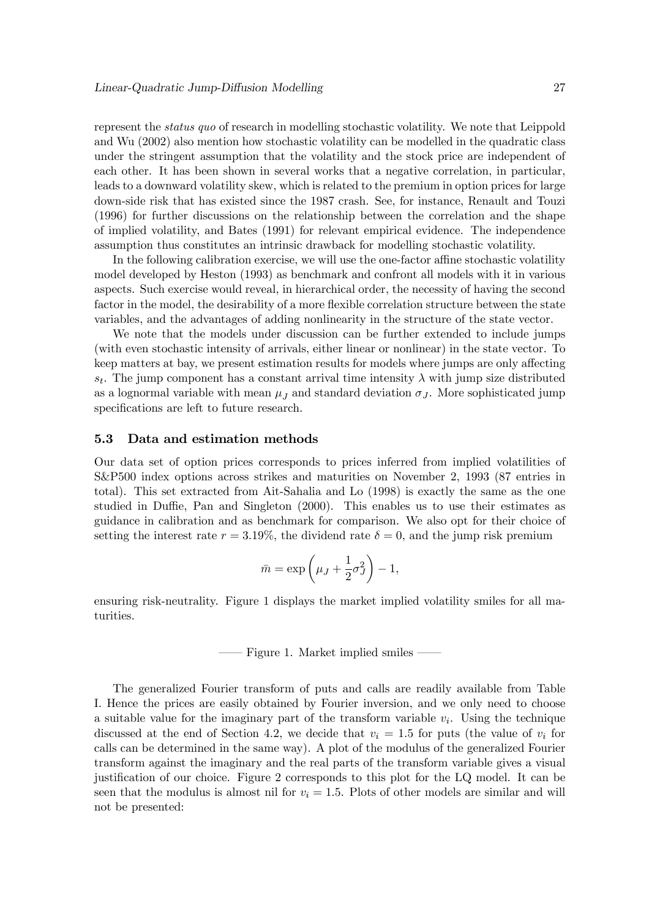represent the *status quo* of research in modelling stochastic volatility. We note that Leippold and Wu (2002) also mention how stochastic volatility can be modelled in the quadratic class under the stringent assumption that the volatility and the stock price are independent of each other. It has been shown in several works that a negative correlation, in particular, leads to a downward volatility skew, which is related to the premium in option prices for large down-side risk that has existed since the 1987 crash. See, for instance, Renault and Touzi (1996) for further discussions on the relationship between the correlation and the shape of implied volatility, and Bates (1991) for relevant empirical evidence. The independence assumption thus constitutes an intrinsic drawback for modelling stochastic volatility.

In the following calibration exercise, we will use the one-factor affine stochastic volatility model developed by Heston (1993) as benchmark and confront all models with it in various aspects. Such exercise would reveal, in hierarchical order, the necessity of having the second factor in the model, the desirability of a more flexible correlation structure between the state variables, and the advantages of adding nonlinearity in the structure of the state vector.

We note that the models under discussion can be further extended to include jumps (with even stochastic intensity of arrivals, either linear or nonlinear) in the state vector. To keep matters at bay, we present estimation results for models where jumps are only affecting $s_t$. The jump component has a constant arrival time intensity $\lambda$ with jump size distributed as a lognormal variable with mean $\mu_J$ and standard deviation $\sigma_J$. More sophisticated jump specifications are left to future research.

### 5.3 Data and estimation methods

Our data set of option prices corresponds to prices inferred from implied volatilities of S&P500 index options across strikes and maturities on November 2, 1993 (87 entries in total). This set extracted from Ait-Sahalia and Lo (1998) is exactly the same as the one studied in Duffie, Pan and Singleton (2000). This enables us to use their estimates as guidance in calibration and as benchmark for comparison. We also opt for their choice of setting the interest rate $r = 3.19\%$, the dividend rate $\delta = 0$, and the jump risk premium

$$\bar{m} = \exp\left(\mu_J + \frac{1}{2}\sigma_J^2\right) - 1,$$

ensuring risk-neutrality. Figure 1 displays the market implied volatility smiles for all maturities.

—— Figure 1. Market implied smiles ——

The generalized Fourier transform of puts and calls are readily available from Table I. Hence the prices are easily obtained by Fourier inversion, and we only need to choose a suitable value for the imaginary part of the transform variable $v_i$. Using the technique discussed at the end of Section 4.2, we decide that $v_i = 1.5$ for puts (the value of $v_i$ for calls can be determined in the same way). A plot of the modulus of the generalized Fourier transform against the imaginary and the real parts of the transform variable gives a visual justification of our choice. Figure 2 corresponds to this plot for the LQ model. It can be seen that the modulus is almost nil for $v_i = 1.5$. Plots of other models are similar and will not be presented: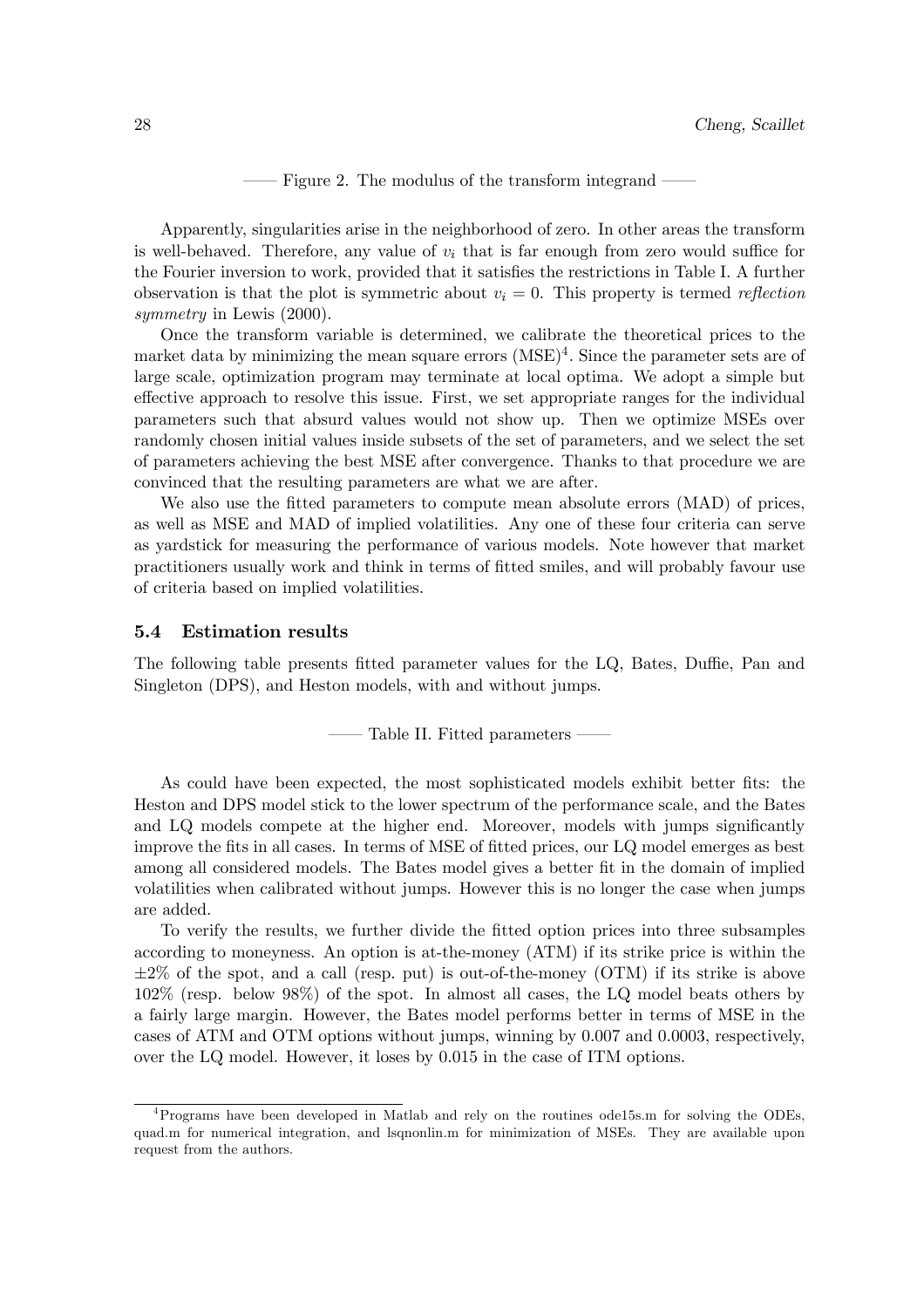—— Figure 2. The modulus of the transform integrand ——

Apparently, singularities arise in the neighborhood of zero. In other areas the transform is well-behaved. Therefore, any value of $v_i$ that is far enough from zero would suffice for the Fourier inversion to work, provided that it satisfies the restrictions in Table I. A further observation is that the plot is symmetric about $v_i = 0$. This property is termed *reflection symmetry* in Lewis (2000).

Once the transform variable is determined, we calibrate the theoretical prices to the market data by minimizing the mean square errors (MSE)[4]. Since the parameter sets are of large scale, optimization program may terminate at local optima. We adopt a simple but effective approach to resolve this issue. First, we set appropriate ranges for the individual parameters such that absurd values would not show up. Then we optimize MSEs over randomly chosen initial values inside subsets of the set of parameters, and we select the set of parameters achieving the best MSE after convergence. Thanks to that procedure we are convinced that the resulting parameters are what we are after.

We also use the fitted parameters to compute mean absolute errors (MAD) of prices, as well as MSE and MAD of implied volatilities. Any one of these four criteria can serve as yardstick for measuring the performance of various models. Note however that market practitioners usually work and think in terms of fitted smiles, and will probably favour use of criteria based on implied volatilities.

### 5.4 Estimation results

The following table presents fitted parameter values for the LQ, Bates, Duffie, Pan and Singleton (DPS), and Heston models, with and without jumps.

—— Table II. Fitted parameters ——

As could have been expected, the most sophisticated models exhibit better fits: the Heston and DPS model stick to the lower spectrum of the performance scale, and the Bates and LQ models compete at the higher end. Moreover, models with jumps significantly improve the fits in all cases. In terms of MSE of fitted prices, our LQ model emerges as best among all considered models. The Bates model gives a better fit in the domain of implied volatilities when calibrated without jumps. However this is no longer the case when jumps are added.

To verify the results, we further divide the fitted option prices into three subsamples according to moneyness. An option is at-the-money (ATM) if its strike price is within the $\pm 2\%$ of the spot, and a call (resp. put) is out-of-the-money (OTM) if its strike is above 102% (resp. below 98%) of the spot. In almost all cases, the LQ model beats others by a fairly large margin. However, the Bates model performs better in terms of MSE in the cases of ATM and OTM options without jumps, winning by 0.007 and 0.0003, respectively, over the LQ model. However, it loses by 0.015 in the case of ITM options.

[4] Programs have been developed in Matlab and rely on the routines ode15s.m for solving the ODEs, quad.m for numerical integration, and lsqnonlin.m for minimization of MSEs. They are available upon request from the authors.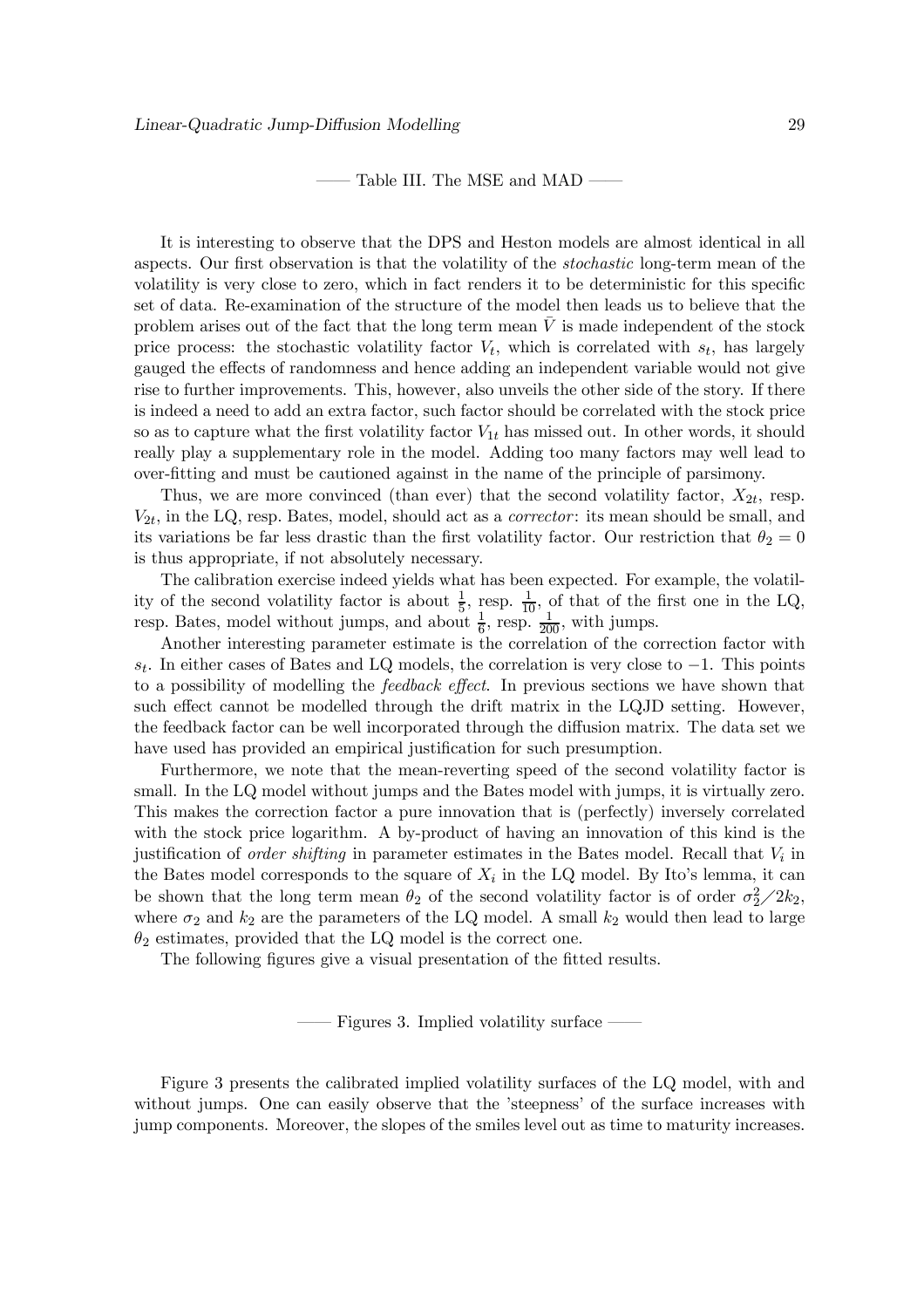—— Table III. The MSE and MAD ——

It is interesting to observe that the DPS and Heston models are almost identical in all aspects. Our first observation is that the volatility of the *stochastic* long-term mean of the volatility is very close to zero, which in fact renders it to be deterministic for this specific set of data. Re-examination of the structure of the model then leads us to believe that the problem arises out of the fact that the long term mean $\bar{V}$ is made independent of the stock price process: the stochastic volatility factor $V_t$, which is correlated with $s_t$, has largely gauged the effects of randomness and hence adding an independent variable would not give rise to further improvements. This, however, also unveils the other side of the story. If there is indeed a need to add an extra factor, such factor should be correlated with the stock price so as to capture what the first volatility factor $V_{1t}$ has missed out. In other words, it should really play a supplementary role in the model. Adding too many factors may well lead to over-fitting and must be cautioned against in the name of the principle of parsimony.

Thus, we are more convinced (than ever) that the second volatility factor, $X_{2t}$, resp. $V_{2t}$, in the LQ, resp. Bates, model, should act as a *corrector*: its mean should be small, and its variations be far less drastic than the first volatility factor. Our restriction that $\theta_2 = 0$ is thus appropriate, if not absolutely necessary.

The calibration exercise indeed yields what has been expected. For example, the volatility of the second volatility factor is about $\frac{1}{5}$, resp. $\frac{1}{10}$, of that of the first one in the LQ, resp. Bates, model without jumps, and about $\frac{1}{6}$, resp. $\frac{1}{200}$, with jumps.

Another interesting parameter estimate is the correlation of the correction factor with $s_t$. In either cases of Bates and LQ models, the correlation is very close to $-1$. This points to a possibility of modelling the *feedback effect*. In previous sections we have shown that such effect cannot be modelled through the drift matrix in the LQJD setting. However, the feedback factor can be well incorporated through the diffusion matrix. The data set we have used has provided an empirical justification for such presumption.

Furthermore, we note that the mean-reverting speed of the second volatility factor is small. In the LQ model without jumps and the Bates model with jumps, it is virtually zero. This makes the correction factor a pure innovation that is (perfectly) inversely correlated with the stock price logarithm. A by-product of having an innovation of this kind is the justification of *order shifting* in parameter estimates in the Bates model. Recall that $V_i$ in the Bates model corresponds to the square of $X_i$ in the LQ model. By Ito's lemma, it can be shown that the long term mean $\theta_2$ of the second volatility factor is of order $\sigma_2^2 / 2k_2$, where $\sigma_2$ and $k_2$ are the parameters of the LQ model. A small $k_2$ would then lead to large $\theta_2$ estimates, provided that the LQ model is the correct one.

The following figures give a visual presentation of the fitted results.

—— Figures 3. Implied volatility surface ——

Figure 3 presents the calibrated implied volatility surfaces of the LQ model, with and without jumps. One can easily observe that the 'steepness' of the surface increases with jump components. Moreover, the slopes of the smiles level out as time to maturity increases.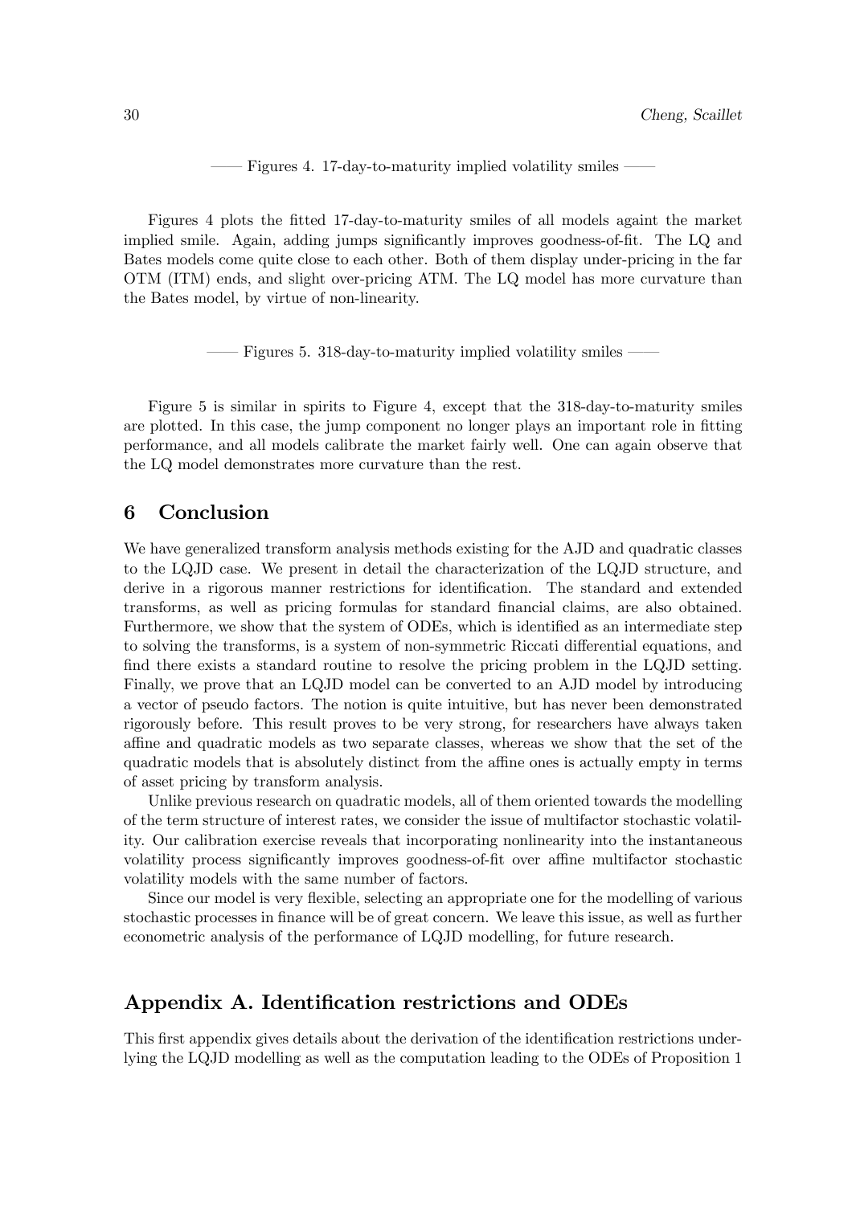—— Figures 4. 17-day-to-maturity implied volatility smiles ——

Figures 4 plots the fitted 17-day-to-maturity smiles of all models againt the market implied smile. Again, adding jumps significantly improves goodness-of-fit. The LQ and Bates models come quite close to each other. Both of them display under-pricing in the far OTM (ITM) ends, and slight over-pricing ATM. The LQ model has more curvature than the Bates model, by virtue of non-linearity.

—— Figures 5. 318-day-to-maturity implied volatility smiles ——

Figure 5 is similar in spirits to Figure 4, except that the 318-day-to-maturity smiles are plotted. In this case, the jump component no longer plays an important role in fitting performance, and all models calibrate the market fairly well. One can again observe that the LQ model demonstrates more curvature than the rest.

## 6 Conclusion

We have generalized transform analysis methods existing for the AJD and quadratic classes to the LQJD case. We present in detail the characterization of the LQJD structure, and derive in a rigorous manner restrictions for identification. The standard and extended transforms, as well as pricing formulas for standard financial claims, are also obtained. Furthermore, we show that the system of ODEs, which is identified as an intermediate step to solving the transforms, is a system of non-symmetric Riccati differential equations, and find there exists a standard routine to resolve the pricing problem in the LQJD setting. Finally, we prove that an LQJD model can be converted to an AJD model by introducing a vector of pseudo factors. The notion is quite intuitive, but has never been demonstrated rigorously before. This result proves to be very strong, for researchers have always taken affine and quadratic models as two separate classes, whereas we show that the set of the quadratic models that is absolutely distinct from the affine ones is actually empty in terms of asset pricing by transform analysis.

Unlike previous research on quadratic models, all of them oriented towards the modelling of the term structure of interest rates, we consider the issue of multifactor stochastic volatility. Our calibration exercise reveals that incorporating nonlinearity into the instantaneous volatility process significantly improves goodness-of-fit over affine multifactor stochastic volatility models with the same number of factors.

Since our model is very flexible, selecting an appropriate one for the modelling of various stochastic processes in finance will be of great concern. We leave this issue, as well as further econometric analysis of the performance of LQJD modelling, for future research.

## Appendix A. Identification restrictions and ODEs

This first appendix gives details about the derivation of the identification restrictions underlying the LQJD modelling as well as the computation leading to the ODEs of Proposition 1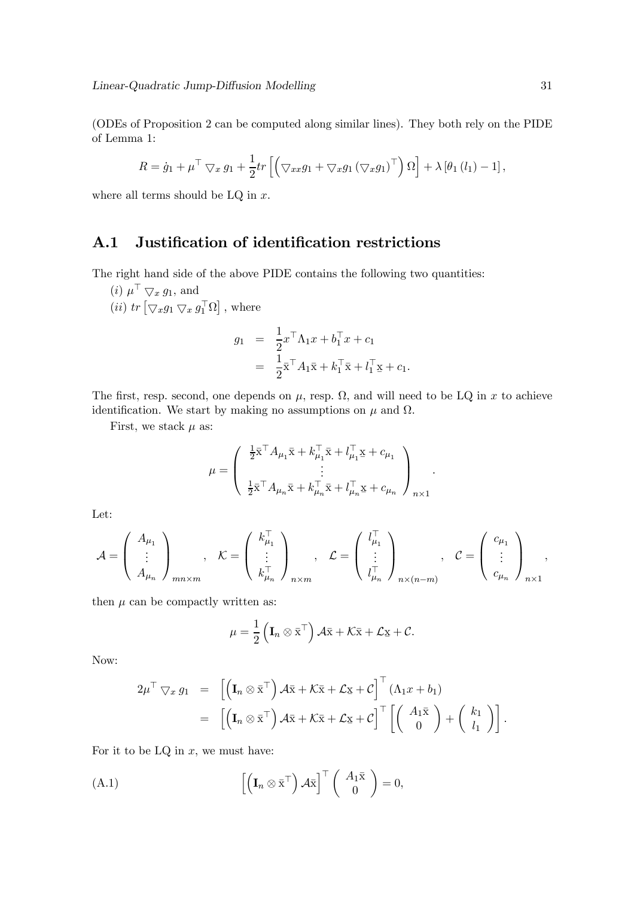(ODEs of Proposition 2 can be computed along similar lines). They both rely on the PIDE of Lemma 1:

$$R = \dot{g}_1 + \mu^\top \bigtriangledown_x g_1 + \frac{1}{2} tr\left[\left(\bigtriangledown_{xx} g_1 + \bigtriangledown_x g_1 \left(\bigtriangledown_x g_1\right)^\top\right)\Omega\right] + \lambda\left[\theta_1\left(l_1\right) - 1\right],$$

where all terms should be LQ in $x$.

## A.1 Justification of identification restrictions

The right hand side of the above PIDE contains the following two quantities:

$(i)$ $\mu^\top \bigtriangledown_x g_1$, and

$(ii)$ $tr\left[\bigtriangledown_x g_1 \bigtriangledown_x g_1^\top \Omega\right]$, where

$$\begin{aligned} g_1 &= \frac{1}{2} x^\top \Lambda_1 x + b_1^\top x + c_1 \\ &= \frac{1}{2} \bar{\mathrm{x}}^\top A_1 \bar{\mathrm{x}} + k_1^\top \bar{\mathrm{x}} + l_1^\top \underline{\mathrm{x}} + c_1. \end{aligned}$$

The first, resp. second, one depends on $\mu$, resp. $\Omega$, and will need to be LQ in $x$ to achieve identification. We start by making no assumptions on $\mu$ and $\Omega$.

First, we stack $\mu$ as:

$$\mu = \left(\begin{array}{c} \frac{1}{2}\bar{\mathrm{x}}^\top A_{\mu_1}\bar{\mathrm{x}} + k_{\mu_1}^\top \bar{\mathrm{x}} + l_{\mu_1}^\top \underline{\mathrm{x}} + c_{\mu_1} \\ \vdots \\ \frac{1}{2}\bar{\mathrm{x}}^\top A_{\mu_n}\bar{\mathrm{x}} + k_{\mu_n}^\top \bar{\mathrm{x}} + l_{\mu_n}^\top \underline{\mathrm{x}} + c_{\mu_n} \end{array}\right)_{n\times 1}.$$

Let:

$$\mathcal{A} = \left(\begin{array}{c} A_{\mu_1} \\ \vdots \\ A_{\mu_n} \end{array}\right)_{mn\times m}, \quad \mathcal{K} = \left(\begin{array}{c} k_{\mu_1}^\top \\ \vdots \\ k_{\mu_n}^\top \end{array}\right)_{n\times m}, \quad \mathcal{L} = \left(\begin{array}{c} l_{\mu_1}^\top \\ \vdots \\ l_{\mu_n}^\top \end{array}\right)_{n\times (n-m)}, \quad \mathcal{C} = \left(\begin{array}{c} c_{\mu_1} \\ \vdots \\ c_{\mu_n} \end{array}\right)_{n\times 1},$$

then $\mu$ can be compactly written as:

$$\mu = \frac{1}{2}\left(\mathbf{I}_n \otimes \bar{\mathrm{x}}^\top\right)\mathcal{A}\bar{\mathrm{x}} + \mathcal{K}\bar{\mathrm{x}} + \mathcal{L}\underline{\mathrm{x}} + \mathcal{C}.$$

Now:

$$\begin{aligned} 2\mu^\top \bigtriangledown_x g_1 &= \left[\left(\mathbf{I}_n \otimes \bar{\mathrm{x}}^\top\right)\mathcal{A}\bar{\mathrm{x}} + \mathcal{K}\bar{\mathrm{x}} + \mathcal{L}\underline{\mathrm{x}} + \mathcal{C}\right]^\top \left(\Lambda_1 x + b_1\right) \\ &= \left[\left(\mathbf{I}_n \otimes \bar{\mathrm{x}}^\top\right)\mathcal{A}\bar{\mathrm{x}} + \mathcal{K}\bar{\mathrm{x}} + \mathcal{L}\underline{\mathrm{x}} + \mathcal{C}\right]^\top \left[\left(\begin{array}{c} A_1\bar{\mathrm{x}} \\ 0 \end{array}\right) + \left(\begin{array}{c} k_1 \\ l_1 \end{array}\right)\right]. \end{aligned}$$

For it to be LQ in $x$, we must have:

$$\text{(A.1)} \qquad \left[\left(\mathbf{I}_n \otimes \bar{\mathrm{x}}^\top\right)\mathcal{A}\bar{\mathrm{x}}\right]^\top \left(\begin{array}{c} A_1\bar{\mathrm{x}} \\ 0 \end{array}\right) = 0,$$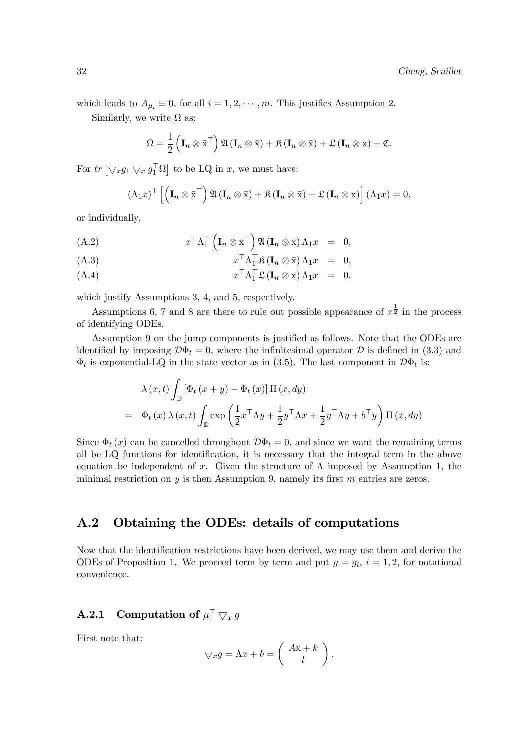which leads to $A_{\mu_i} \equiv 0$, for all $i = 1, 2, \cdots, m$. This justifies Assumption 2.

Similarly, we write $\Omega$ as:

$$\Omega = \frac{1}{2}\left(\mathbf{I}_n \otimes \bar{\mathrm{x}}^\top\right)\mathfrak{A}\left(\mathbf{I}_n \otimes \bar{\mathrm{x}}\right) + \mathfrak{K}\left(\mathbf{I}_n \otimes \bar{\mathrm{x}}\right) + \mathfrak{L}\left(\mathbf{I}_n \otimes \underline{\mathrm{x}}\right) + \mathfrak{C}.$$

For $tr\left[\bigtriangledown_x g_1 \bigtriangledown_x g_1^\top \Omega\right]$ to be LQ in $x$, we must have:

$$\left(\Lambda_1 x\right)^\top\left[\left(\mathbf{I}_n \otimes \bar{\mathrm{x}}^\top\right)\mathfrak{A}\left(\mathbf{I}_n \otimes \bar{\mathrm{x}}\right) + \mathfrak{K}\left(\mathbf{I}_n \otimes \bar{\mathrm{x}}\right) + \mathfrak{L}\left(\mathbf{I}_n \otimes \underline{\mathrm{x}}\right)\right]\left(\Lambda_1 x\right) = 0,$$

or individually,

$$x^\top \Lambda_1^\top \left(\mathbf{I}_n \otimes \bar{\mathrm{x}}^\top\right)\mathfrak{A}\left(\mathbf{I}_n \otimes \bar{\mathrm{x}}\right)\Lambda_1 x = 0, \tag{A.2}$$

$$x^\top \Lambda_1^\top \mathfrak{K}\left(\mathbf{I}_n \otimes \bar{\mathrm{x}}\right)\Lambda_1 x = 0, \tag{A.3}$$

$$x^\top \Lambda_1^\top \mathfrak{L}\left(\mathbf{I}_n \otimes \underline{\mathrm{x}}\right)\Lambda_1 x = 0, \tag{A.4}$$

which justify Assumptions 3, 4, and 5, respectively.

Assumptions 6, 7 and 8 are there to rule out possible appearance of $x^{\frac{1}{2}}$ in the process of identifying ODEs.

Assumption 9 on the jump components is justified as follows. Note that the ODEs are identified by imposing $\mathcal{D}\Phi_t = 0$, where the infinitesimal operator $\mathcal{D}$ is defined in (3.3) and $\Phi_t$ is exponential-LQ in the state vector as in (3.5). The last component in $\mathcal{D}\Phi_t$ is:

$$\begin{aligned}
&\lambda\left(x,t\right)\int_{\mathbb{D}}\left[\Phi_t\left(x+y\right) - \Phi_t\left(x\right)\right]\Pi\left(x,dy\right) \\
=\ &\Phi_t\left(x\right)\lambda\left(x,t\right)\int_{\mathbb{D}}\exp\left(\frac{1}{2}x^\top\Lambda y + \frac{1}{2}y^\top\Lambda x + \frac{1}{2}y^\top\Lambda y + b^\top y\right)\Pi\left(x,dy\right)
\end{aligned}$$

Since $\Phi_t\left(x\right)$ can be cancelled throughout $\mathcal{D}\Phi_t = 0$, and since we want the remaining terms all be LQ functions for identification, it is necessary that the integral term in the above equation be independent of $x$. Given the structure of $\Lambda$ imposed by Assumption 1, the minimal restriction on $y$ is then Assumption 9, namely its first $m$ entries are zeros.

## A.2 Obtaining the ODEs: details of computations

Now that the identification restrictions have been derived, we may use them and derive the ODEs of Proposition 1. We proceed term by term and put $g = g_i$, $i = 1, 2$, for notational convenience.

### A.2.1 Computation of $\mu^\top \bigtriangledown_x g$

First note that:

$$\bigtriangledown_x g = \Lambda x + b = \begin{pmatrix} A\bar{\mathrm{x}} + k \\ l \end{pmatrix}.$$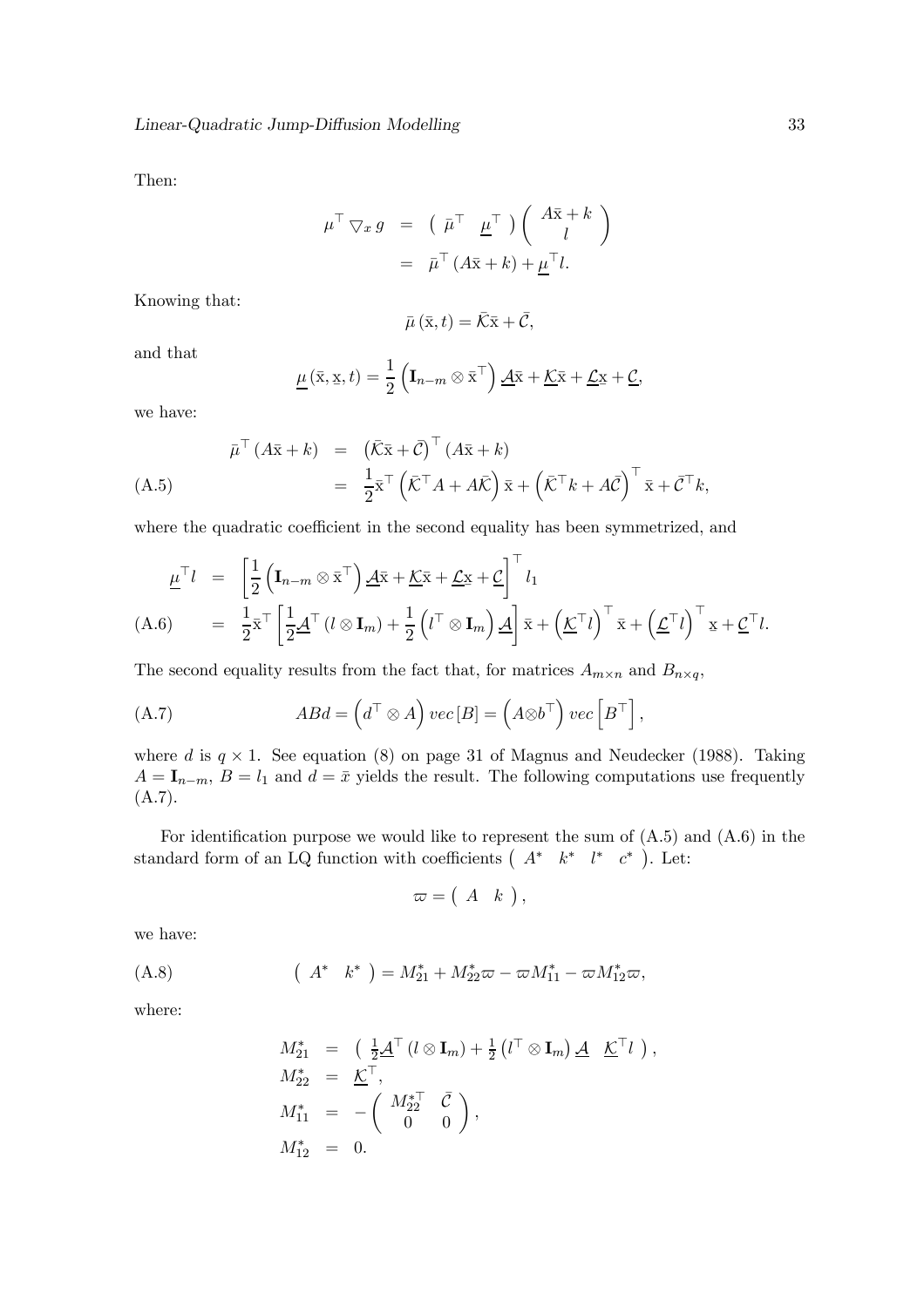Then:

$$
\begin{aligned}
\mu^{\top} \bigtriangledown_x g &= \left( \begin{array}{cc} \bar{\mu}^{\top} & \underline{\mu}^{\top} \end{array} \right) \left( \begin{array}{c} A\bar{\mathrm{x}} + k \\ l \end{array} \right) \\
&= \bar{\mu}^{\top} (A\bar{\mathrm{x}} + k) + \underline{\mu}^{\top} l.
\end{aligned}
$$

Knowing that:

$$
\bar{\mu}(\bar{\mathrm{x}}, t) = \bar{\mathcal{K}}\bar{\mathrm{x}} + \bar{\mathcal{C}},
$$

and that

$$
\underline{\mu}(\bar{\mathrm{x}}, \underline{\mathrm{x}}, t) = \frac{1}{2}\left(\mathbf{I}_{n-m} \otimes \bar{\mathrm{x}}^{\top}\right) \underline{\mathcal{A}}\bar{\mathrm{x}} + \underline{\mathcal{K}}\bar{\mathrm{x}} + \underline{\mathcal{L}}\underline{\mathrm{x}} + \underline{\mathcal{C}},
$$

we have:

$$
\begin{aligned}
\bar{\mu}^{\top} (A\bar{\mathrm{x}} + k) &= \left(\bar{\mathcal{K}}\bar{\mathrm{x}} + \bar{\mathcal{C}}\right)^{\top} (A\bar{\mathrm{x}} + k) \\
&= \frac{1}{2}\bar{\mathrm{x}}^{\top}\left(\bar{\mathcal{K}}^{\top} A + A\bar{\mathcal{K}}\right)\bar{\mathrm{x}} + \left(\bar{\mathcal{K}}^{\top} k + A\bar{\mathcal{C}}\right)^{\top}\bar{\mathrm{x}} + \bar{\mathcal{C}}^{\top} k,
\end{aligned}
\tag{A.5}
$$

where the quadratic coefficient in the second equality has been symmetrized, and

$$
\begin{aligned}
\underline{\mu}^{\top} l &= \left[\frac{1}{2}\left(\mathbf{I}_{n-m} \otimes \bar{\mathrm{x}}^{\top}\right)\underline{\mathcal{A}}\bar{\mathrm{x}} + \underline{\mathcal{K}}\bar{\mathrm{x}} + \underline{\mathcal{L}}\underline{\mathrm{x}} + \underline{\mathcal{C}}\right]^{\top} l_1 \\
&= \frac{1}{2}\bar{\mathrm{x}}^{\top}\left[\frac{1}{2}\underline{\mathcal{A}}^{\top}(l \otimes \mathbf{I}_m) + \frac{1}{2}\left(l^{\top} \otimes \mathbf{I}_m\right)\underline{\mathcal{A}}\right]\bar{\mathrm{x}} + \left(\underline{\mathcal{K}}^{\top} l\right)^{\top}\bar{\mathrm{x}} + \left(\underline{\mathcal{L}}^{\top} l\right)^{\top}\underline{\mathrm{x}} + \underline{\mathcal{C}}^{\top} l.
\end{aligned}
\tag{A.6}
$$

The second equality results from the fact that, for matrices $A_{m\times n}$ and $B_{n\times q}$,

$$
ABd = \left(d^{\top} \otimes A\right) vec\,[B] = \left(A \otimes b^{\top}\right) vec\left[B^{\top}\right],
\tag{A.7}
$$

where $d$ is $q \times 1$. See equation (8) on page 31 of Magnus and Neudecker (1988). Taking $A = \mathbf{I}_{n-m}$, $B = l_1$ and $d = \bar{x}$ yields the result. The following computations use frequently (A.7).

For identification purpose we would like to represent the sum of (A.5) and (A.6) in the standard form of an LQ function with coefficients $\left( \begin{array}{cccc} A^* & k^* & l^* & c^* \end{array} \right)$. Let:

$$
\varpi = \left( \begin{array}{cc} A & k \end{array} \right),
$$

we have:

$$
\left( \begin{array}{cc} A^* & k^* \end{array} \right) = M_{21}^* + M_{22}^*\varpi - \varpi M_{11}^* - \varpi M_{12}^*\varpi,
\tag{A.8}
$$

where:

$$
\begin{aligned}
M_{21}^* &= \left( \begin{array}{cc} \frac{1}{2}\underline{\mathcal{A}}^{\top}(l \otimes \mathbf{I}_m) + \frac{1}{2}\left(l^{\top} \otimes \mathbf{I}_m\right)\underline{\mathcal{A}} & \underline{\mathcal{K}}^{\top} l \end{array} \right), \\
M_{22}^* &= \underline{\mathcal{K}}^{\top}, \\
M_{11}^* &= -\left( \begin{array}{cc} M_{22}^{*\top} & \bar{\mathcal{C}} \\ 0 & 0 \end{array} \right), \\
M_{12}^* &= 0.
\end{aligned}
$$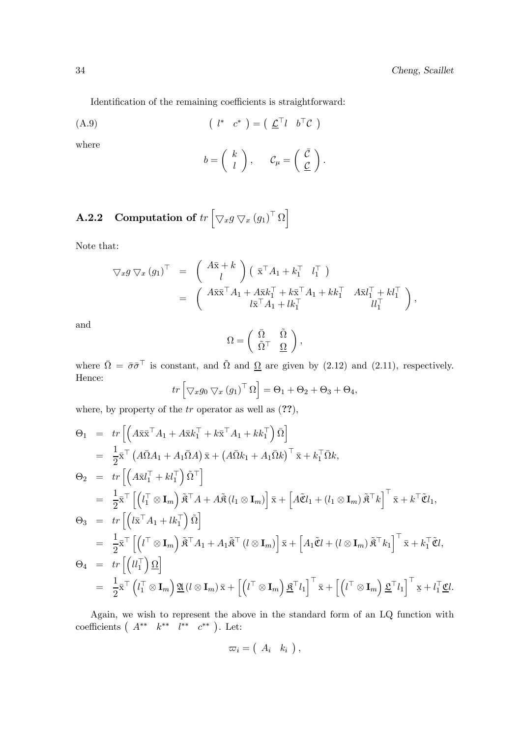Identification of the remaining coefficients is straightforward:

$$\begin{pmatrix} l^{*} & c^{*} \end{pmatrix} = \begin{pmatrix} \underline{\mathcal{L}}^{\top} l & b^{\top}\mathcal{C} \end{pmatrix} \tag{A.9}$$

where

$$b = \begin{pmatrix} k \\ l \end{pmatrix}, \qquad \mathcal{C}_{\mu} = \begin{pmatrix} \bar{\mathcal{C}} \\ \underline{\mathcal{C}} \end{pmatrix}.$$

### A.2.2 Computation of $tr\left[\bigtriangledown_x g \bigtriangledown_x (g_1)^{\top}\Omega\right]$

Note that:

$$\begin{aligned}
\bigtriangledown_x g \bigtriangledown_x (g_1)^{\top} &= \begin{pmatrix} A\bar{\mathrm{x}} + k \\ l \end{pmatrix} \begin{pmatrix} \bar{\mathrm{x}}^{\top} A_1 + k_1^{\top} & l_1^{\top} \end{pmatrix} \\
&= \begin{pmatrix} A\bar{\mathrm{x}}\bar{\mathrm{x}}^{\top} A_1 + A\bar{\mathrm{x}}k_1^{\top} + k\bar{\mathrm{x}}^{\top}A_1 + kk_1^{\top} & A\bar{\mathrm{x}}l_1^{\top} + kl_1^{\top} \\ l\bar{\mathrm{x}}^{\top}A_1 + lk_1^{\top} & ll_1^{\top} \end{pmatrix},
\end{aligned}$$

and

$$\Omega = \begin{pmatrix} \bar{\Omega} & \tilde{\Omega} \\ \tilde{\Omega}^{\top} & \underline{\Omega} \end{pmatrix},$$

where $\bar{\Omega} = \bar{\sigma}\bar{\sigma}^{\top}$ is constant, and $\tilde{\Omega}$ and $\underline{\Omega}$ are given by (2.12) and (2.11), respectively. Hence:

$$tr\left[\bigtriangledown_x g_0 \bigtriangledown_x (g_1)^{\top}\Omega\right] = \Theta_1 + \Theta_2 + \Theta_3 + \Theta_4,$$

where, by property of the $tr$ operator as well as (**??**),

$$\begin{aligned}
\Theta_1 &= tr\left[\left(A\bar{\mathrm{x}}\bar{\mathrm{x}}^{\top}A_1 + A\bar{\mathrm{x}}k_1^{\top} + k\bar{\mathrm{x}}^{\top}A_1 + kk_1^{\top}\right)\bar{\Omega}\right] \\
&= \frac{1}{2}\bar{\mathrm{x}}^{\top}\left(A\bar{\Omega}A_1 + A_1\bar{\Omega}A\right)\bar{\mathrm{x}} + \left(A\bar{\Omega}k_1 + A_1\bar{\Omega}k\right)^{\top}\bar{\mathrm{x}} + k_1^{\top}\bar{\Omega}k, \\
\Theta_2 &= tr\left[\left(A\bar{\mathrm{x}}l_1^{\top} + kl_1^{\top}\right)\tilde{\Omega}^{\top}\right] \\
&= \frac{1}{2}\bar{\mathrm{x}}^{\top}\left[\left(l_1^{\top}\otimes \mathbf{I}_m\right)\tilde{\mathfrak{K}}^{\top}A + A\tilde{\mathfrak{K}}\left(l_1\otimes \mathbf{I}_m\right)\right]\bar{\mathrm{x}} + \left[A\tilde{\mathfrak{C}}l_1 + \left(l_1\otimes \mathbf{I}_m\right)\tilde{\mathfrak{K}}^{\top}k\right]^{\top}\bar{\mathrm{x}} + k^{\top}\tilde{\mathfrak{C}}l_1, \\
\Theta_3 &= tr\left[\left(l\bar{\mathrm{x}}^{\top}A_1 + lk_1^{\top}\right)\tilde{\Omega}\right] \\
&= \frac{1}{2}\bar{\mathrm{x}}^{\top}\left[\left(l^{\top}\otimes \mathbf{I}_m\right)\tilde{\mathfrak{K}}^{\top}A_1 + A_1\tilde{\mathfrak{K}}^{\top}\left(l\otimes \mathbf{I}_m\right)\right]\bar{\mathrm{x}} + \left[A_1\tilde{\mathfrak{C}}l + \left(l\otimes \mathbf{I}_m\right)\tilde{\mathfrak{K}}^{\top}k_1\right]^{\top}\bar{\mathrm{x}} + k_1^{\top}\tilde{\mathfrak{C}}l, \\
\Theta_4 &= tr\left[\left(ll_1^{\top}\right)\underline{\Omega}\right] \\
&= \frac{1}{2}\bar{\mathrm{x}}^{\top}\left(l_1^{\top}\otimes \mathbf{I}_m\right)\underline{\mathfrak{A}}\left(l\otimes \mathbf{I}_m\right)\bar{\mathrm{x}} + \left[\left(l^{\top}\otimes \mathbf{I}_m\right)\underline{\mathfrak{K}}^{\top}l_1\right]^{\top}\bar{\mathrm{x}} + \left[\left(l^{\top}\otimes \mathbf{I}_m\right)\underline{\mathfrak{L}}^{\top}l_1\right]^{\top}\underline{\mathrm{x}} + l_1^{\top}\underline{\mathfrak{C}}l.
\end{aligned}$$

Again, we wish to represent the above in the standard form of an LQ function with coefficients $\begin{pmatrix} A^{**} & k^{**} & l^{**} & c^{**} \end{pmatrix}$. Let:

$$\varpi_i = \begin{pmatrix} A_i & k_i \end{pmatrix},$$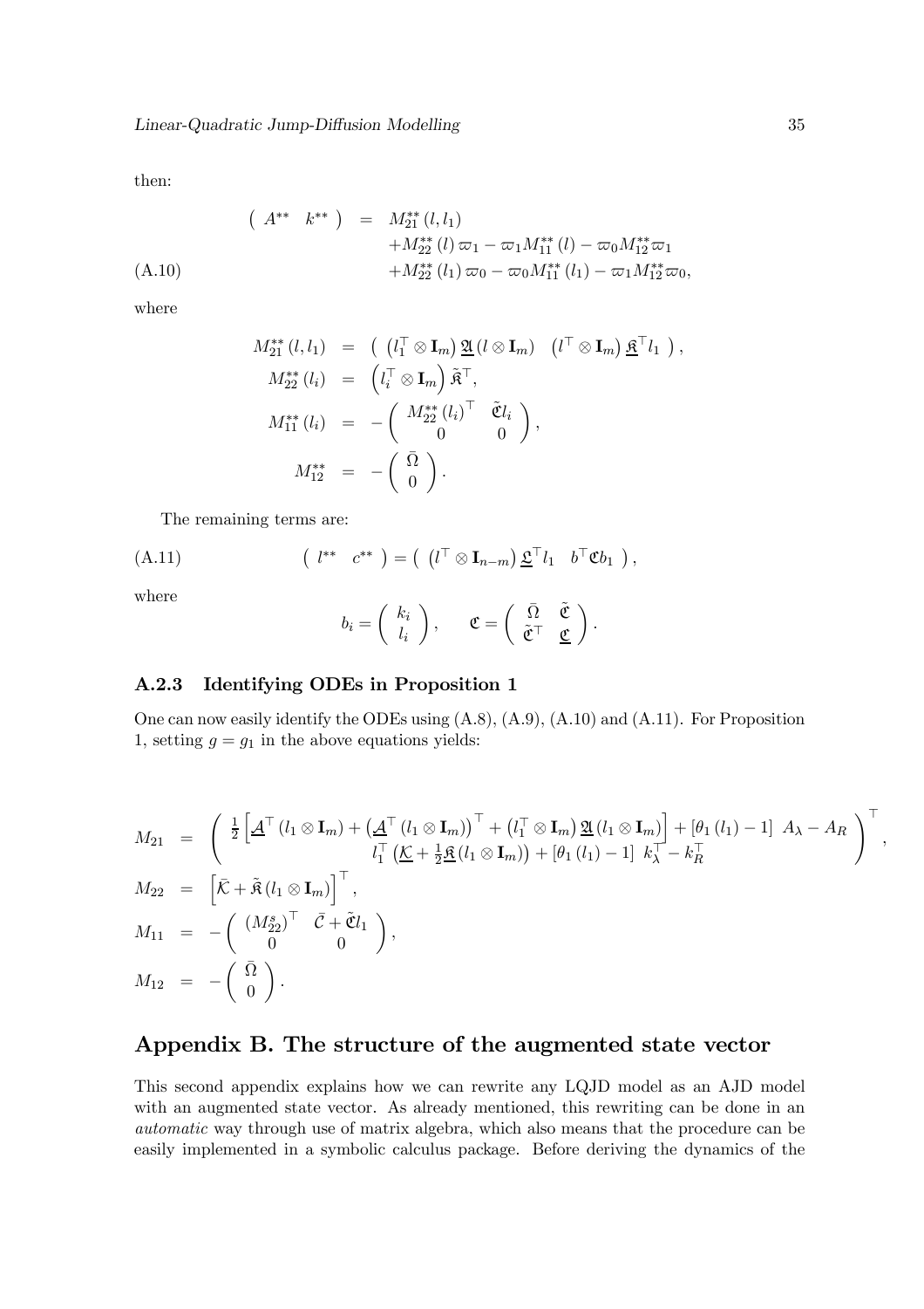then:

$$
\begin{aligned}
\left( \begin{array}{cc} A^{**} & k^{**} \end{array} \right) &= M_{21}^{**}(l, l_1) \\
&\quad + M_{22}^{**}(l)\,\varpi_1 - \varpi_1 M_{11}^{**}(l) - \varpi_0 M_{12}^{**}\varpi_1 \\
&\quad + M_{22}^{**}(l_1)\,\varpi_0 - \varpi_0 M_{11}^{**}(l_1) - \varpi_1 M_{12}^{**}\varpi_0, \qquad \text{(A.10)}
\end{aligned}
$$

where

$$
\begin{aligned}
M_{21}^{**}(l, l_1) &= \left( \begin{array}{cc} \left(l_1^\top \otimes \mathbf{I}_m\right) \underline{\mathfrak{A}}\,(l \otimes \mathbf{I}_m) & \left(l^\top \otimes \mathbf{I}_m\right) \underline{\mathfrak{K}}^\top l_1 \end{array} \right), \\
M_{22}^{**}(l_i) &= \left(l_i^\top \otimes \mathbf{I}_m\right) \tilde{\mathfrak{K}}^\top, \\
M_{11}^{**}(l_i) &= -\left( \begin{array}{cc} M_{22}^{**}(l_i)^\top & \tilde{\mathfrak{C}} l_i \\ 0 & 0 \end{array} \right), \\
M_{12}^{**} &= -\left( \begin{array}{c} \bar{\Omega} \\ 0 \end{array} \right).
\end{aligned}
$$

The remaining terms are:

$$
\left( \begin{array}{cc} l^{**} & c^{**} \end{array} \right) = \left( \begin{array}{cc} \left(l^\top \otimes \mathbf{I}_{n-m}\right) \underline{\mathfrak{L}}^\top l_1 & b^\top \mathfrak{C} b_1 \end{array} \right), \qquad \text{(A.11)}
$$

where

$$
b_i = \left( \begin{array}{c} k_i \\ l_i \end{array} \right), \qquad \mathfrak{C} = \left( \begin{array}{cc} \bar{\Omega} & \tilde{\mathfrak{C}} \\ \tilde{\mathfrak{C}}^\top & \underline{\mathfrak{C}} \end{array} \right).
$$

### A.2.3 Identifying ODEs in Proposition 1

One can now easily identify the ODEs using (A.8), (A.9), (A.10) and (A.11). For Proposition 1, setting $g = g_1$ in the above equations yields:

$$
\begin{aligned}
M_{21} &= \left( \begin{array}{c} \frac{1}{2}\left[\underline{\mathcal{A}}^\top (l_1 \otimes \mathbf{I}_m) + \left(\underline{\mathcal{A}}^\top (l_1 \otimes \mathbf{I}_m)\right)^\top + \left(l_1^\top \otimes \mathbf{I}_m\right) \underline{\mathfrak{A}}\,(l_1 \otimes \mathbf{I}_m)\right] + \left[\theta_1(l_1) - 1\right]\, A_\lambda - A_R \\ l_1^\top \left(\underline{\mathcal{K}} + \frac{1}{2}\underline{\mathfrak{K}}\,(l_1 \otimes \mathbf{I}_m)\right) + \left[\theta_1(l_1) - 1\right]\, k_\lambda^\top - k_R^\top \end{array} \right)^\top, \\
M_{22} &= \left[\bar{\mathcal{K}} + \tilde{\mathfrak{K}}\,(l_1 \otimes \mathbf{I}_m)\right]^\top, \\
M_{11} &= -\left( \begin{array}{cc} \left(M_{22}^s\right)^\top & \bar{\mathcal{C}} + \tilde{\mathfrak{C}} l_1 \\ 0 & 0 \end{array} \right), \\
M_{12} &= -\left( \begin{array}{c} \bar{\Omega} \\ 0 \end{array} \right).
\end{aligned}
$$

## Appendix B. The structure of the augmented state vector

This second appendix explains how we can rewrite any LQJD model as an AJD model with an augmented state vector. As already mentioned, this rewriting can be done in an *automatic* way through use of matrix algebra, which also means that the procedure can be easily implemented in a symbolic calculus package. Before deriving the dynamics of the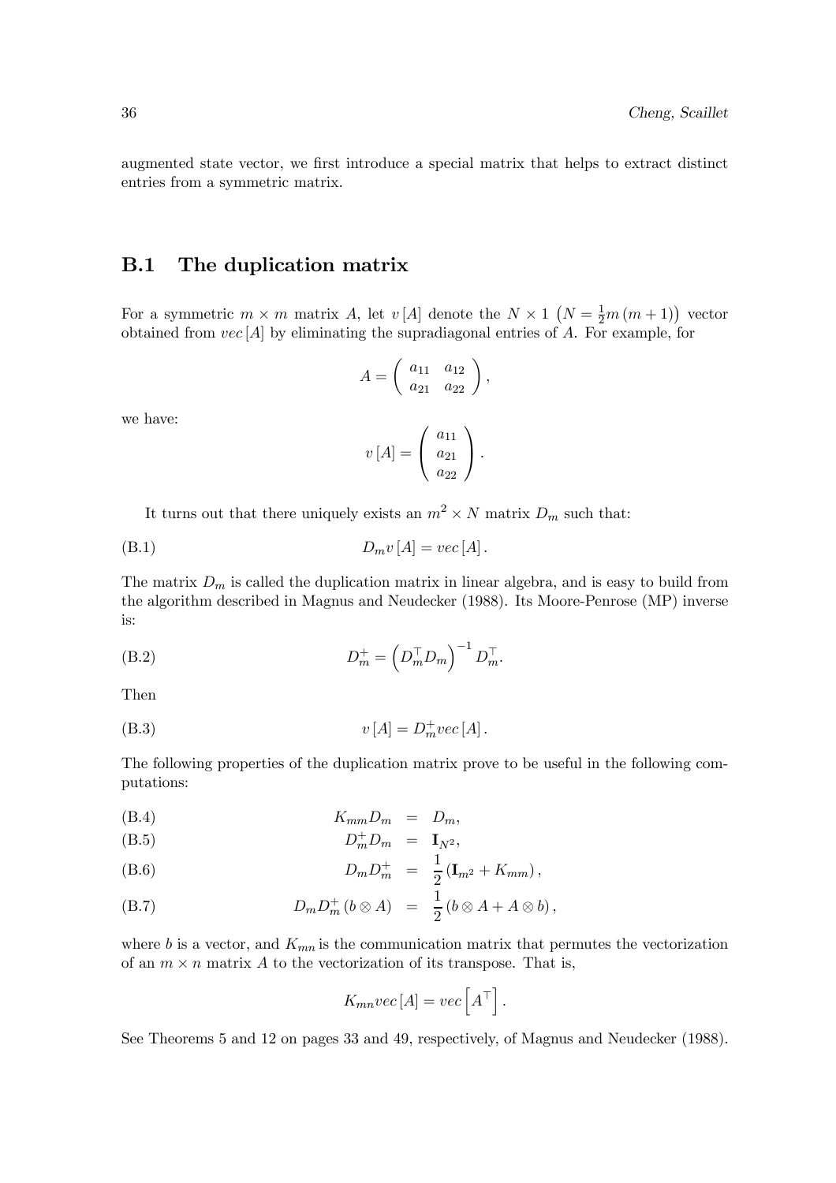augmented state vector, we first introduce a special matrix that helps to extract distinct entries from a symmetric matrix.

## B.1 The duplication matrix

For a symmetric $m \times m$ matrix $A$, let $v[A]$ denote the $N \times 1$ $\left(N = \frac{1}{2}m(m+1)\right)$ vector obtained from $vec[A]$ by eliminating the supradiagonal entries of $A$. For example, for

$$A = \begin{pmatrix} a_{11} & a_{12} \\ a_{21} & a_{22} \end{pmatrix},$$

we have:

$$v[A] = \begin{pmatrix} a_{11} \\ a_{21} \\ a_{22} \end{pmatrix}.$$

It turns out that there uniquely exists an $m^2 \times N$ matrix $D_m$ such that:

$$D_m v[A] = vec[A]. \tag{B.1}$$

The matrix $D_m$ is called the duplication matrix in linear algebra, and is easy to build from the algorithm described in Magnus and Neudecker (1988). Its Moore-Penrose (MP) inverse is:

$$D_m^{+} = \left(D_m^{\top} D_m\right)^{-1} D_m^{\top}. \tag{B.2}$$

Then

$$v[A] = D_m^{+} vec[A]. \tag{B.3}$$

The following properties of the duplication matrix prove to be useful in the following computations:

$$K_{mm} D_m = D_m, \tag{B.4}$$

$$D_m^{+} D_m = \mathbf{I}_{N^2}, \tag{B.5}$$

$$D_m D_m^{+} = \frac{1}{2}\left(\mathbf{I}_{m^2} + K_{mm}\right), \tag{B.6}$$

$$D_m D_m^{+}(b \otimes A) = \frac{1}{2}(b \otimes A + A \otimes b), \tag{B.7}$$

where $b$ is a vector, and $K_{mn}$ is the communication matrix that permutes the vectorization of an $m \times n$ matrix $A$ to the vectorization of its transpose. That is,

$$K_{mn} vec[A] = vec\left[A^{\top}\right].$$

See Theorems 5 and 12 on pages 33 and 49, respectively, of Magnus and Neudecker (1988).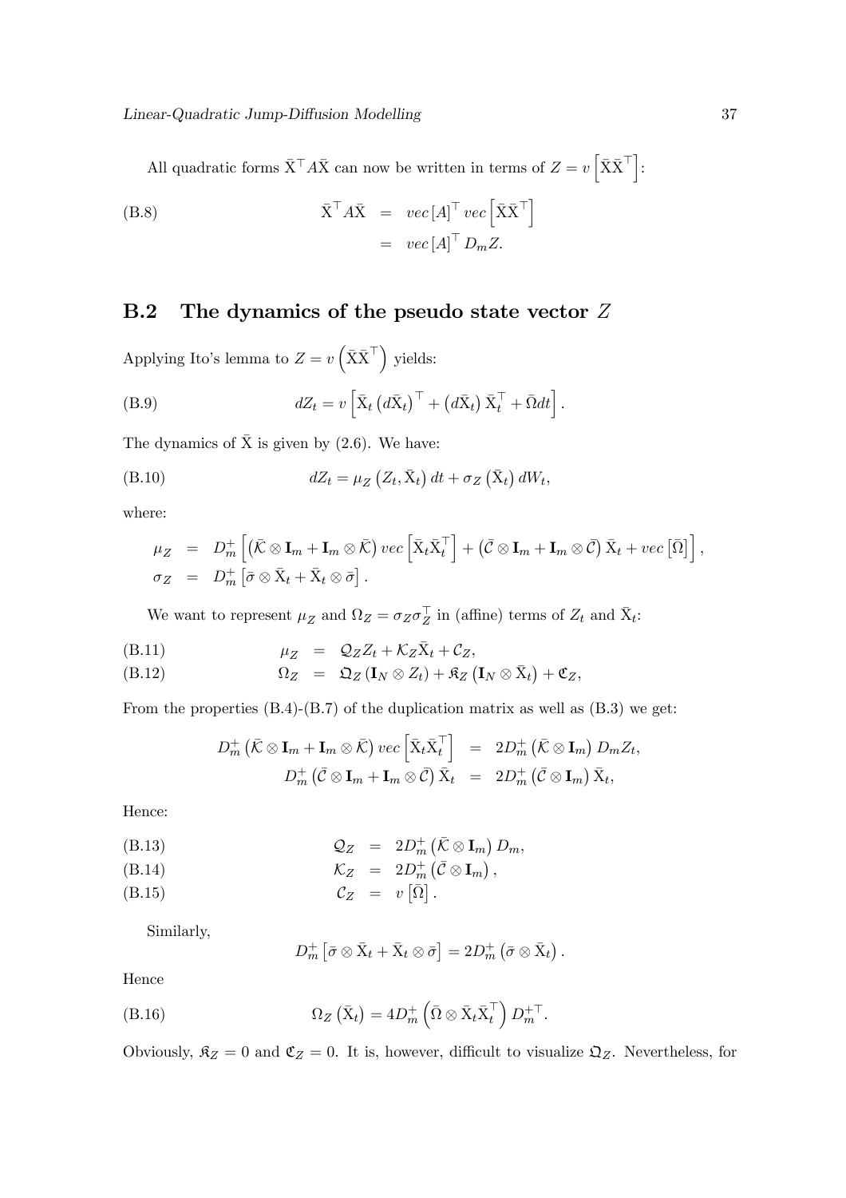All quadratic forms $\bar{X}^\top A\bar{X}$ can now be written in terms of $Z = v\left[\bar{X}\bar{X}^\top\right]$:

$$
\text{(B.8)} \qquad \begin{aligned}
\bar{X}^\top A\bar{X} &= vec\left[A\right]^\top vec\left[\bar{X}\bar{X}^\top\right] \\
&= vec\left[A\right]^\top D_m Z.
\end{aligned}
$$

## B.2 The dynamics of the pseudo state vector $Z$

Applying Ito's lemma to $Z = v\left(\bar{X}\bar{X}^\top\right)$ yields:

$$
\text{(B.9)} \qquad dZ_t = v\left[\bar{X}_t\left(d\bar{X}_t\right)^\top + \left(d\bar{X}_t\right)\bar{X}_t^\top + \bar{\Omega}dt\right].
$$

The dynamics of $\bar{X}$ is given by (2.6). We have:

$$
\text{(B.10)} \qquad dZ_t = \mu_Z\left(Z_t, \bar{X}_t\right)dt + \sigma_Z\left(\bar{X}_t\right)dW_t,
$$

where:

$$
\begin{aligned}
\mu_Z &= D_m^+\left[\left(\bar{\mathcal{K}}\otimes\mathbf{I}_m + \mathbf{I}_m\otimes\bar{\mathcal{K}}\right)vec\left[\bar{X}_t\bar{X}_t^\top\right] + \left(\bar{\mathcal{C}}\otimes\mathbf{I}_m + \mathbf{I}_m\otimes\bar{\mathcal{C}}\right)\bar{X}_t + vec\left[\bar{\Omega}\right]\right], \\
\sigma_Z &= D_m^+\left[\bar{\sigma}\otimes\bar{X}_t + \bar{X}_t\otimes\bar{\sigma}\right].
\end{aligned}
$$

We want to represent $\mu_Z$ and $\Omega_Z = \sigma_Z\sigma_Z^\top$ in (affine) terms of $Z_t$ and $\bar{X}_t$:

$$
\begin{aligned}
&\text{(B.11)} \qquad \mu_Z = \mathcal{Q}_Z Z_t + \mathcal{K}_Z\bar{X}_t + \mathcal{C}_Z, \\
&\text{(B.12)} \qquad \Omega_Z = \mathfrak{Q}_Z\left(\mathbf{I}_N\otimes Z_t\right) + \mathfrak{K}_Z\left(\mathbf{I}_N\otimes\bar{X}_t\right) + \mathfrak{C}_Z,
\end{aligned}
$$

From the properties (B.4)-(B.7) of the duplication matrix as well as (B.3) we get:

$$
\begin{aligned}
D_m^+\left(\bar{\mathcal{K}}\otimes\mathbf{I}_m + \mathbf{I}_m\otimes\bar{\mathcal{K}}\right)vec\left[\bar{X}_t\bar{X}_t^\top\right] &= 2D_m^+\left(\bar{\mathcal{K}}\otimes\mathbf{I}_m\right)D_m Z_t, \\
D_m^+\left(\bar{\mathcal{C}}\otimes\mathbf{I}_m + \mathbf{I}_m\otimes\bar{\mathcal{C}}\right)\bar{X}_t &= 2D_m^+\left(\bar{\mathcal{C}}\otimes\mathbf{I}_m\right)\bar{X}_t,
\end{aligned}
$$

Hence:

$$
\begin{aligned}
&\text{(B.13)} \qquad \mathcal{Q}_Z = 2D_m^+\left(\bar{\mathcal{K}}\otimes\mathbf{I}_m\right)D_m, \\
&\text{(B.14)} \qquad \mathcal{K}_Z = 2D_m^+\left(\bar{\mathcal{C}}\otimes\mathbf{I}_m\right), \\
&\text{(B.15)} \qquad \mathcal{C}_Z = v\left[\bar{\Omega}\right].
\end{aligned}
$$

Similarly,

$$
D_m^+\left[\bar{\sigma}\otimes\bar{X}_t + \bar{X}_t\otimes\bar{\sigma}\right] = 2D_m^+\left(\bar{\sigma}\otimes\bar{X}_t\right).
$$

Hence

$$
\text{(B.16)} \qquad \Omega_Z\left(\bar{X}_t\right) = 4D_m^+\left(\bar{\Omega}\otimes\bar{X}_t\bar{X}_t^\top\right)D_m^{+\top}.
$$

Obviously, $\mathfrak{K}_Z = 0$ and $\mathfrak{C}_Z = 0$. It is, however, difficult to visualize $\mathfrak{Q}_Z$. Nevertheless, for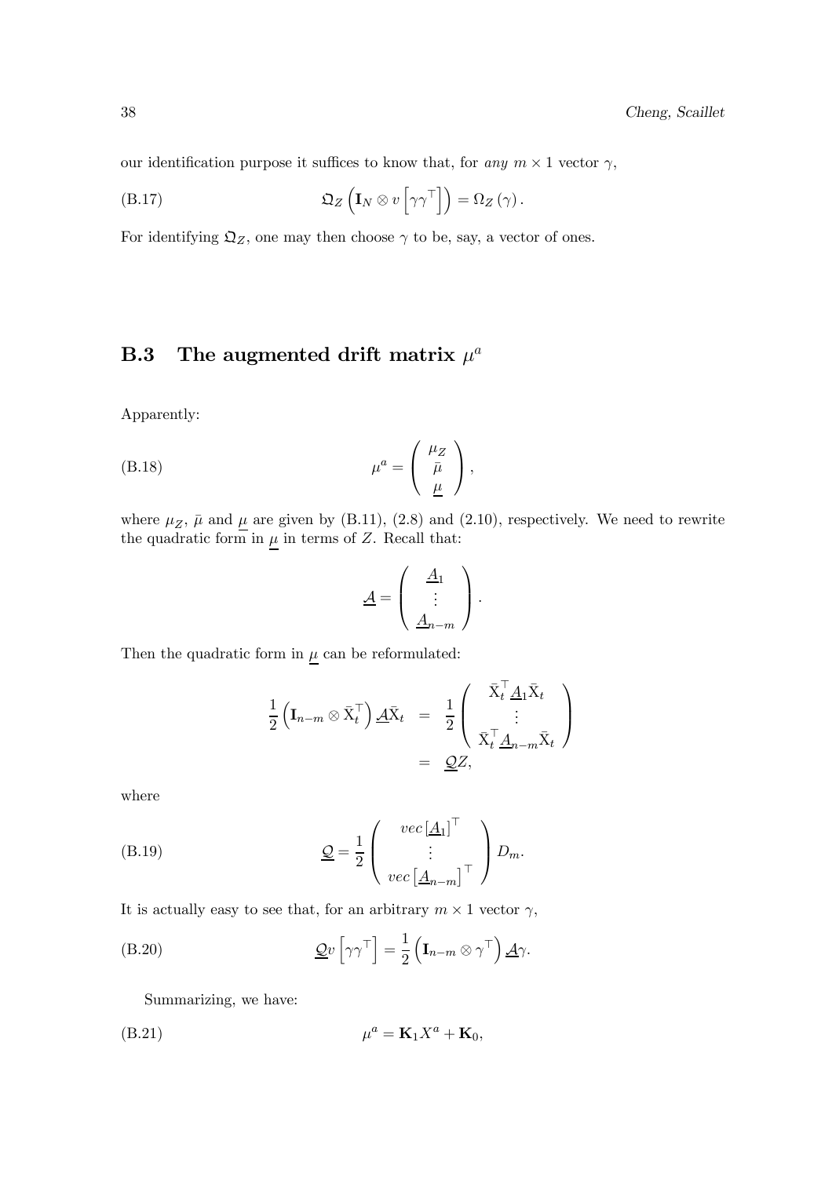our identification purpose it suffices to know that, for *any* $m \times 1$ vector $\gamma$,

$$\mathfrak{Q}_Z \left( \mathbf{I}_N \otimes v \left[ \gamma \gamma^\top \right] \right) = \Omega_Z \left( \gamma \right). \tag{B.17}$$

For identifying $\mathfrak{Q}_Z$, one may then choose $\gamma$ to be, say, a vector of ones.

## B.3 The augmented drift matrix $\mu^a$

Apparently:

$$\mu^a = \begin{pmatrix} \mu_Z \\ \bar{\mu} \\ \underline{\mu} \end{pmatrix}, \tag{B.18}$$

where $\mu_Z$, $\bar{\mu}$ and $\underline{\mu}$ are given by (B.11), (2.8) and (2.10), respectively. We need to rewrite the quadratic form in $\underline{\mu}$ in terms of $Z$. Recall that:

$$\underline{\mathcal{A}} = \begin{pmatrix} \underline{A}_1 \\ \vdots \\ \underline{A}_{n-m} \end{pmatrix}.$$

Then the quadratic form in $\underline{\mu}$ can be reformulated:

$$\begin{aligned} \frac{1}{2} \left( \mathbf{I}_{n-m} \otimes \bar{\mathrm{X}}_t^\top \right) \underline{\mathcal{A}} \bar{\mathrm{X}}_t &= \frac{1}{2} \begin{pmatrix} \bar{\mathrm{X}}_t^\top \underline{A}_1 \bar{\mathrm{X}}_t \\ \vdots \\ \bar{\mathrm{X}}_t^\top \underline{A}_{n-m} \bar{\mathrm{X}}_t \end{pmatrix} \\ &= \underline{\mathcal{Q}} Z, \end{aligned}$$

where

$$\underline{\mathcal{Q}} = \frac{1}{2} \begin{pmatrix} vec \left[ \underline{A}_1 \right]^\top \\ \vdots \\ vec \left[ \underline{A}_{n-m} \right]^\top \end{pmatrix} D_m. \tag{B.19}$$

It is actually easy to see that, for an arbitrary $m \times 1$ vector $\gamma$,

$$\underline{\mathcal{Q}} v \left[ \gamma \gamma^\top \right] = \frac{1}{2} \left( \mathbf{I}_{n-m} \otimes \gamma^\top \right) \underline{\mathcal{A}} \gamma. \tag{B.20}$$

Summarizing, we have:

$$\mu^a = \mathbf{K}_1 X^a + \mathbf{K}_0, \tag{B.21}$$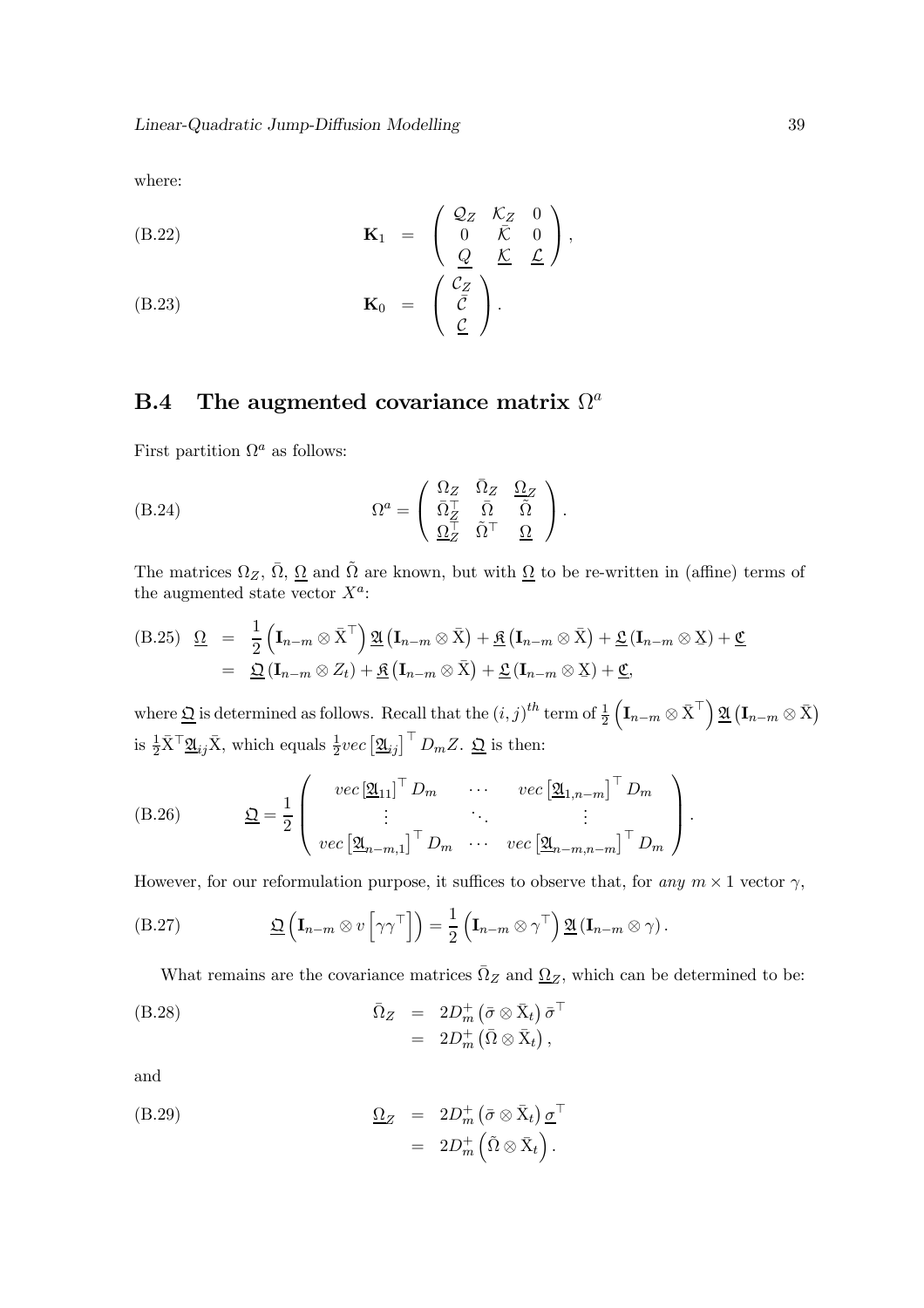where:

$$
\mathbf{K}_1 = \begin{pmatrix} \mathcal{Q}_Z & \mathcal{K}_Z & 0 \\ 0 & \bar{\mathcal{K}} & 0 \\ \underline{\mathcal{Q}} & \underline{\mathcal{K}} & \underline{\mathcal{L}} \end{pmatrix}, \tag{B.22}
$$

$$
\mathbf{K}_0 = \begin{pmatrix} \mathcal{C}_Z \\ \bar{\mathcal{C}} \\ \underline{\mathcal{C}} \end{pmatrix}. \tag{B.23}
$$

## B.4 The augmented covariance matrix $\Omega^a$

First partition $\Omega^a$ as follows:

$$
\Omega^a = \begin{pmatrix} \Omega_Z & \bar{\Omega}_Z & \underline{\Omega}_Z \\ \bar{\Omega}_Z^\top & \bar{\Omega} & \tilde{\Omega} \\ \underline{\Omega}_Z^\top & \tilde{\Omega}^\top & \underline{\Omega} \end{pmatrix}. \tag{B.24}
$$

The matrices $\Omega_Z$, $\bar{\Omega}$, $\underline{\Omega}$ and $\tilde{\Omega}$ are known, but with $\underline{\Omega}$ to be re-written in (affine) terms of the augmented state vector $X^a$:

$$
\begin{aligned}
\underline{\Omega} &= \frac{1}{2}\left(\mathbf{I}_{n-m}\otimes\bar{\mathrm{X}}^\top\right)\underline{\mathfrak{A}}\left(\mathbf{I}_{n-m}\otimes\bar{\mathrm{X}}\right)+\underline{\mathfrak{K}}\left(\mathbf{I}_{n-m}\otimes\bar{\mathrm{X}}\right)+\underline{\mathfrak{L}}\left(\mathbf{I}_{n-m}\otimes\underline{\mathrm{X}}\right)+\underline{\mathfrak{C}} \\
&= \underline{\mathfrak{Q}}\left(\mathbf{I}_{n-m}\otimes Z_t\right)+\underline{\mathfrak{K}}\left(\mathbf{I}_{n-m}\otimes\bar{\mathrm{X}}\right)+\underline{\mathfrak{L}}\left(\mathbf{I}_{n-m}\otimes\underline{\mathrm{X}}\right)+\underline{\mathfrak{C}},
\end{aligned} \tag{B.25}
$$

where $\underline{\mathfrak{Q}}$ is determined as follows. Recall that the $(i,j)^{th}$ term of $\frac{1}{2}\left(\mathbf{I}_{n-m}\otimes\bar{\mathrm{X}}^\top\right)\underline{\mathfrak{A}}\left(\mathbf{I}_{n-m}\otimes\bar{\mathrm{X}}\right)$ is $\frac{1}{2}\bar{\mathrm{X}}^\top\underline{\mathfrak{A}}_{ij}\bar{\mathrm{X}}$, which equals $\frac{1}{2}vec\left[\underline{\mathfrak{A}}_{ij}\right]^\top D_m Z$. $\underline{\mathfrak{Q}}$ is then:

$$
\underline{\mathfrak{Q}} = \frac{1}{2}\begin{pmatrix} vec\left[\underline{\mathfrak{A}}_{11}\right]^\top D_m & \cdots & vec\left[\underline{\mathfrak{A}}_{1,n-m}\right]^\top D_m \\ \vdots & \ddots & \vdots \\ vec\left[\underline{\mathfrak{A}}_{n-m,1}\right]^\top D_m & \cdots & vec\left[\underline{\mathfrak{A}}_{n-m,n-m}\right]^\top D_m \end{pmatrix}. \tag{B.26}
$$

However, for our reformulation purpose, it suffices to observe that, for *any* $m\times 1$ vector $\gamma$,

$$
\underline{\mathfrak{Q}}\left(\mathbf{I}_{n-m}\otimes v\left[\gamma\gamma^\top\right]\right) = \frac{1}{2}\left(\mathbf{I}_{n-m}\otimes\gamma^\top\right)\underline{\mathfrak{A}}\left(\mathbf{I}_{n-m}\otimes\gamma\right). \tag{B.27}
$$

What remains are the covariance matrices $\bar{\Omega}_Z$ and $\underline{\Omega}_Z$, which can be determined to be:

$$
\begin{aligned}
\bar{\Omega}_Z &= 2D_m^+\left(\bar{\sigma}\otimes\bar{\mathrm{X}}_t\right)\bar{\sigma}^\top \\
&= 2D_m^+\left(\bar{\Omega}\otimes\bar{\mathrm{X}}_t\right),
\end{aligned} \tag{B.28}
$$

and

$$
\begin{aligned}
\underline{\Omega}_Z &= 2D_m^+\left(\bar{\sigma}\otimes\bar{\mathrm{X}}_t\right)\underline{\sigma}^\top \\
&= 2D_m^+\left(\tilde{\Omega}\otimes\bar{\mathrm{X}}_t\right).
\end{aligned} \tag{B.29}
$$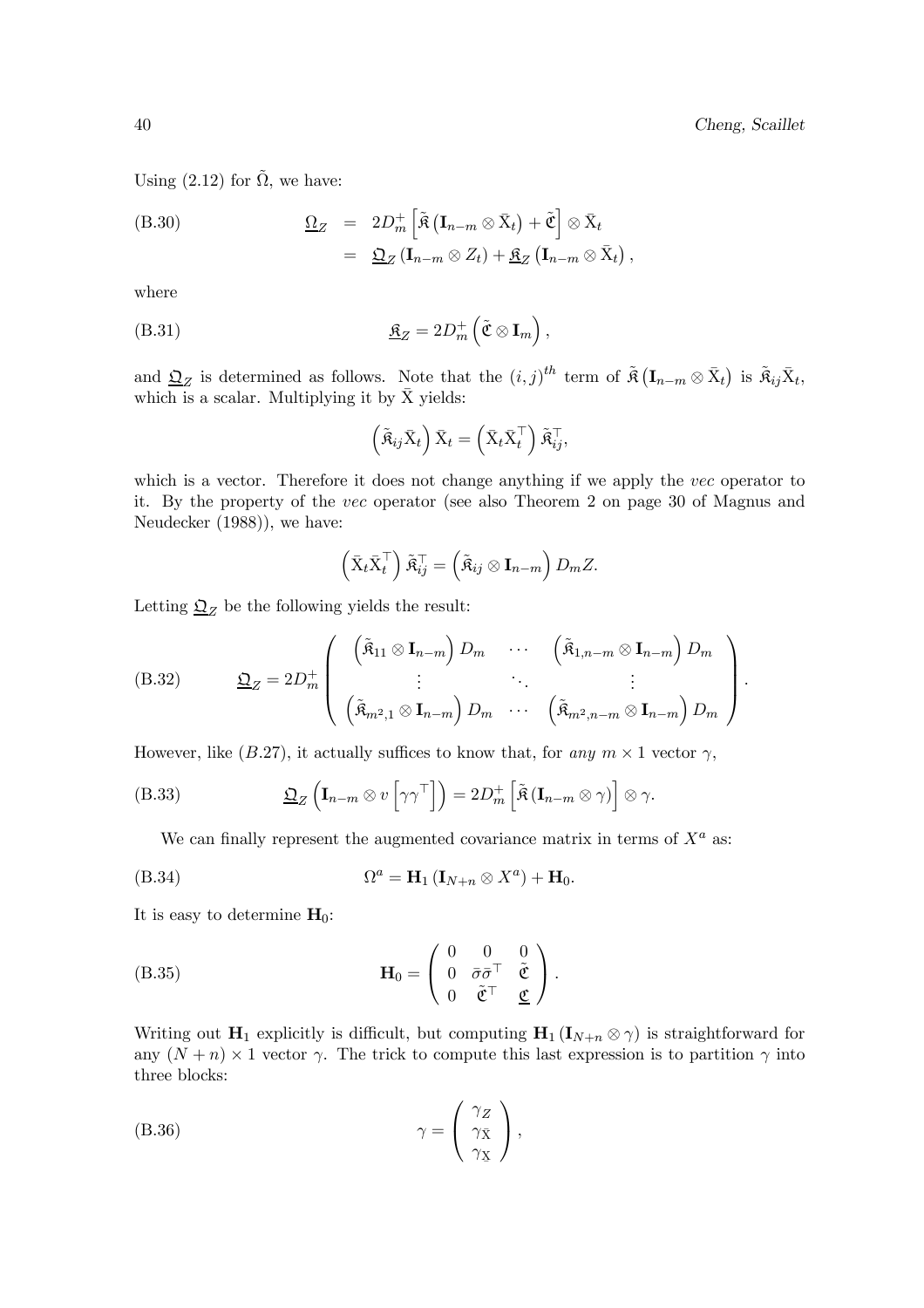Using (2.12) for $\tilde{\Omega}$, we have:

$$\begin{aligned}
\underline{\Omega}_Z &= 2D_m^+ \left[ \tilde{\mathfrak{K}} \left( \mathbf{I}_{n-m} \otimes \bar{\mathrm{X}}_t \right) + \tilde{\mathfrak{C}} \right] \otimes \bar{\mathrm{X}}_t \\
&= \underline{\mathfrak{Q}}_Z \left( \mathbf{I}_{n-m} \otimes Z_t \right) + \underline{\mathfrak{K}}_Z \left( \mathbf{I}_{n-m} \otimes \bar{\mathrm{X}}_t \right),
\end{aligned} \tag{B.30}$$

where

$$\underline{\mathfrak{K}}_Z = 2D_m^+ \left( \tilde{\mathfrak{C}} \otimes \mathbf{I}_m \right), \tag{B.31}$$

and $\underline{\mathfrak{Q}}_Z$ is determined as follows. Note that the $(i,j)^{th}$ term of $\tilde{\mathfrak{K}} \left( \mathbf{I}_{n-m} \otimes \bar{\mathrm{X}}_t \right)$ is $\tilde{\mathfrak{K}}_{ij} \bar{\mathrm{X}}_t$, which is a scalar. Multiplying it by $\bar{\mathrm{X}}$ yields:

$$\left( \tilde{\mathfrak{K}}_{ij} \bar{\mathrm{X}}_t \right) \bar{\mathrm{X}}_t = \left( \bar{\mathrm{X}}_t \bar{\mathrm{X}}_t^\top \right) \tilde{\mathfrak{K}}_{ij}^\top,$$

which is a vector. Therefore it does not change anything if we apply the *vec* operator to it. By the property of the *vec* operator (see also Theorem 2 on page 30 of Magnus and Neudecker (1988)), we have:

$$\left( \bar{\mathrm{X}}_t \bar{\mathrm{X}}_t^\top \right) \tilde{\mathfrak{K}}_{ij}^\top = \left( \tilde{\mathfrak{K}}_{ij} \otimes \mathbf{I}_{n-m} \right) D_m Z.$$

Letting $\underline{\mathfrak{Q}}_Z$ be the following yields the result:

$$\underline{\mathfrak{Q}}_Z = 2D_m^+ \begin{pmatrix} \left( \tilde{\mathfrak{K}}_{11} \otimes \mathbf{I}_{n-m} \right) D_m & \cdots & \left( \tilde{\mathfrak{K}}_{1,n-m} \otimes \mathbf{I}_{n-m} \right) D_m \\ \vdots & \ddots & \vdots \\ \left( \tilde{\mathfrak{K}}_{m^2,1} \otimes \mathbf{I}_{n-m} \right) D_m & \cdots & \left( \tilde{\mathfrak{K}}_{m^2,n-m} \otimes \mathbf{I}_{n-m} \right) D_m \end{pmatrix}. \tag{B.32}$$

However, like $(B.27)$, it actually suffices to know that, for *any* $m \times 1$ vector $\gamma$,

$$\underline{\mathfrak{Q}}_Z \left( \mathbf{I}_{n-m} \otimes v \left[ \gamma \gamma^\top \right] \right) = 2D_m^+ \left[ \tilde{\mathfrak{K}} \left( \mathbf{I}_{n-m} \otimes \gamma \right) \right] \otimes \gamma. \tag{B.33}$$

We can finally represent the augmented covariance matrix in terms of $X^a$ as:

$$\Omega^a = \mathbf{H}_1 \left( \mathbf{I}_{N+n} \otimes X^a \right) + \mathbf{H}_0. \tag{B.34}$$

It is easy to determine $\mathbf{H}_0$:

$$\mathbf{H}_0 = \begin{pmatrix} 0 & 0 & 0 \\ 0 & \bar{\sigma} \bar{\sigma}^\top & \tilde{\mathfrak{C}} \\ 0 & \tilde{\mathfrak{C}}^\top & \underline{\mathfrak{C}} \end{pmatrix}. \tag{B.35}$$

Writing out $\mathbf{H}_1$ explicitly is difficult, but computing $\mathbf{H}_1 \left( \mathbf{I}_{N+n} \otimes \gamma \right)$ is straightforward for any $(N+n) \times 1$ vector $\gamma$. The trick to compute this last expression is to partition $\gamma$ into three blocks:

$$\gamma = \begin{pmatrix} \gamma_Z \\ \gamma_{\bar{\mathrm{X}}} \\ \gamma_{\underline{\mathrm{X}}} \end{pmatrix}, \tag{B.36}$$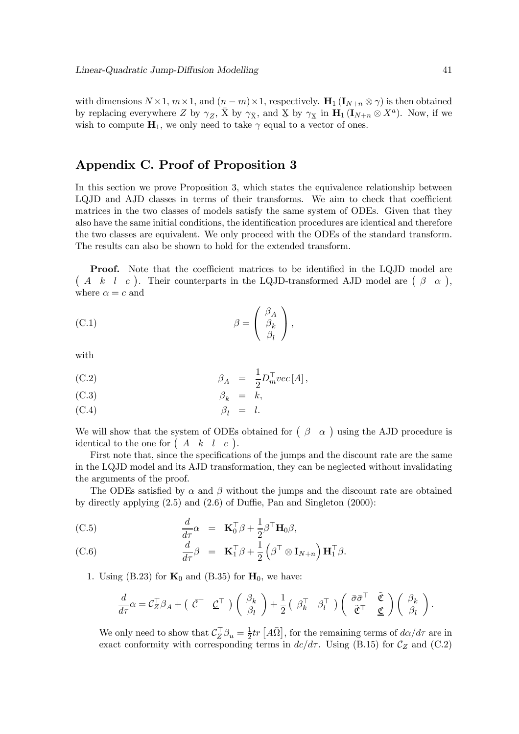with dimensions $N \times 1$, $m \times 1$, and $(n-m) \times 1$, respectively. $\mathbf{H}_1 (\mathbf{I}_{N+n} \otimes \gamma)$ is then obtained by replacing everywhere $Z$ by $\gamma_Z$, $\bar{\mathrm{X}}$ by $\gamma_{\bar{\mathrm{X}}}$, and $\underline{\mathrm{X}}$ by $\gamma_{\underline{\mathrm{X}}}$ in $\mathbf{H}_1 (\mathbf{I}_{N+n} \otimes X^a)$. Now, if we wish to compute $\mathbf{H}_1$, we only need to take $\gamma$ equal to a vector of ones.

## Appendix C. Proof of Proposition 3

In this section we prove Proposition 3, which states the equivalence relationship between LQJD and AJD classes in terms of their transforms. We aim to check that coefficient matrices in the two classes of models satisfy the same system of ODEs. Given that they also have the same initial conditions, the identification procedures are identical and therefore the two classes are equivalent. We only proceed with the ODEs of the standard transform. The results can also be shown to hold for the extended transform.

**Proof.** Note that the coefficient matrices to be identified in the LQJD model are $\begin{pmatrix} A & k & l & c \end{pmatrix}$. Their counterparts in the LQJD-transformed AJD model are $\begin{pmatrix} \beta & \alpha \end{pmatrix}$, where $\alpha = c$ and

$$\beta = \begin{pmatrix} \beta_A \\ \beta_k \\ \beta_l \end{pmatrix}, \tag{C.1}$$

with

$$\beta_A = \frac{1}{2} D_m^\top vec\,[A]\,, \tag{C.2}$$

$$\beta_k = k, \tag{C.3}$$

$$\beta_l = l. \tag{C.4}$$

We will show that the system of ODEs obtained for $\begin{pmatrix} \beta & \alpha \end{pmatrix}$ using the AJD procedure is identical to the one for $\begin{pmatrix} A & k & l & c \end{pmatrix}$.

First note that, since the specifications of the jumps and the discount rate are the same in the LQJD model and its AJD transformation, they can be neglected without invalidating the arguments of the proof.

The ODEs satisfied by $\alpha$ and $\beta$ without the jumps and the discount rate are obtained by directly applying (2.5) and (2.6) of Duffie, Pan and Singleton (2000):

$$\frac{d}{d\tau}\alpha = \mathbf{K}_0^\top \beta + \frac{1}{2}\beta^\top \mathbf{H}_0 \beta, \tag{C.5}$$

$$\frac{d}{d\tau}\beta = \mathbf{K}_1^\top \beta + \frac{1}{2}\left(\beta^\top \otimes \mathbf{I}_{N+n}\right)\mathbf{H}_1^\top \beta. \tag{C.6}$$

1. Using (B.23) for $\mathbf{K}_0$ and (B.35) for $\mathbf{H}_0$, we have:

$$\frac{d}{d\tau}\alpha = \mathcal{C}_Z^\top \beta_A + \begin{pmatrix} \bar{\mathcal{C}}^\top & \underline{\mathcal{C}}^\top \end{pmatrix} \begin{pmatrix} \beta_k \\ \beta_l \end{pmatrix} + \frac{1}{2} \begin{pmatrix} \beta_k^\top & \beta_l^\top \end{pmatrix} \begin{pmatrix} \bar{\sigma}\bar{\sigma}^\top & \tilde{\mathfrak{C}} \\ \tilde{\mathfrak{C}}^\top & \underline{\mathfrak{C}} \end{pmatrix} \begin{pmatrix} \beta_k \\ \beta_l \end{pmatrix}.$$

We only need to show that $\mathcal{C}_Z^\top \beta_u = \frac{1}{2} tr\left[A\bar{\Omega}\right]$, for the remaining terms of $d\alpha/d\tau$ are in exact conformity with corresponding terms in $dc/d\tau$. Using (B.15) for $\mathcal{C}_Z$ and (C.2)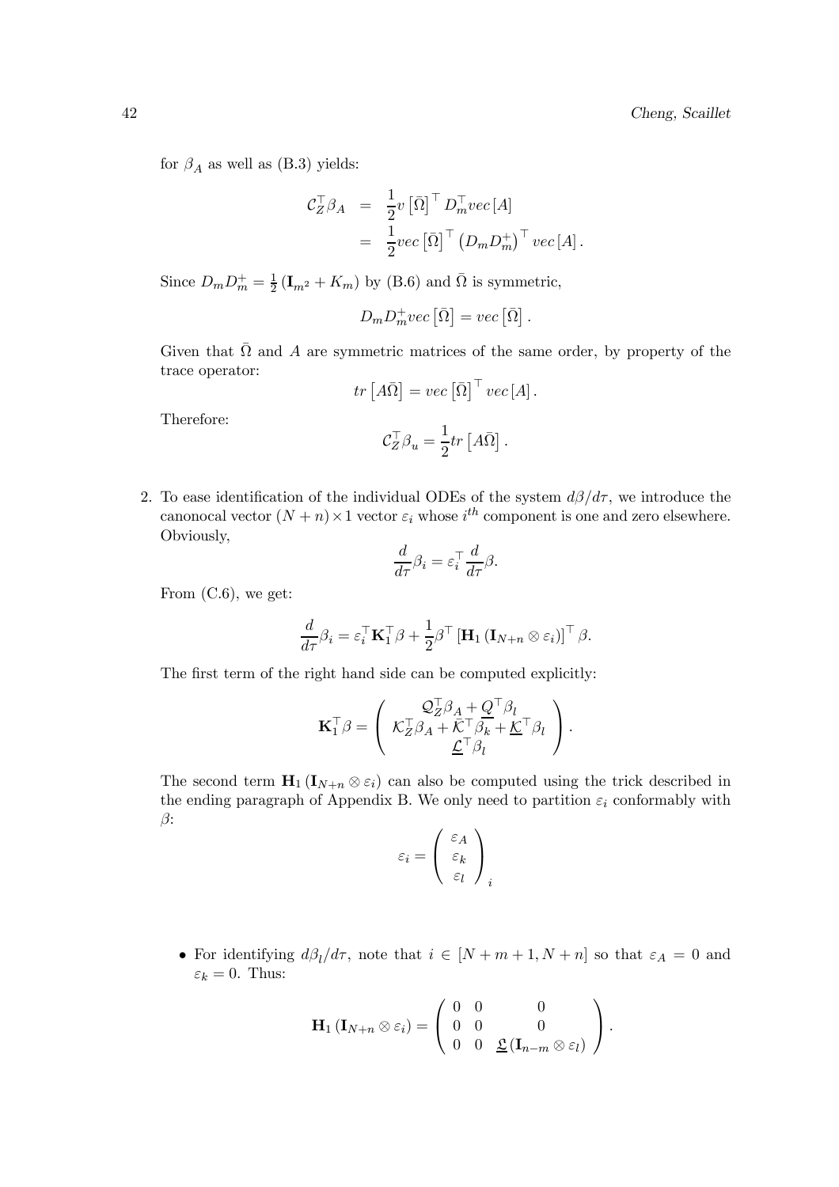for $\beta_A$ as well as (B.3) yields:

$$
\begin{aligned}
\mathcal{C}_Z^\top \beta_A &= \frac{1}{2} v\left[\bar{\Omega}\right]^\top D_m^\top vec\left[A\right] \\
&= \frac{1}{2} vec\left[\bar{\Omega}\right]^\top \left(D_m D_m^+\right)^\top vec\left[A\right].
\end{aligned}
$$

Since $D_m D_m^+ = \frac{1}{2}\left(\mathbf{I}_{m^2} + K_m\right)$ by (B.6) and $\bar{\Omega}$ is symmetric,

$$
D_m D_m^+ vec\left[\bar{\Omega}\right] = vec\left[\bar{\Omega}\right].
$$

Given that $\bar{\Omega}$ and $A$ are symmetric matrices of the same order, by property of the trace operator:

$$
tr\left[A\bar{\Omega}\right] = vec\left[\bar{\Omega}\right]^\top vec\left[A\right].
$$

Therefore:

$$
\mathcal{C}_Z^\top \beta_u = \frac{1}{2} tr\left[A\bar{\Omega}\right].
$$

2. To ease identification of the individual ODEs of the system $d\beta/d\tau$, we introduce the canonocal vector $(N+n)\times 1$ vector $\varepsilon_i$ whose $i^{th}$ component is one and zero elsewhere. Obviously,

$$
\frac{d}{d\tau}\beta_i = \varepsilon_i^\top \frac{d}{d\tau}\beta.
$$

From (C.6), we get:

$$
\frac{d}{d\tau}\beta_i = \varepsilon_i^\top \mathbf{K}_1^\top \beta + \frac{1}{2}\beta^\top \left[\mathbf{H}_1\left(\mathbf{I}_{N+n}\otimes \varepsilon_i\right)\right]^\top \beta.
$$

The first term of the right hand side can be computed explicitly:

$$
\mathbf{K}_1^\top \beta = \left(\begin{array}{c}
\mathcal{Q}_Z^\top \beta_A + \underline{Q}^\top \beta_l \\
\mathcal{K}_Z^\top \beta_A + \bar{\mathcal{K}}^\top \beta_k + \underline{\mathcal{K}}^\top \beta_l \\
\underline{\mathcal{L}}^\top \beta_l
\end{array}\right).
$$

The second term $\mathbf{H}_1\left(\mathbf{I}_{N+n}\otimes \varepsilon_i\right)$ can also be computed using the trick described in the ending paragraph of Appendix B. We only need to partition $\varepsilon_i$ conformably with $\beta$:

$$
\varepsilon_i = \left(\begin{array}{c}
\varepsilon_A \\
\varepsilon_k \\
\varepsilon_l
\end{array}\right)_i
$$

- For identifying $d\beta_l/d\tau$, note that $i \in [N+m+1, N+n]$ so that $\varepsilon_A = 0$ and $\varepsilon_k = 0$. Thus:

$$
\mathbf{H}_1\left(\mathbf{I}_{N+n}\otimes \varepsilon_i\right) = \left(\begin{array}{ccc}
0 & 0 & 0 \\
0 & 0 & 0 \\
0 & 0 & \underline{\mathfrak{L}}\left(\mathbf{I}_{n-m}\otimes \varepsilon_l\right)
\end{array}\right).
$$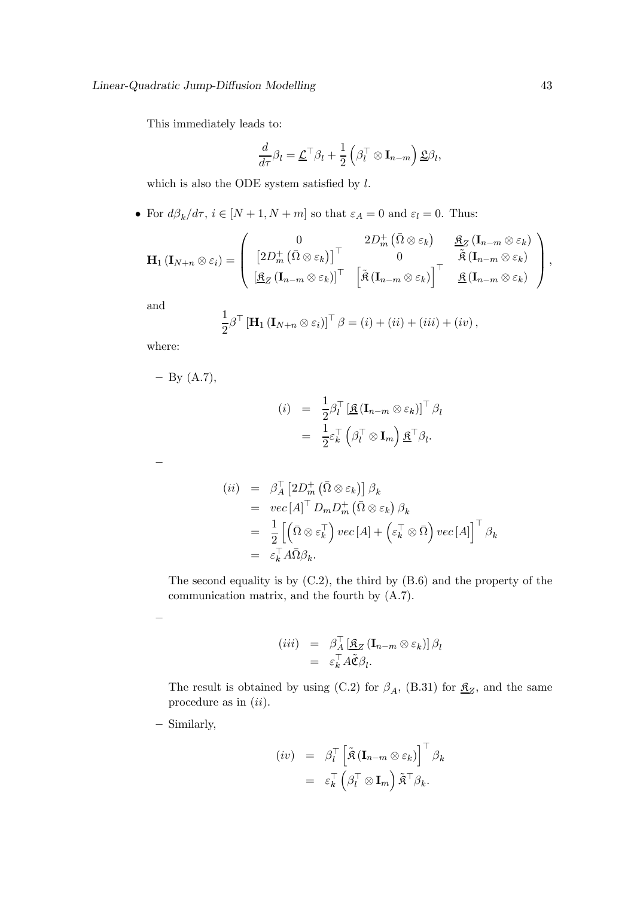This immediately leads to:

$$\frac{d}{d\tau}\beta_l = \underline{\mathcal{L}}^\top \beta_l + \frac{1}{2}\left(\beta_l^\top \otimes \mathbf{I}_{n-m}\right)\underline{\mathfrak{L}}\beta_l,$$

which is also the ODE system satisfied by $l$.

- For $d\beta_k/d\tau$, $i \in [N+1, N+m]$ so that $\varepsilon_A = 0$ and $\varepsilon_l = 0$. Thus:

$$\mathbf{H}_1\left(\mathbf{I}_{N+n} \otimes \varepsilon_i\right) = \begin{pmatrix} 0 & 2D_m^+\left(\bar{\Omega} \otimes \varepsilon_k\right) & \underline{\mathfrak{K}}_Z\left(\mathbf{I}_{n-m} \otimes \varepsilon_k\right) \\ \left[2D_m^+\left(\bar{\Omega} \otimes \varepsilon_k\right)\right]^\top & 0 & \tilde{\mathfrak{K}}\left(\mathbf{I}_{n-m} \otimes \varepsilon_k\right) \\ \left[\underline{\mathfrak{K}}_Z\left(\mathbf{I}_{n-m} \otimes \varepsilon_k\right)\right]^\top & \left[\tilde{\mathfrak{K}}\left(\mathbf{I}_{n-m} \otimes \varepsilon_k\right)\right]^\top & \underline{\mathfrak{K}}\left(\mathbf{I}_{n-m} \otimes \varepsilon_k\right) \end{pmatrix},$$

and

$$\frac{1}{2}\beta^\top\left[\mathbf{H}_1\left(\mathbf{I}_{N+n} \otimes \varepsilon_i\right)\right]^\top \beta = (i) + (ii) + (iii) + (iv),$$

where:

  - By (A.7),

$$\begin{aligned} (i) &= \frac{1}{2}\beta_l^\top\left[\underline{\mathfrak{K}}\left(\mathbf{I}_{n-m} \otimes \varepsilon_k\right)\right]^\top \beta_l \\ &= \frac{1}{2}\varepsilon_k^\top\left(\beta_l^\top \otimes \mathbf{I}_m\right)\underline{\mathfrak{K}}^\top \beta_l. \end{aligned}$$

  -

$$\begin{aligned} (ii) &= \beta_A^\top\left[2D_m^+\left(\bar{\Omega} \otimes \varepsilon_k\right)\right]\beta_k \\ &= vec\left[A\right]^\top D_m D_m^+\left(\bar{\Omega} \otimes \varepsilon_k\right)\beta_k \\ &= \frac{1}{2}\left[\left(\bar{\Omega} \otimes \varepsilon_k^\top\right)vec\left[A\right] + \left(\varepsilon_k^\top \otimes \bar{\Omega}\right)vec\left[A\right]\right]^\top \beta_k \\ &= \varepsilon_k^\top A\bar{\Omega}\beta_k. \end{aligned}$$

    The second equality is by (C.2), the third by (B.6) and the property of the communication matrix, and the fourth by (A.7).

  -

$$\begin{aligned} (iii) &= \beta_A^\top\left[\underline{\mathfrak{K}}_Z\left(\mathbf{I}_{n-m} \otimes \varepsilon_k\right)\right]\beta_l \\ &= \varepsilon_k^\top A\tilde{\mathfrak{C}}\beta_l. \end{aligned}$$

    The result is obtained by using (C.2) for $\beta_A$, (B.31) for $\underline{\mathfrak{K}}_Z$, and the same procedure as in $(ii)$.

  - Similarly,

$$\begin{aligned} (iv) &= \beta_l^\top\left[\tilde{\mathfrak{K}}\left(\mathbf{I}_{n-m} \otimes \varepsilon_k\right)\right]^\top \beta_k \\ &= \varepsilon_k^\top\left(\beta_l^\top \otimes \mathbf{I}_m\right)\tilde{\mathfrak{K}}^\top \beta_k. \end{aligned}$$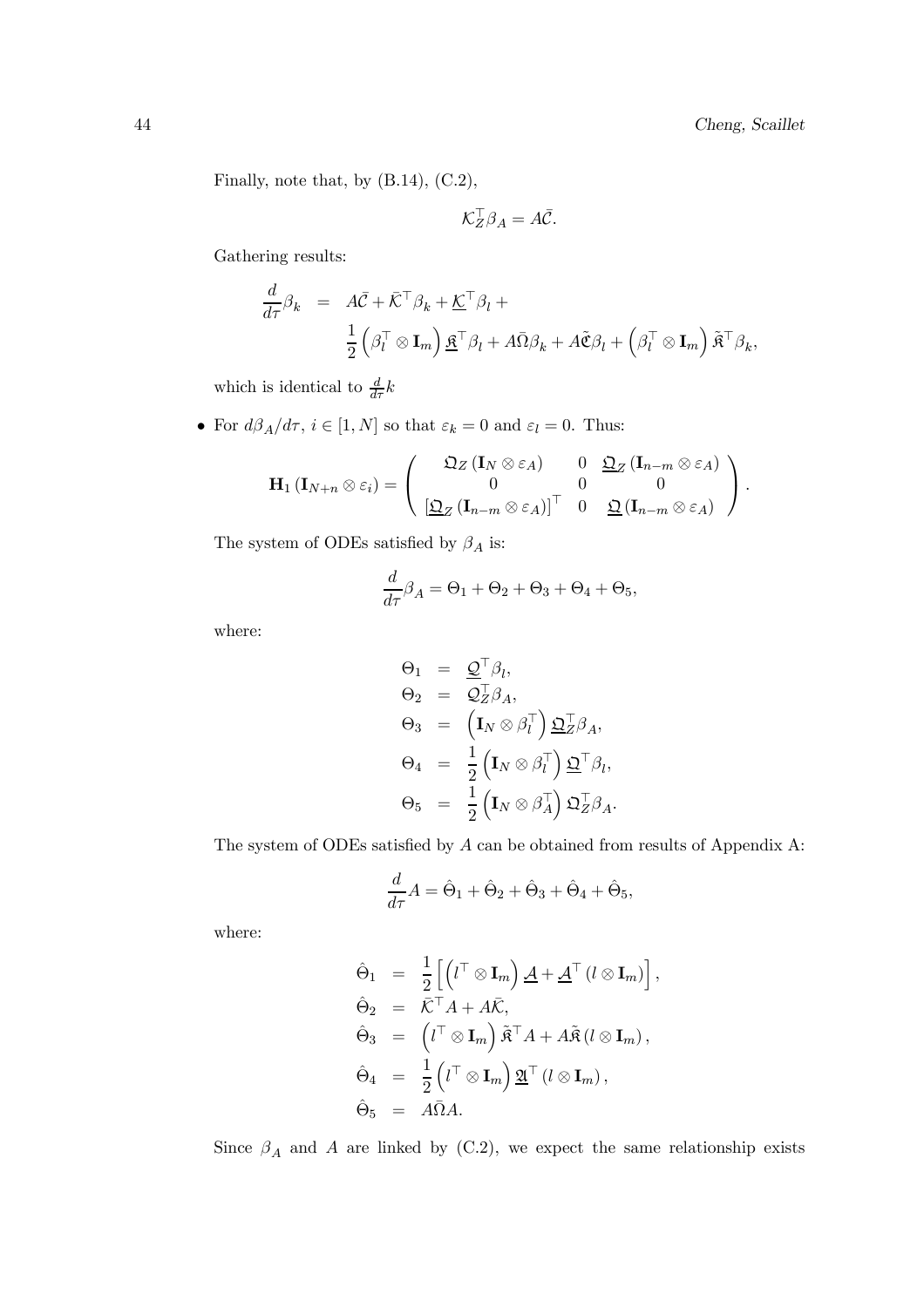Finally, note that, by (B.14), (C.2),

$$\mathcal{K}_Z^\top \beta_A = A\bar{\mathcal{C}}.$$

Gathering results:

$$\begin{aligned}
\frac{d}{d\tau}\beta_k &= A\bar{\mathcal{C}} + \bar{\mathcal{K}}^\top \beta_k + \underline{\mathcal{K}}^\top \beta_l + \\
&\quad \frac{1}{2}\left(\beta_l^\top \otimes \mathbf{I}_m\right)\underline{\mathfrak{K}}^\top \beta_l + A\bar{\Omega}\beta_k + A\tilde{\mathfrak{C}}\beta_l + \left(\beta_l^\top \otimes \mathbf{I}_m\right)\tilde{\mathfrak{K}}^\top \beta_k,
\end{aligned}$$

which is identical to $\frac{d}{d\tau}k$

- For $d\beta_A/d\tau$, $i \in [1, N]$ so that $\varepsilon_k = 0$ and $\varepsilon_l = 0$. Thus:

$$\mathbf{H}_1\left(\mathbf{I}_{N+n} \otimes \varepsilon_i\right) = \begin{pmatrix} \mathfrak{Q}_Z\left(\mathbf{I}_N \otimes \varepsilon_A\right) & 0 & \underline{\mathfrak{Q}}_Z\left(\mathbf{I}_{n-m} \otimes \varepsilon_A\right) \\ 0 & 0 & 0 \\ \left[\underline{\mathfrak{Q}}_Z\left(\mathbf{I}_{n-m} \otimes \varepsilon_A\right)\right]^\top & 0 & \underline{\mathfrak{Q}}\left(\mathbf{I}_{n-m} \otimes \varepsilon_A\right) \end{pmatrix}.$$

The system of ODEs satisfied by $\beta_A$ is:

$$\frac{d}{d\tau}\beta_A = \Theta_1 + \Theta_2 + \Theta_3 + \Theta_4 + \Theta_5,$$

where:

$$\begin{aligned}
\Theta_1 &= \underline{\mathcal{Q}}^\top \beta_l, \\
\Theta_2 &= \mathcal{Q}_Z^\top \beta_A, \\
\Theta_3 &= \left(\mathbf{I}_N \otimes \beta_l^\top\right)\underline{\mathfrak{Q}}_Z^\top \beta_A, \\
\Theta_4 &= \frac{1}{2}\left(\mathbf{I}_N \otimes \beta_l^\top\right)\underline{\mathfrak{Q}}^\top \beta_l, \\
\Theta_5 &= \frac{1}{2}\left(\mathbf{I}_N \otimes \beta_A^\top\right)\mathfrak{Q}_Z^\top \beta_A.
\end{aligned}$$

The system of ODEs satisfied by $A$ can be obtained from results of Appendix A:

$$\frac{d}{d\tau}A = \hat{\Theta}_1 + \hat{\Theta}_2 + \hat{\Theta}_3 + \hat{\Theta}_4 + \hat{\Theta}_5,$$

where:

$$\begin{aligned}
\hat{\Theta}_1 &= \frac{1}{2}\left[\left(l^\top \otimes \mathbf{I}_m\right)\underline{\mathcal{A}} + \underline{\mathcal{A}}^\top\left(l \otimes \mathbf{I}_m\right)\right], \\
\hat{\Theta}_2 &= \bar{\mathcal{K}}^\top A + A\bar{\mathcal{K}}, \\
\hat{\Theta}_3 &= \left(l^\top \otimes \mathbf{I}_m\right)\tilde{\mathfrak{K}}^\top A + A\tilde{\mathfrak{K}}\left(l \otimes \mathbf{I}_m\right), \\
\hat{\Theta}_4 &= \frac{1}{2}\left(l^\top \otimes \mathbf{I}_m\right)\underline{\mathfrak{A}}^\top\left(l \otimes \mathbf{I}_m\right), \\
\hat{\Theta}_5 &= A\bar{\Omega}A.
\end{aligned}$$

Since $\beta_A$ and $A$ are linked by (C.2), we expect the same relationship exists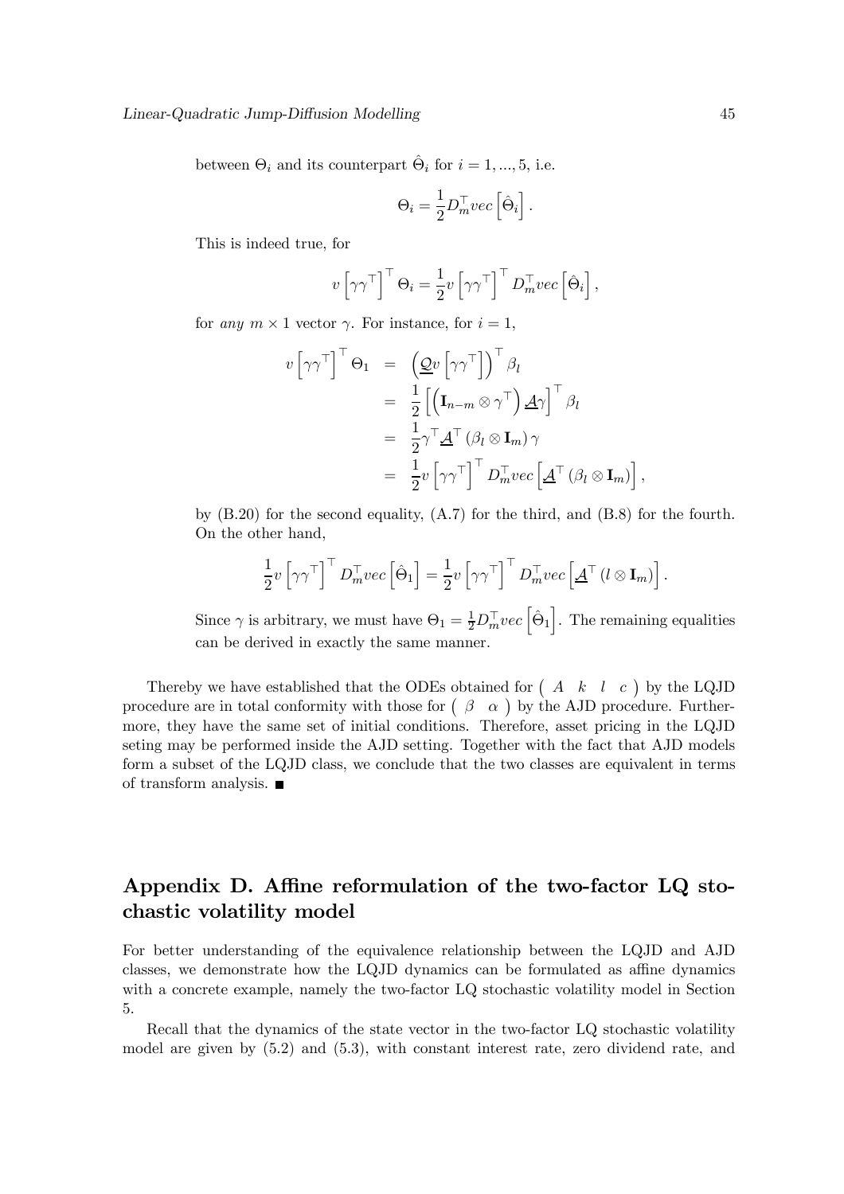between $\Theta_i$ and its counterpart $\hat{\Theta}_i$ for $i = 1, ..., 5$, i.e.

$$\Theta_i = \frac{1}{2} D_m^\top vec\left[\hat{\Theta}_i\right].$$

This is indeed true, for

$$v\left[\gamma\gamma^\top\right]^\top \Theta_i = \frac{1}{2} v\left[\gamma\gamma^\top\right]^\top D_m^\top vec\left[\hat{\Theta}_i\right],$$

for *any* $m \times 1$ vector $\gamma$. For instance, for $i = 1$,

$$\begin{aligned}
v\left[\gamma\gamma^\top\right]^\top \Theta_1 &= \left(\underline{\mathcal{Q}} v\left[\gamma\gamma^\top\right]\right)^\top \beta_l \\
&= \frac{1}{2}\left[\left(\mathbf{I}_{n-m} \otimes \gamma^\top\right) \underline{\mathcal{A}}\gamma\right]^\top \beta_l \\
&= \frac{1}{2}\gamma^\top \underline{\mathcal{A}}^\top \left(\beta_l \otimes \mathbf{I}_m\right)\gamma \\
&= \frac{1}{2} v\left[\gamma\gamma^\top\right]^\top D_m^\top vec\left[\underline{\mathcal{A}}^\top \left(\beta_l \otimes \mathbf{I}_m\right)\right],
\end{aligned}$$

by (B.20) for the second equality, (A.7) for the third, and (B.8) for the fourth. On the other hand,

$$\frac{1}{2} v\left[\gamma\gamma^\top\right]^\top D_m^\top vec\left[\hat{\Theta}_1\right] = \frac{1}{2} v\left[\gamma\gamma^\top\right]^\top D_m^\top vec\left[\underline{\mathcal{A}}^\top \left(l \otimes \mathbf{I}_m\right)\right].$$

Since $\gamma$ is arbitrary, we must have $\Theta_1 = \frac{1}{2} D_m^\top vec\left[\hat{\Theta}_1\right]$. The remaining equalities can be derived in exactly the same manner.

Thereby we have established that the ODEs obtained for $\begin{pmatrix} A & k & l & c \end{pmatrix}$ by the LQJD procedure are in total conformity with those for $\begin{pmatrix} \beta & \alpha \end{pmatrix}$ by the AJD procedure. Furthermore, they have the same set of initial conditions. Therefore, asset pricing in the LQJD seting may be performed inside the AJD setting. Together with the fact that AJD models form a subset of the LQJD class, we conclude that the two classes are equivalent in terms of transform analysis. ■

## Appendix D. Affine reformulation of the two-factor LQ stochastic volatility model

For better understanding of the equivalence relationship between the LQJD and AJD classes, we demonstrate how the LQJD dynamics can be formulated as affine dynamics with a concrete example, namely the two-factor LQ stochastic volatility model in Section 5.

Recall that the dynamics of the state vector in the two-factor LQ stochastic volatility model are given by (5.2) and (5.3), with constant interest rate, zero dividend rate, and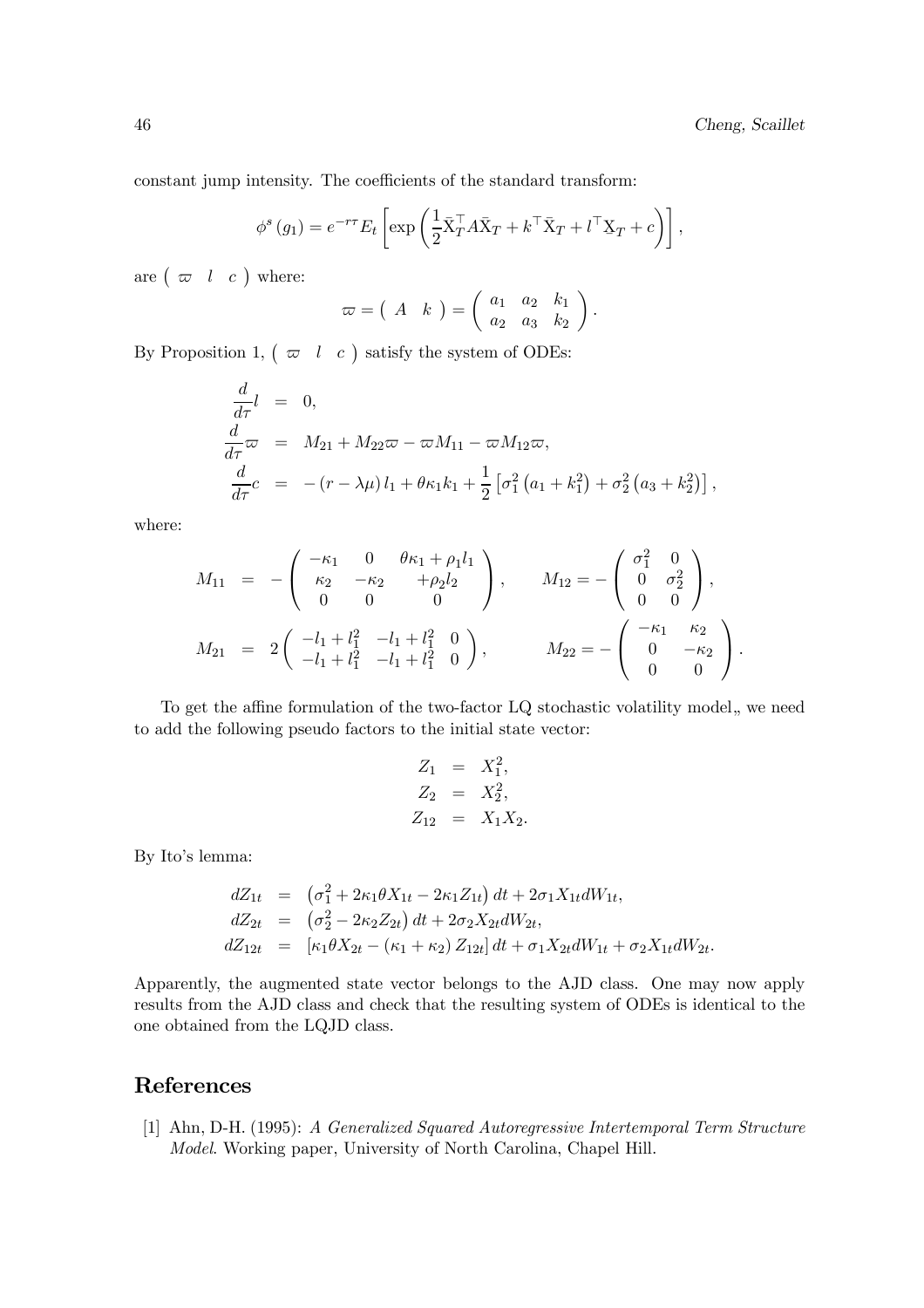constant jump intensity. The coefficients of the standard transform:

$$\phi^s(g_1) = e^{-r\tau} E_t \left[ \exp\left( \frac{1}{2} \bar{\mathrm{X}}_T^\top A \bar{\mathrm{X}}_T + k^\top \bar{\mathrm{X}}_T + l^\top \underline{\mathrm{X}}_T + c \right) \right],$$

are $\left( \varpi \quad l \quad c \right)$ where:

$$\varpi = \left( \begin{array}{cc} A & k \end{array} \right) = \left( \begin{array}{ccc} a_1 & a_2 & k_1 \\ a_2 & a_3 & k_2 \end{array} \right).$$

By Proposition 1, $\left( \varpi \quad l \quad c \right)$ satisfy the system of ODEs:

$$\begin{aligned}
\frac{d}{d\tau} l &= 0, \\
\frac{d}{d\tau} \varpi &= M_{21} + M_{22} \varpi - \varpi M_{11} - \varpi M_{12} \varpi, \\
\frac{d}{d\tau} c &= -(r - \lambda\mu) l_1 + \theta \kappa_1 k_1 + \frac{1}{2} \left[ \sigma_1^2 \left( a_1 + k_1^2 \right) + \sigma_2^2 \left( a_3 + k_2^2 \right) \right],
\end{aligned}$$

where:

$$\begin{aligned}
M_{11} &= -\left( \begin{array}{ccc} -\kappa_1 & 0 & \theta\kappa_1 + \rho_1 l_1 \\ \kappa_2 & -\kappa_2 & +\rho_2 l_2 \\ 0 & 0 & 0 \end{array} \right), \qquad M_{12} = -\left( \begin{array}{cc} \sigma_1^2 & 0 \\ 0 & \sigma_2^2 \\ 0 & 0 \end{array} \right), \\
M_{21} &= 2 \left( \begin{array}{ccc} -l_1 + l_1^2 & -l_1 + l_1^2 & 0 \\ -l_1 + l_1^2 & -l_1 + l_1^2 & 0 \end{array} \right), \qquad M_{22} = -\left( \begin{array}{cc} -\kappa_1 & \kappa_2 \\ 0 & -\kappa_2 \\ 0 & 0 \end{array} \right).
\end{aligned}$$

To get the affine formulation of the two-factor LQ stochastic volatility model,, we need to add the following pseudo factors to the initial state vector:

$$\begin{aligned}
Z_1 &= X_1^2, \\
Z_2 &= X_2^2, \\
Z_{12} &= X_1 X_2.
\end{aligned}$$

By Ito's lemma:

$$\begin{aligned}
dZ_{1t} &= \left( \sigma_1^2 + 2\kappa_1 \theta X_{1t} - 2\kappa_1 Z_{1t} \right) dt + 2\sigma_1 X_{1t} dW_{1t}, \\
dZ_{2t} &= \left( \sigma_2^2 - 2\kappa_2 Z_{2t} \right) dt + 2\sigma_2 X_{2t} dW_{2t}, \\
dZ_{12t} &= \left[ \kappa_1 \theta X_{2t} - (\kappa_1 + \kappa_2) Z_{12t} \right] dt + \sigma_1 X_{2t} dW_{1t} + \sigma_2 X_{1t} dW_{2t}.
\end{aligned}$$

Apparently, the augmented state vector belongs to the AJD class. One may now apply results from the AJD class and check that the resulting system of ODEs is identical to the one obtained from the LQJD class.

# References

[1] Ahn, D-H. (1995): *A Generalized Squared Autoregressive Intertemporal Term Structure Model*. Working paper, University of North Carolina, Chapel Hill.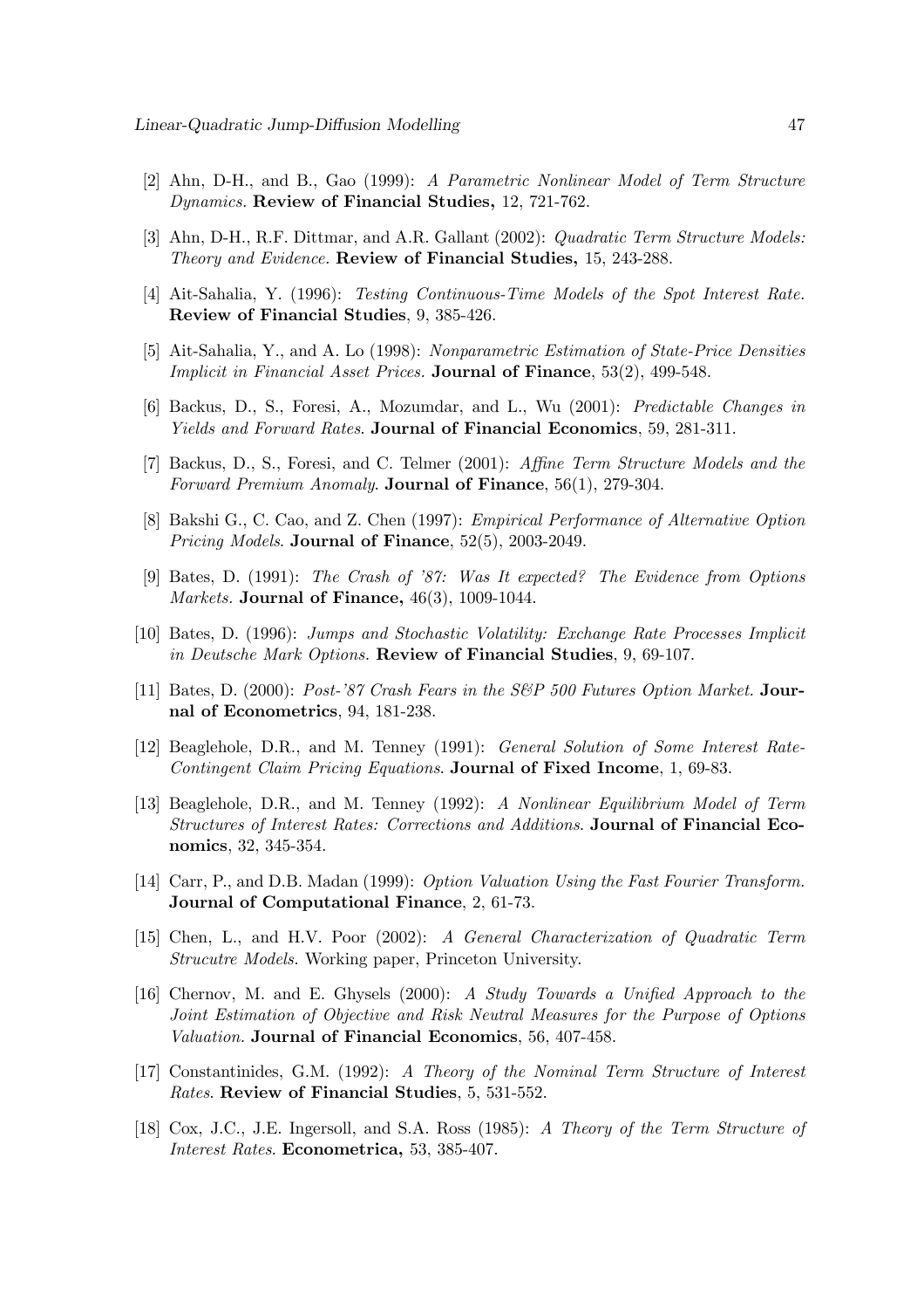[2] Ahn, D-H., and B., Gao (1999): *A Parametric Nonlinear Model of Term Structure Dynamics.* **Review of Financial Studies,** 12, 721-762.

[3] Ahn, D-H., R.F. Dittmar, and A.R. Gallant (2002): *Quadratic Term Structure Models: Theory and Evidence.* **Review of Financial Studies,** 15, 243-288.

[4] Ait-Sahalia, Y. (1996): *Testing Continuous-Time Models of the Spot Interest Rate.* **Review of Financial Studies**, 9, 385-426.

[5] Ait-Sahalia, Y., and A. Lo (1998): *Nonparametric Estimation of State-Price Densities Implicit in Financial Asset Prices.* **Journal of Finance**, 53(2), 499-548.

[6] Backus, D., S., Foresi, A., Mozumdar, and L., Wu (2001): *Predictable Changes in Yields and Forward Rates*. **Journal of Financial Economics**, 59, 281-311.

[7] Backus, D., S., Foresi, and C. Telmer (2001): *Affine Term Structure Models and the Forward Premium Anomaly*. **Journal of Finance**, 56(1), 279-304.

[8] Bakshi G., C. Cao, and Z. Chen (1997): *Empirical Performance of Alternative Option Pricing Models*. **Journal of Finance**, 52(5), 2003-2049.

[9] Bates, D. (1991): *The Crash of '87: Was It expected? The Evidence from Options Markets.* **Journal of Finance,** 46(3), 1009-1044.

[10] Bates, D. (1996): *Jumps and Stochastic Volatility: Exchange Rate Processes Implicit in Deutsche Mark Options.* **Review of Financial Studies**, 9, 69-107.

[11] Bates, D. (2000): *Post-'87 Crash Fears in the S&P 500 Futures Option Market.* **Journal of Econometrics**, 94, 181-238.

[12] Beaglehole, D.R., and M. Tenney (1991): *General Solution of Some Interest Rate-Contingent Claim Pricing Equations*. **Journal of Fixed Income**, 1, 69-83.

[13] Beaglehole, D.R., and M. Tenney (1992): *A Nonlinear Equilibrium Model of Term Structures of Interest Rates: Corrections and Additions*. **Journal of Financial Economics**, 32, 345-354.

[14] Carr, P., and D.B. Madan (1999): *Option Valuation Using the Fast Fourier Transform.* **Journal of Computational Finance**, 2, 61-73.

[15] Chen, L., and H.V. Poor (2002): *A General Characterization of Quadratic Term Strucutre Models.* Working paper, Princeton University.

[16] Chernov, M. and E. Ghysels (2000): *A Study Towards a Unified Approach to the Joint Estimation of Objective and Risk Neutral Measures for the Purpose of Options Valuation.* **Journal of Financial Economics**, 56, 407-458.

[17] Constantinides, G.M. (1992): *A Theory of the Nominal Term Structure of Interest Rates*. **Review of Financial Studies**, 5, 531-552.

[18] Cox, J.C., J.E. Ingersoll, and S.A. Ross (1985): *A Theory of the Term Structure of Interest Rates*. **Econometrica,** 53, 385-407.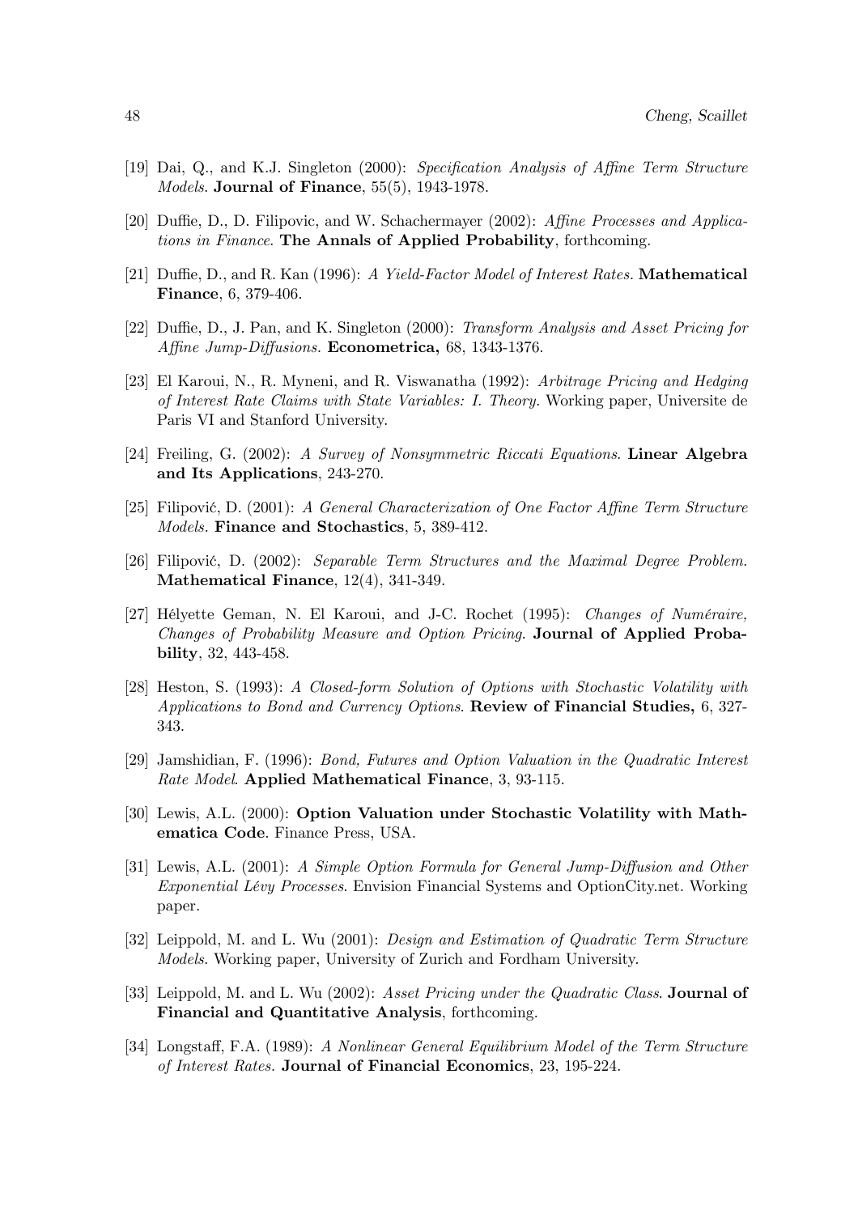[19] Dai, Q., and K.J. Singleton (2000): *Specification Analysis of Affine Term Structure Models.* **Journal of Finance**, 55(5), 1943-1978.

[20] Duffie, D., D. Filipovic, and W. Schachermayer (2002): *Affine Processes and Applications in Finance.* **The Annals of Applied Probability**, forthcoming.

[21] Duffie, D., and R. Kan (1996): *A Yield-Factor Model of Interest Rates.* **Mathematical Finance**, 6, 379-406.

[22] Duffie, D., J. Pan, and K. Singleton (2000): *Transform Analysis and Asset Pricing for Affine Jump-Diffusions.* **Econometrica,** 68, 1343-1376.

[23] El Karoui, N., R. Myneni, and R. Viswanatha (1992): *Arbitrage Pricing and Hedging of Interest Rate Claims with State Variables: I. Theory.* Working paper, Universite de Paris VI and Stanford University.

[24] Freiling, G. (2002): *A Survey of Nonsymmetric Riccati Equations.* **Linear Algebra and Its Applications**, 243-270.

[25] Filipović, D. (2001): *A General Characterization of One Factor Affine Term Structure Models.* **Finance and Stochastics**, 5, 389-412.

[26] Filipović, D. (2002): *Separable Term Structures and the Maximal Degree Problem.* **Mathematical Finance**, 12(4), 341-349.

[27] Hélyette Geman, N. El Karoui, and J-C. Rochet (1995): *Changes of Numéraire, Changes of Probability Measure and Option Pricing.* **Journal of Applied Probability**, 32, 443-458.

[28] Heston, S. (1993): *A Closed-form Solution of Options with Stochastic Volatility with Applications to Bond and Currency Options.* **Review of Financial Studies,** 6, 327-343.

[29] Jamshidian, F. (1996): *Bond, Futures and Option Valuation in the Quadratic Interest Rate Model.* **Applied Mathematical Finance**, 3, 93-115.

[30] Lewis, A.L. (2000): **Option Valuation under Stochastic Volatility with Mathematica Code**. Finance Press, USA.

[31] Lewis, A.L. (2001): *A Simple Option Formula for General Jump-Diffusion and Other Exponential Lévy Processes.* Envision Financial Systems and OptionCity.net. Working paper.

[32] Leippold, M. and L. Wu (2001): *Design and Estimation of Quadratic Term Structure Models.* Working paper, University of Zurich and Fordham University.

[33] Leippold, M. and L. Wu (2002): *Asset Pricing under the Quadratic Class.* **Journal of Financial and Quantitative Analysis**, forthcoming.

[34] Longstaff, F.A. (1989): *A Nonlinear General Equilibrium Model of the Term Structure of Interest Rates.* **Journal of Financial Economics**, 23, 195-224.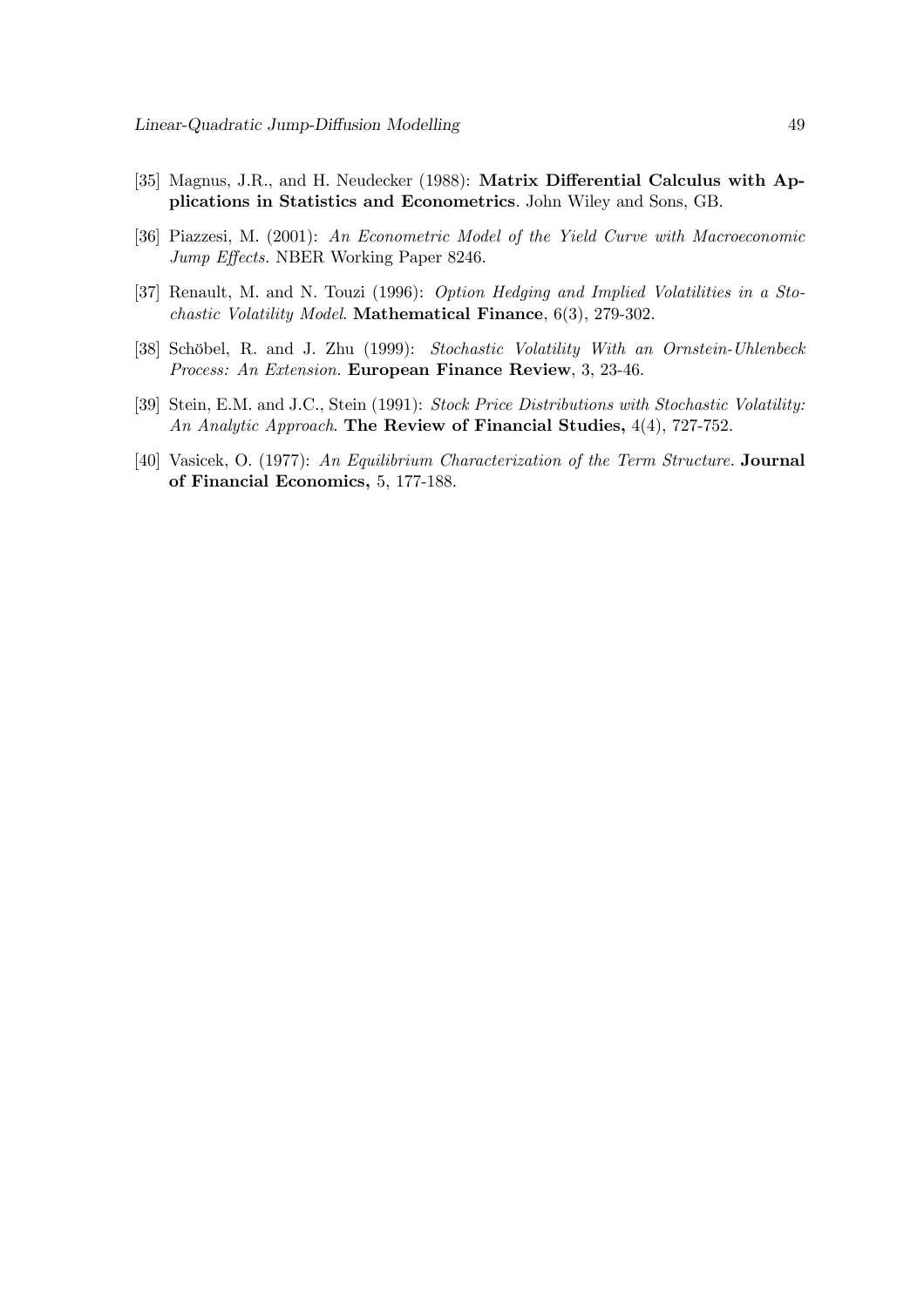[35] Magnus, J.R., and H. Neudecker (1988): **Matrix Differential Calculus with Applications in Statistics and Econometrics**. John Wiley and Sons, GB.

[36] Piazzesi, M. (2001): *An Econometric Model of the Yield Curve with Macroeconomic Jump Effects*. NBER Working Paper 8246.

[37] Renault, M. and N. Touzi (1996): *Option Hedging and Implied Volatilities in a Stochastic Volatility Model*. **Mathematical Finance**, 6(3), 279-302.

[38] Schöbel, R. and J. Zhu (1999): *Stochastic Volatility With an Ornstein-Uhlenbeck Process: An Extension.* **European Finance Review**, 3, 23-46.

[39] Stein, E.M. and J.C., Stein (1991): *Stock Price Distributions with Stochastic Volatility: An Analytic Approach*. **The Review of Financial Studies,** 4(4), 727-752.

[40] Vasicek, O. (1977): *An Equilibrium Characterization of the Term Structure.* **Journal of Financial Economics,** 5, 177-188.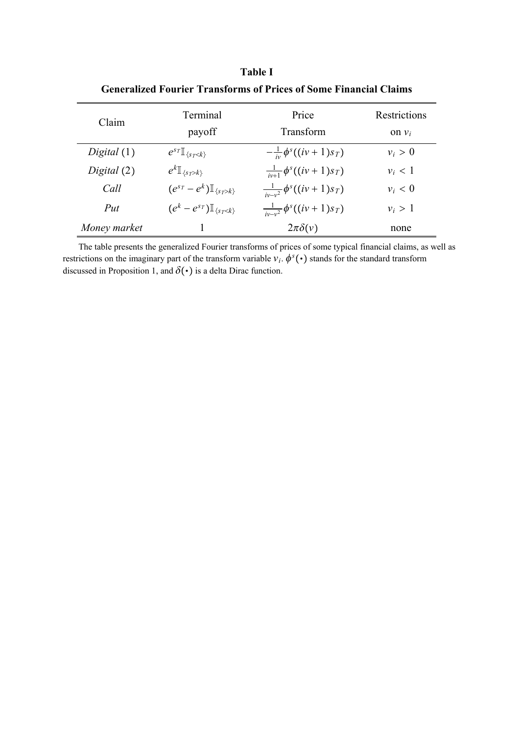**Table I**

**Generalized Fourier Transforms of Prices of Some Financial Claims**

| Claim | Terminal payoff | Price Transform | Restrictions on $v_i$ |
|---|---|---|---|
| *Digital* (1) | $e^{s_T}\mathbb{I}_{\{s_T<k\}}$ | $-\frac{1}{iv}\phi^s((iv+1)s_T)$ | $v_i > 0$ |
| *Digital* (2) | $e^k\mathbb{I}_{\{s_T>k\}}$ | $\frac{1}{iv+1}\phi^s((iv+1)s_T)$ | $v_i < 1$ |
| *Call* | $(e^{s_T}-e^k)\mathbb{I}_{\{s_T>k\}}$ | $\frac{1}{iv-v^2}\phi^s((iv+1)s_T)$ | $v_i < 0$ |
| *Put* | $(e^k-e^{s_T})\mathbb{I}_{\{s_T<k\}}$ | $\frac{1}{iv-v^2}\phi^s((iv+1)s_T)$ | $v_i > 1$ |
| *Money market* | 1 | $2\pi\delta(v)$ | none |

The table presents the generalized Fourier transforms of prices of some typical financial claims, as well as restrictions on the imaginary part of the transform variable $v_i$. $\phi^s(\bullet)$ stands for the standard transform discussed in Proposition 1, and $\delta(\bullet)$ is a delta Dirac function.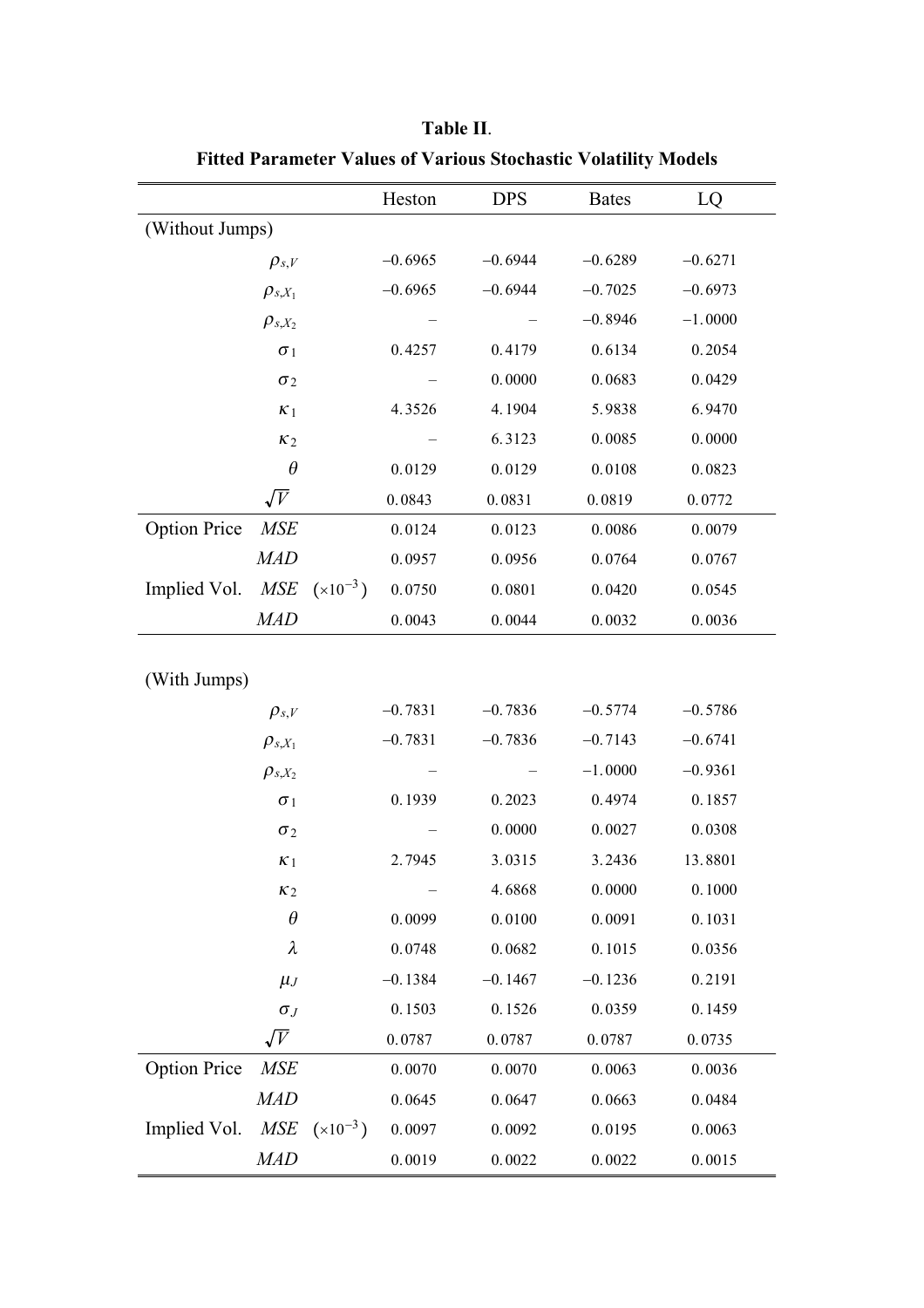**Table II**.

**Fitted Parameter Values of Various Stochastic Volatility Models**

| | | Heston | DPS | Bates | LQ |
|---|---|---|---|---|---|
| (Without Jumps) | | | | | |
| | $\rho_{s,V}$ | −0.6965 | −0.6944 | −0.6289 | −0.6271 |
| | $\rho_{s,X_1}$ | −0.6965 | −0.6944 | −0.7025 | −0.6973 |
| | $\rho_{s,X_2}$ | – | – | −0.8946 | −1.0000 |
| | $\sigma_1$ | 0.4257 | 0.4179 | 0.6134 | 0.2054 |
| | $\sigma_2$ | – | 0.0000 | 0.0683 | 0.0429 |
| | $\kappa_1$ | 4.3526 | 4.1904 | 5.9838 | 6.9470 |
| | $\kappa_2$ | – | 6.3123 | 0.0085 | 0.0000 |
| | $\theta$ | 0.0129 | 0.0129 | 0.0108 | 0.0823 |
| | $\sqrt{V}$ | 0.0843 | 0.0831 | 0.0819 | 0.0772 |
| Option Price | $MSE$ | 0.0124 | 0.0123 | 0.0086 | 0.0079 |
| | $MAD$ | 0.0957 | 0.0956 | 0.0764 | 0.0767 |
| Implied Vol. | $MSE$ $(\times 10^{-3})$ | 0.0750 | 0.0801 | 0.0420 | 0.0545 |
| | $MAD$ | 0.0043 | 0.0044 | 0.0032 | 0.0036 |
| (With Jumps) | | | | | |
| | $\rho_{s,V}$ | −0.7831 | −0.7836 | −0.5774 | −0.5786 |
| | $\rho_{s,X_1}$ | −0.7831 | −0.7836 | −0.7143 | −0.6741 |
| | $\rho_{s,X_2}$ | – | – | −1.0000 | −0.9361 |
| | $\sigma_1$ | 0.1939 | 0.2023 | 0.4974 | 0.1857 |
| | $\sigma_2$ | – | 0.0000 | 0.0027 | 0.0308 |
| | $\kappa_1$ | 2.7945 | 3.0315 | 3.2436 | 13.8801 |
| | $\kappa_2$ | – | 4.6868 | 0.0000 | 0.1000 |
| | $\theta$ | 0.0099 | 0.0100 | 0.0091 | 0.1031 |
| | $\lambda$ | 0.0748 | 0.0682 | 0.1015 | 0.0356 |
| | $\mu_J$ | −0.1384 | −0.1467 | −0.1236 | 0.2191 |
| | $\sigma_J$ | 0.1503 | 0.1526 | 0.0359 | 0.1459 |
| | $\sqrt{V}$ | 0.0787 | 0.0787 | 0.0787 | 0.0735 |
| Option Price | $MSE$ | 0.0070 | 0.0070 | 0.0063 | 0.0036 |
| | $MAD$ | 0.0645 | 0.0647 | 0.0663 | 0.0484 |
| Implied Vol. | $MSE$ $(\times 10^{-3})$ | 0.0097 | 0.0092 | 0.0195 | 0.0063 |
| | $MAD$ | 0.0019 | 0.0022 | 0.0022 | 0.0015 |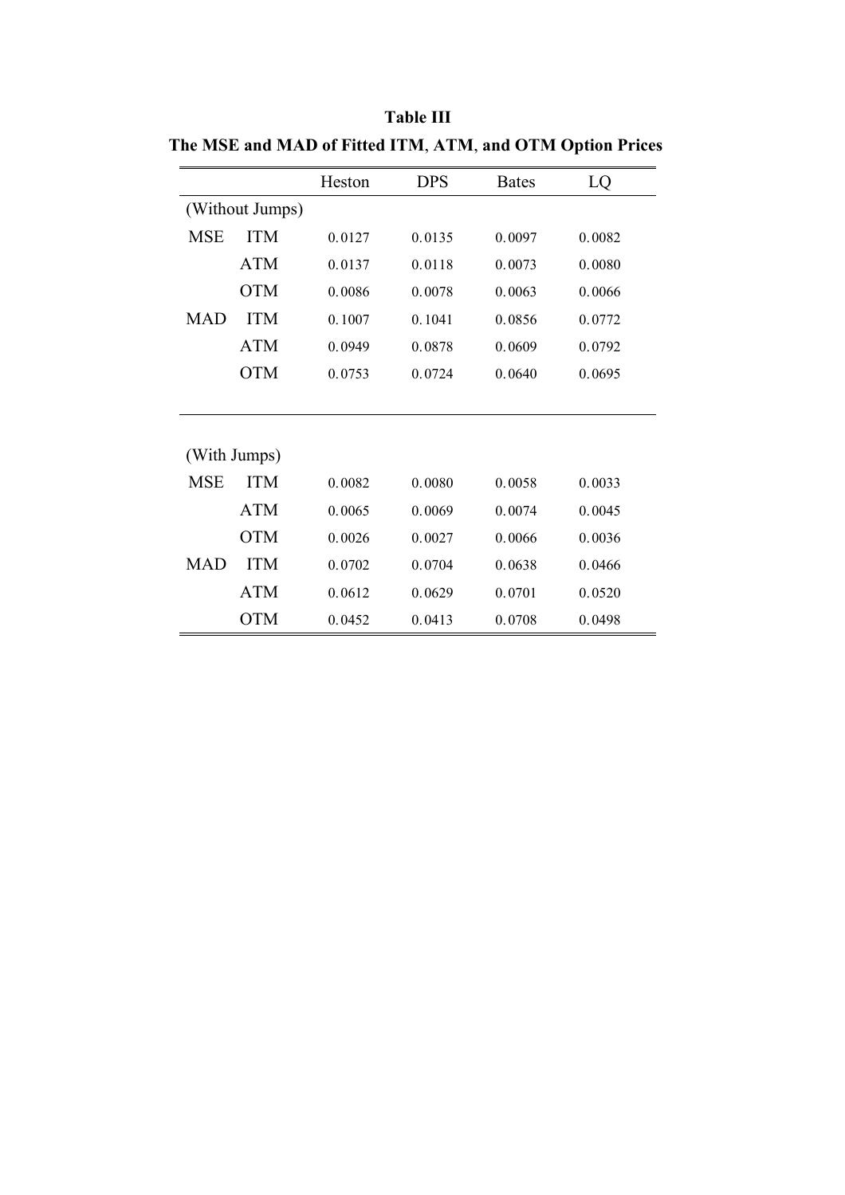**Table III**

**The MSE and MAD of Fitted ITM, ATM, and OTM Option Prices**

| | | Heston | DPS | Bates | LQ |
|---|---|---|---|---|---|
| (Without Jumps) | | | | | |
| MSE | ITM | 0.0127 | 0.0135 | 0.0097 | 0.0082 |
| | ATM | 0.0137 | 0.0118 | 0.0073 | 0.0080 |
| | OTM | 0.0086 | 0.0078 | 0.0063 | 0.0066 |
| MAD | ITM | 0.1007 | 0.1041 | 0.0856 | 0.0772 |
| | ATM | 0.0949 | 0.0878 | 0.0609 | 0.0792 |
| | OTM | 0.0753 | 0.0724 | 0.0640 | 0.0695 |
| (With Jumps) | | | | | |
| MSE | ITM | 0.0082 | 0.0080 | 0.0058 | 0.0033 |
| | ATM | 0.0065 | 0.0069 | 0.0074 | 0.0045 |
| | OTM | 0.0026 | 0.0027 | 0.0066 | 0.0036 |
| MAD | ITM | 0.0702 | 0.0704 | 0.0638 | 0.0466 |
| | ATM | 0.0612 | 0.0629 | 0.0701 | 0.0520 |
| | OTM | 0.0452 | 0.0413 | 0.0708 | 0.0498 |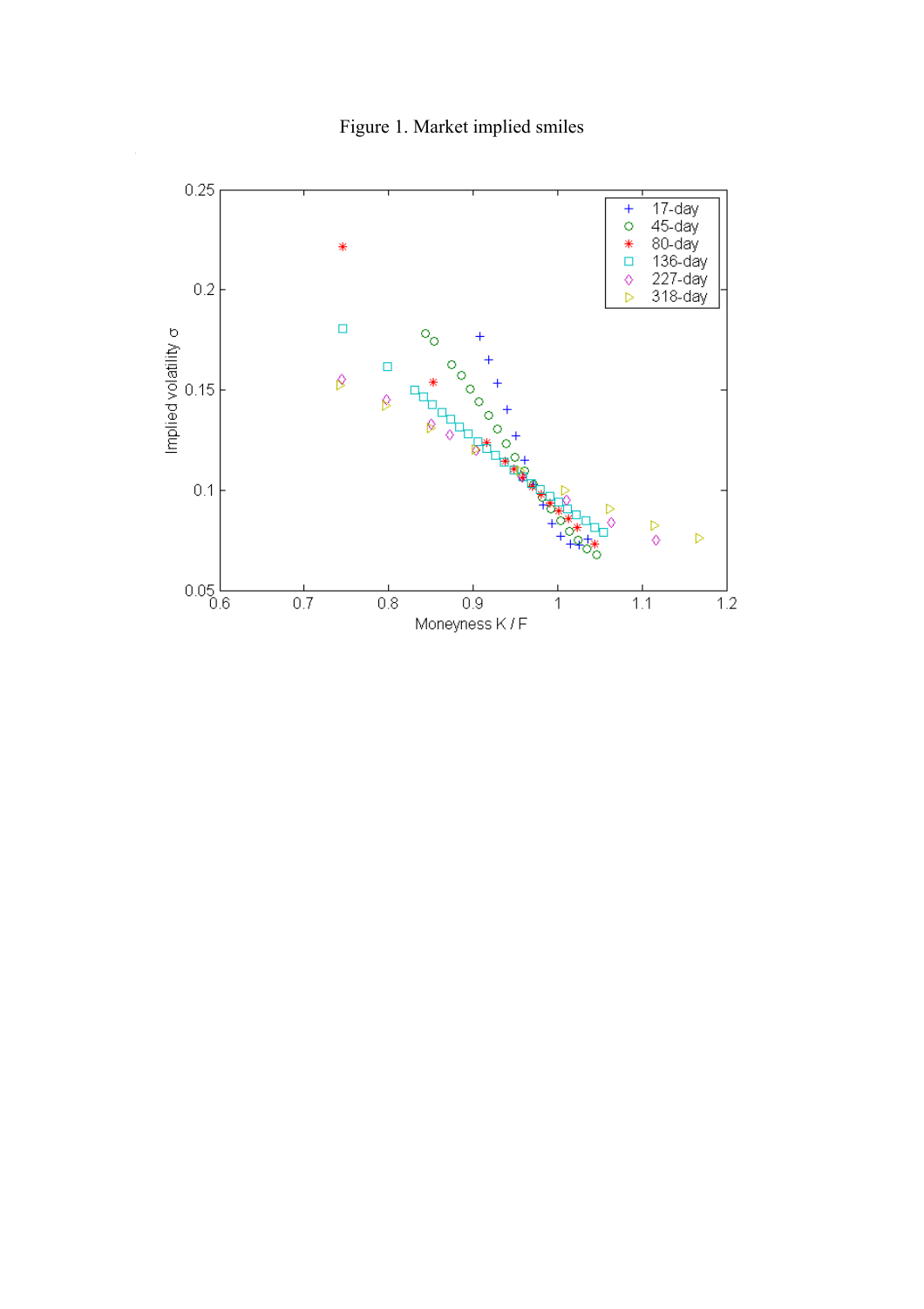Figure 1. Market implied smiles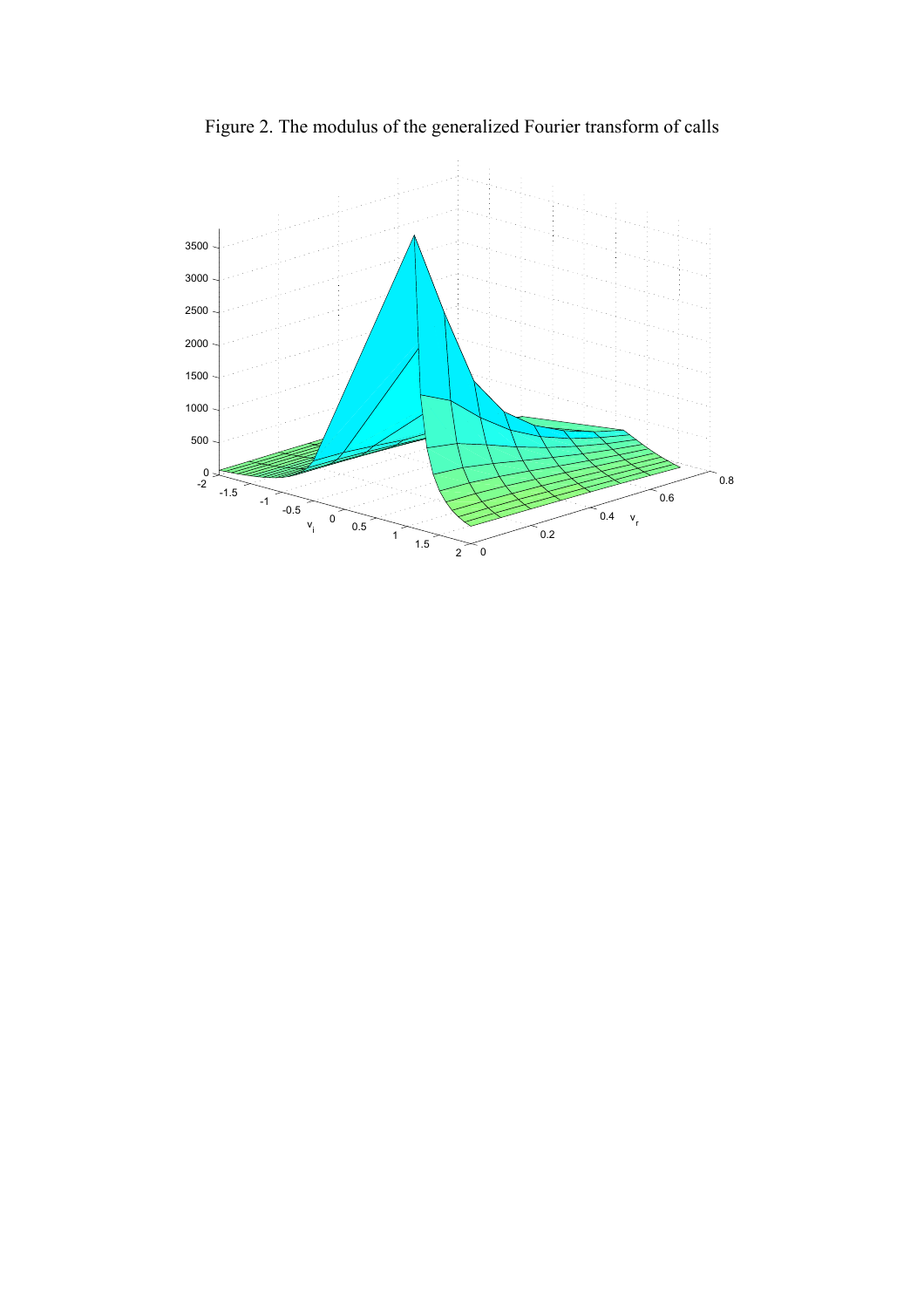Figure 2. The modulus of the generalized Fourier transform of calls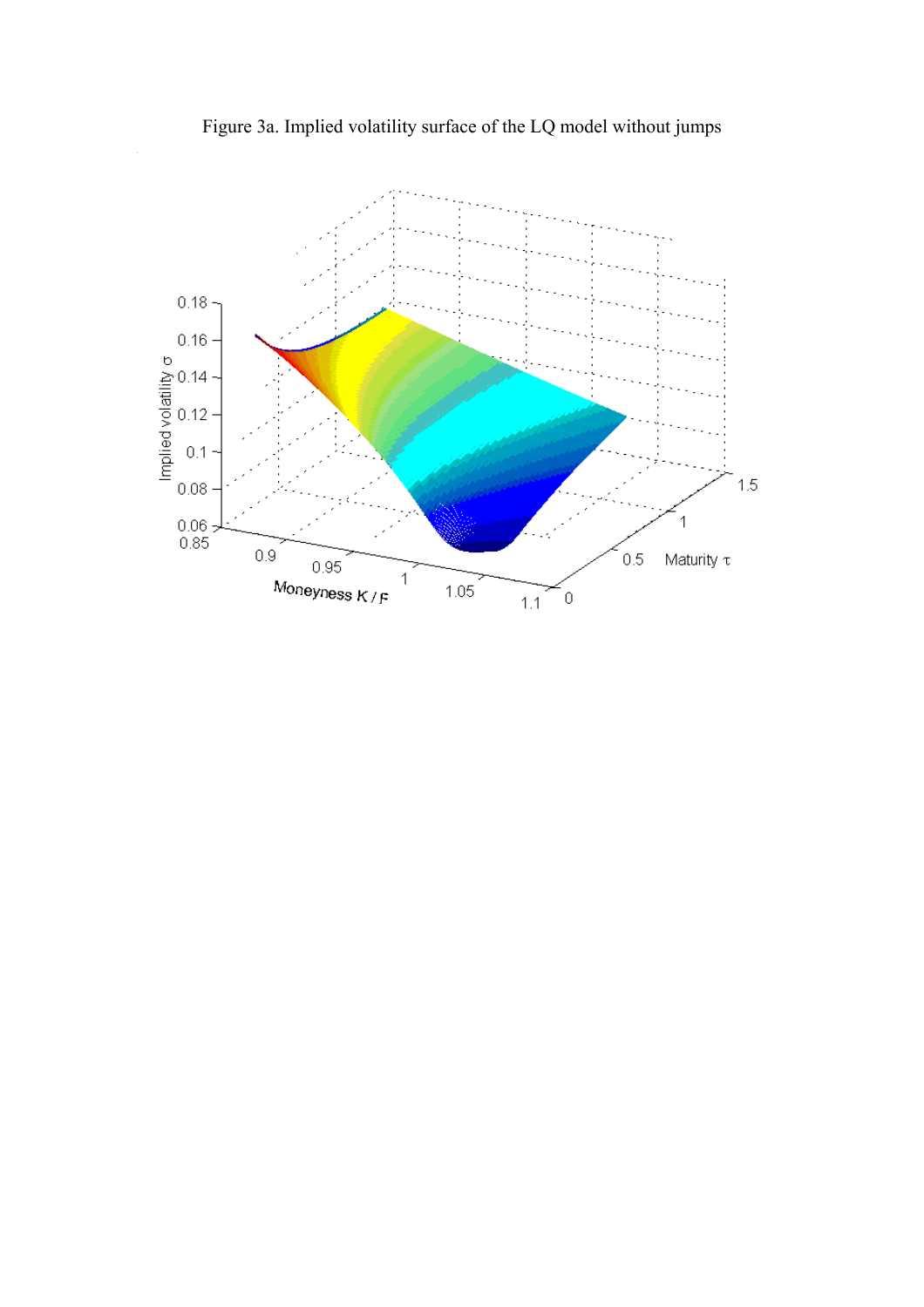Figure 3a. Implied volatility surface of the LQ model without jumps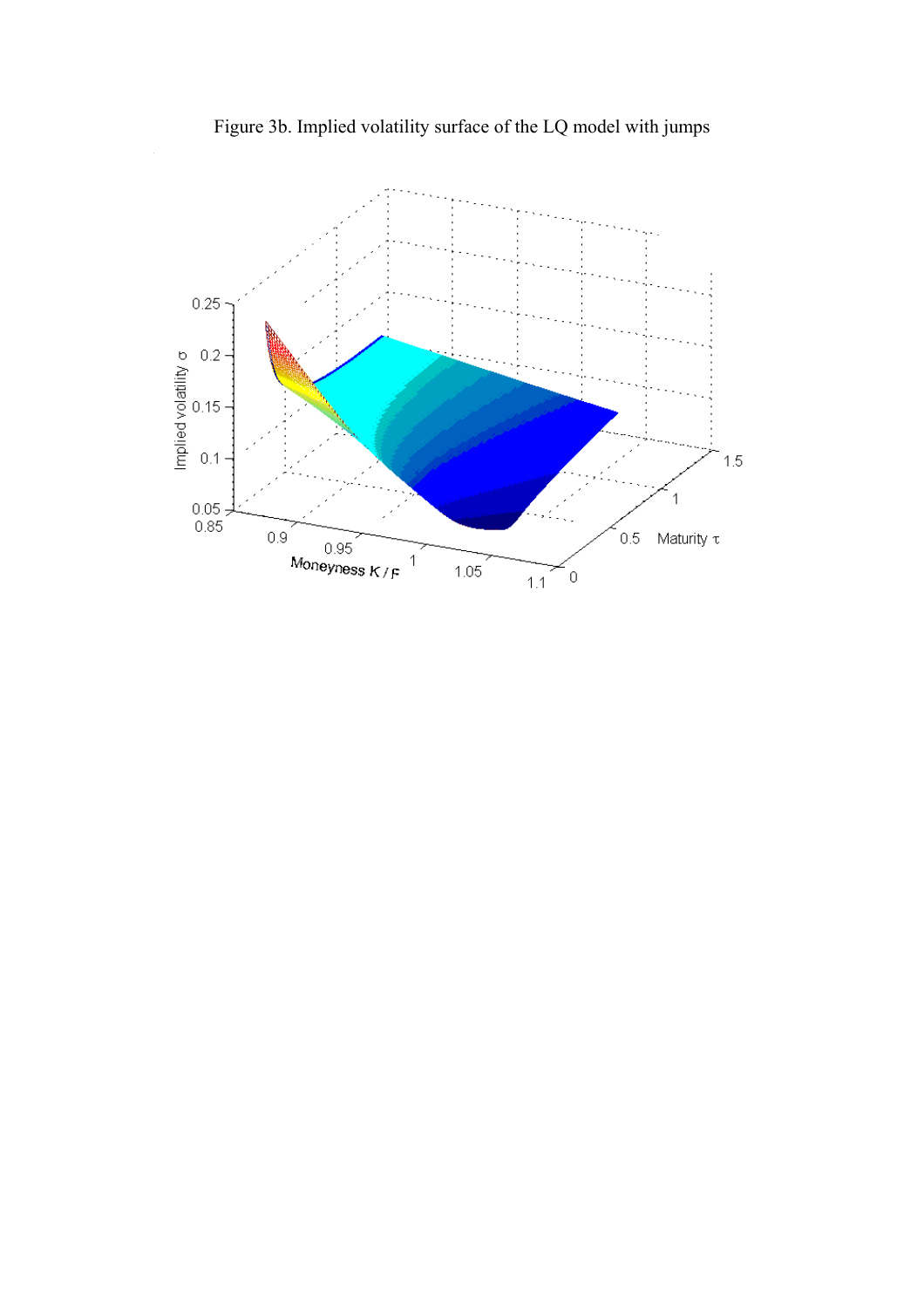Figure 3b. Implied volatility surface of the LQ model with jumps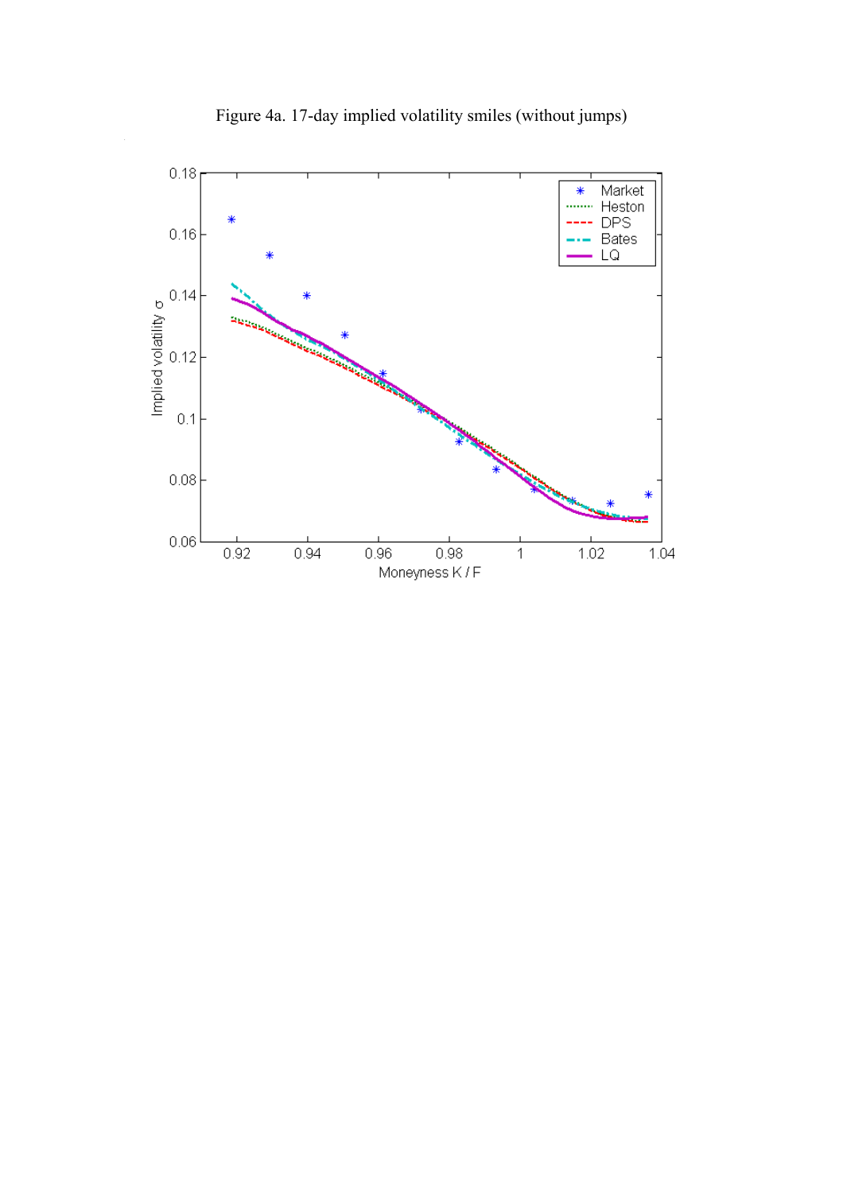Figure 4a. 17-day implied volatility smiles (without jumps)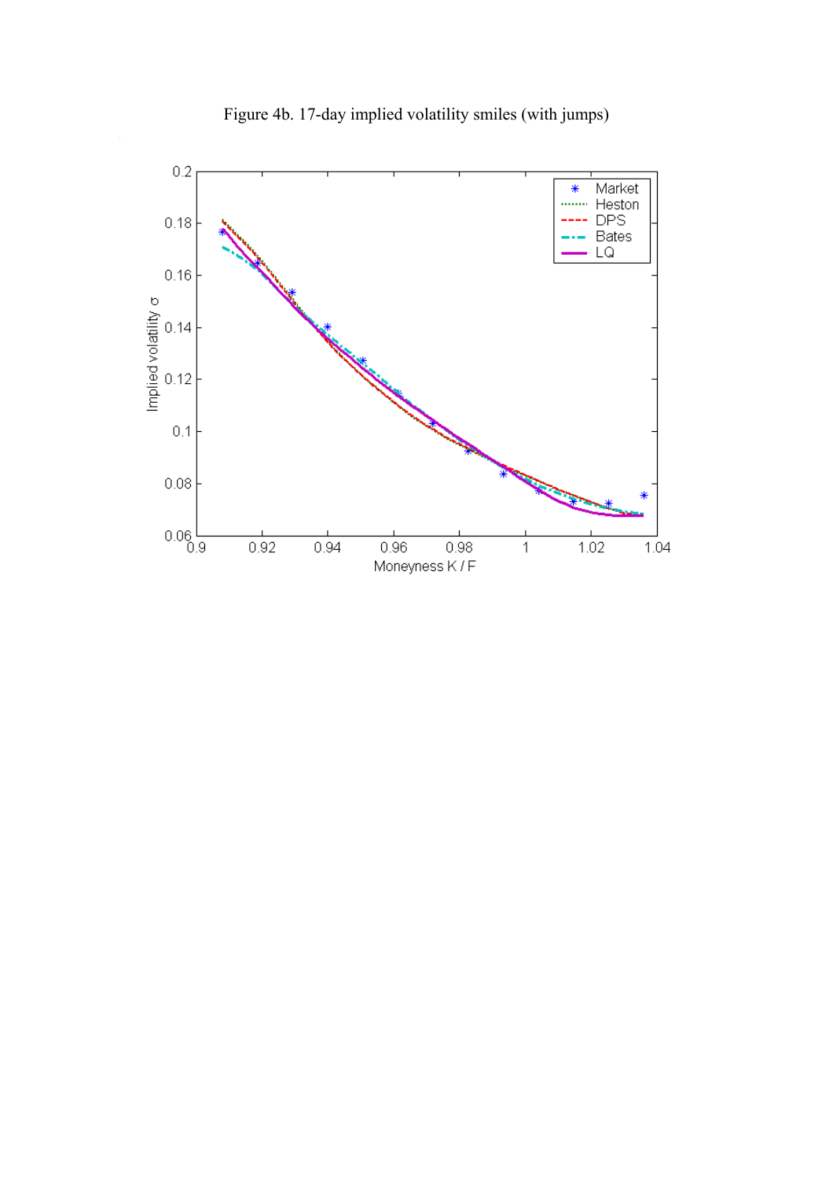Figure 4b. 17-day implied volatility smiles (with jumps)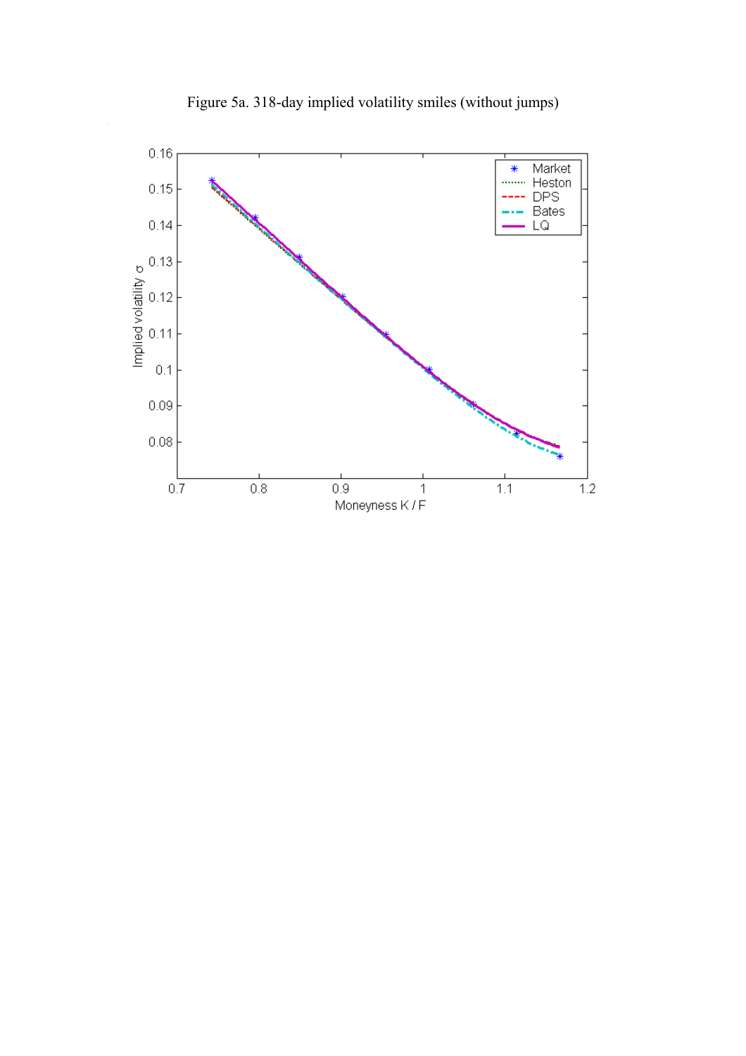Figure 5a. 318-day implied volatility smiles (without jumps)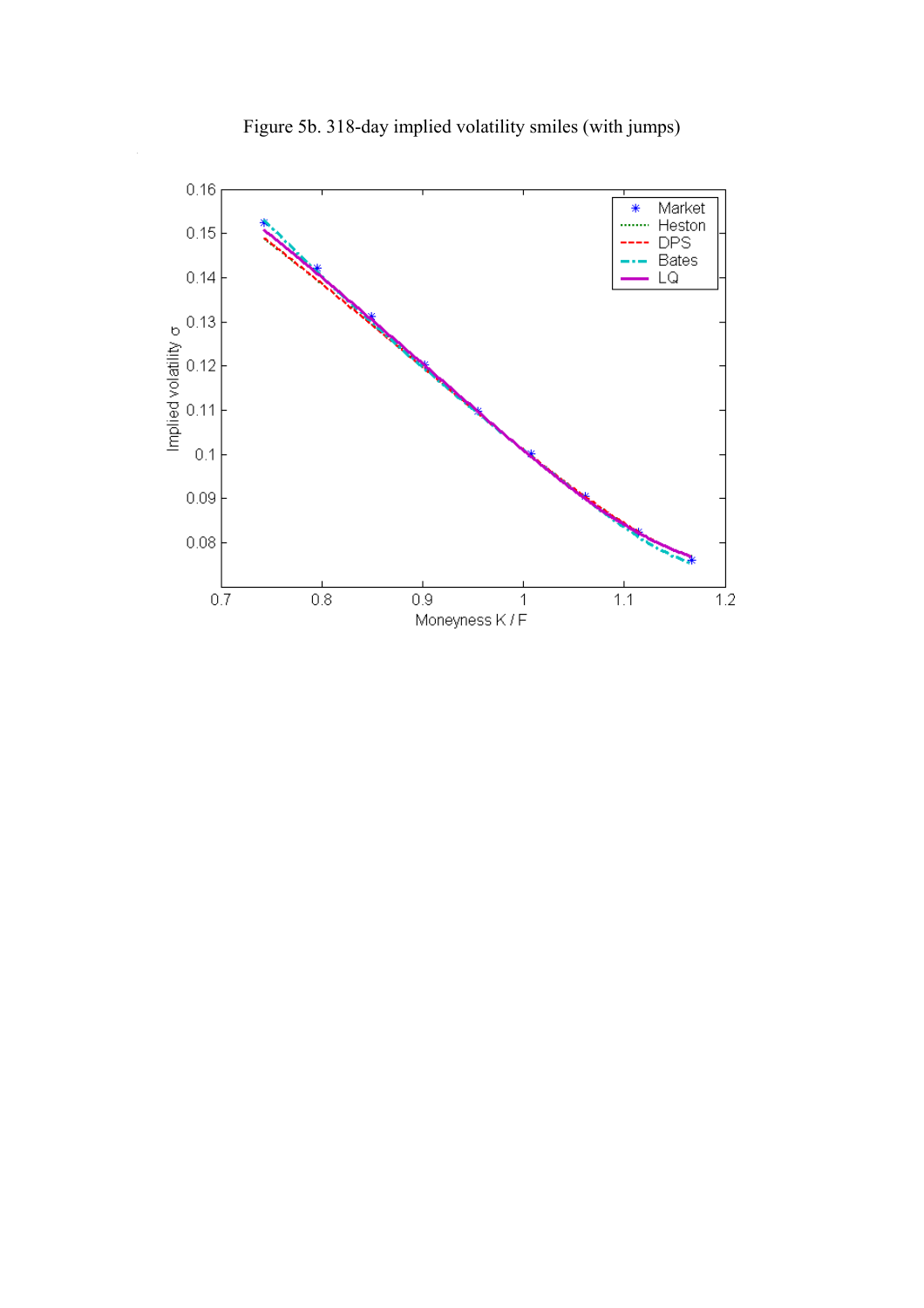Figure 5b. 318-day implied volatility smiles (with jumps)

Implied volatility σ

0.16
0.15
0.14
0.13
0.12
0.11
0.1
0.09
0.08

Moneyness K / F

0.7
0.8
0.9
1
1.1
1.2

Market
Heston
DPS
Bates
LQ